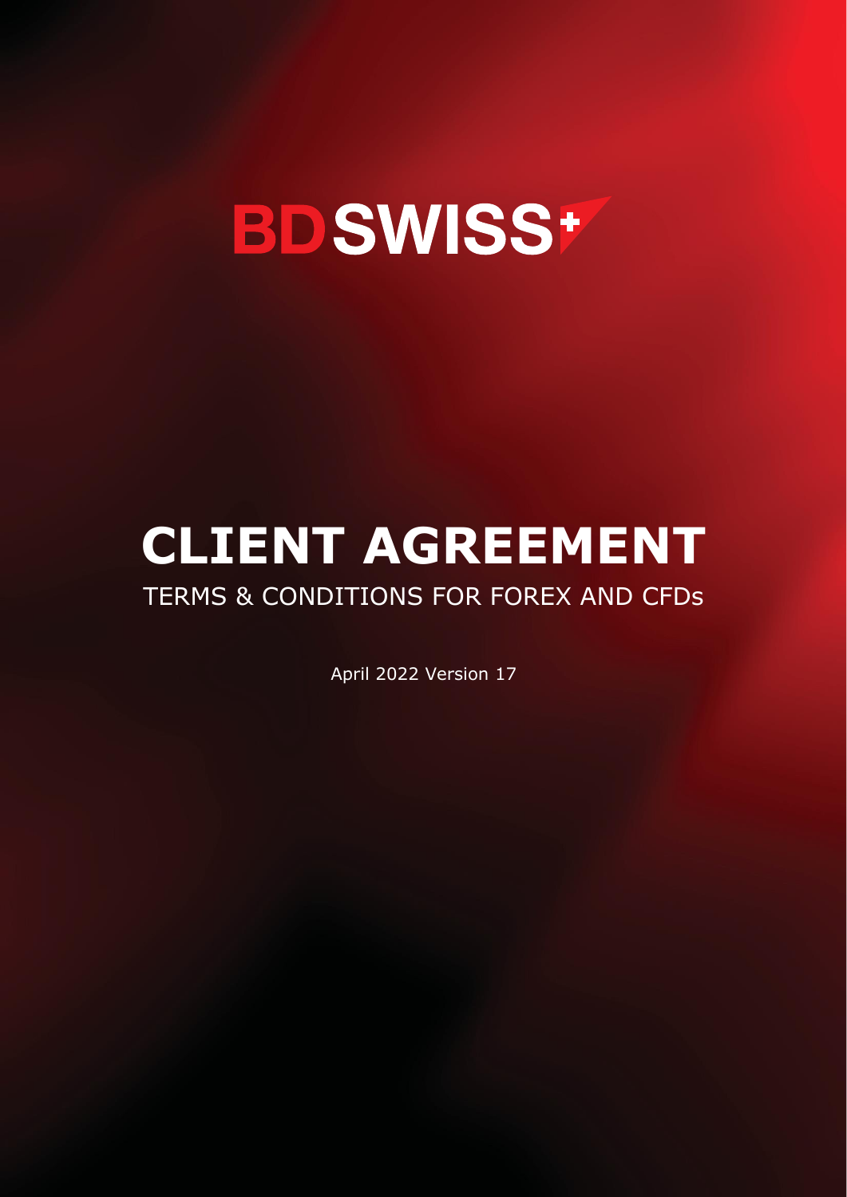BDSWISS

# CLIENT AGREEMENT

## TERMS & CONDITIONS FOR FOREX AND CFDs

April 2022 Version 17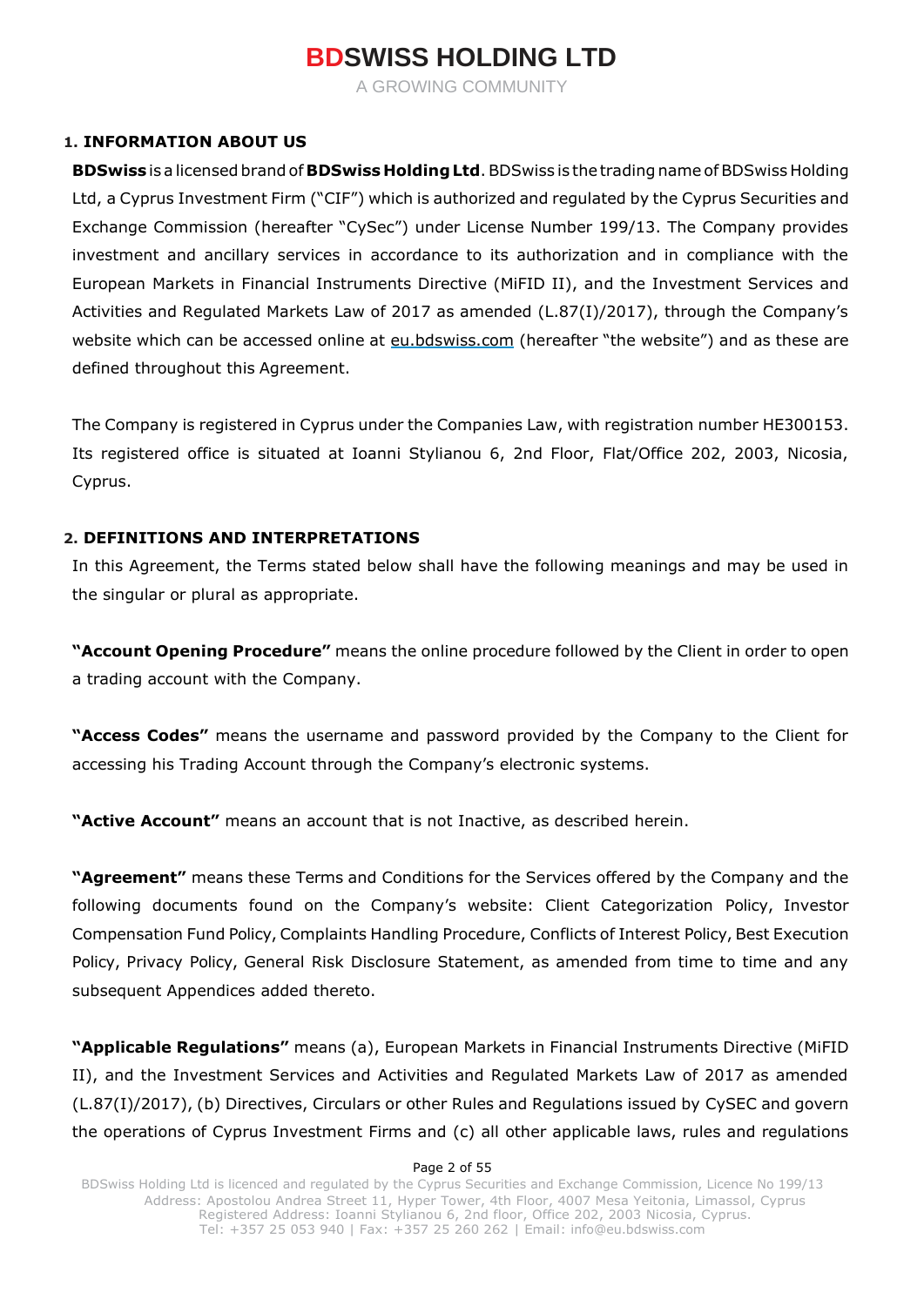## 1. INFORMATION ABOUT US

**BDSwiss** is a licensed brand of **BDSwiss Holding Ltd**. BDSwiss is the trading name of BDSwiss Holding Ltd, a Cyprus Investment Firm ("CIF") which is authorized and regulated by the Cyprus Securities and Exchange Commission (hereafter "CySec") under License Number 199/13. The Company provides investment and ancillary services in accordance to its authorization and in compliance with the European Markets in Financial Instruments Directive (MiFID II), and the Investment Services and Activities and Regulated Markets Law of 2017 as amended (L.87(I)/2017), through the Company's website which can be accessed online at eu.bdswiss.com (hereafter "the website") and as these are defined throughout this Agreement.

The Company is registered in Cyprus under the Companies Law, with registration number HE300153. Its registered office is situated at Ioanni Stylianou 6, 2nd Floor, Flat/Office 202, 2003, Nicosia, Cyprus.

## 2. DEFINITIONS AND INTERPRETATIONS

In this Agreement, the Terms stated below shall have the following meanings and may be used in the singular or plural as appropriate.

**"Account Opening Procedure"** means the online procedure followed by the Client in order to open a trading account with the Company.

**"Access Codes"** means the username and password provided by the Company to the Client for accessing his Trading Account through the Company's electronic systems.

**"Active Account"** means an account that is not Inactive, as described herein.

**"Agreement"** means these Terms and Conditions for the Services offered by the Company and the following documents found on the Company's website: Client Categorization Policy, Investor Compensation Fund Policy, Complaints Handling Procedure, Conflicts of Interest Policy, Best Execution Policy, Privacy Policy, General Risk Disclosure Statement, as amended from time to time and any subsequent Appendices added thereto.

**"Applicable Regulations"** means (a), European Markets in Financial Instruments Directive (MiFID II), and the Investment Services and Activities and Regulated Markets Law of 2017 as amended (L.87(I)/2017), (b) Directives, Circulars or other Rules and Regulations issued by CySEC and govern the operations of Cyprus Investment Firms and (c) all other applicable laws, rules and regulations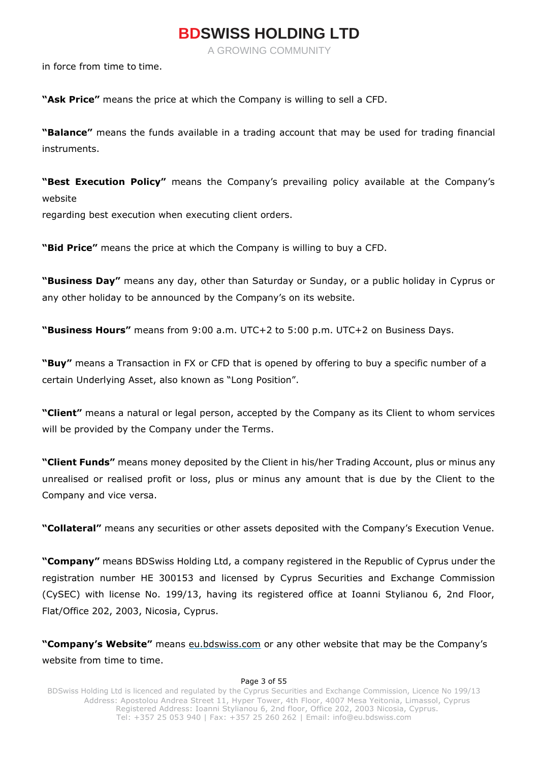in force from time to time.

**"Ask Price"** means the price at which the Company is willing to sell a CFD.

**"Balance"** means the funds available in a trading account that may be used for trading financial instruments.

**"Best Execution Policy"** means the Company's prevailing policy available at the Company's website
regarding best execution when executing client orders.

**"Bid Price"** means the price at which the Company is willing to buy a CFD.

**"Business Day"** means any day, other than Saturday or Sunday, or a public holiday in Cyprus or any other holiday to be announced by the Company's on its website.

**"Business Hours"** means from 9:00 a.m. UTC+2 to 5:00 p.m. UTC+2 on Business Days.

**"Buy"** means a Transaction in FX or CFD that is opened by offering to buy a specific number of a certain Underlying Asset, also known as "Long Position".

**"Client"** means a natural or legal person, accepted by the Company as its Client to whom services will be provided by the Company under the Terms.

**"Client Funds"** means money deposited by the Client in his/her Trading Account, plus or minus any unrealised or realised profit or loss, plus or minus any amount that is due by the Client to the Company and vice versa.

**"Collateral"** means any securities or other assets deposited with the Company's Execution Venue.

**"Company"** means BDSwiss Holding Ltd, a company registered in the Republic of Cyprus under the registration number HE 300153 and licensed by Cyprus Securities and Exchange Commission (CySEC) with license No. 199/13, having its registered office at Ioanni Stylianou 6, 2nd Floor, Flat/Office 202, 2003, Nicosia, Cyprus.

**"Company's Website"** means eu.bdswiss.com or any other website that may be the Company's website from time to time.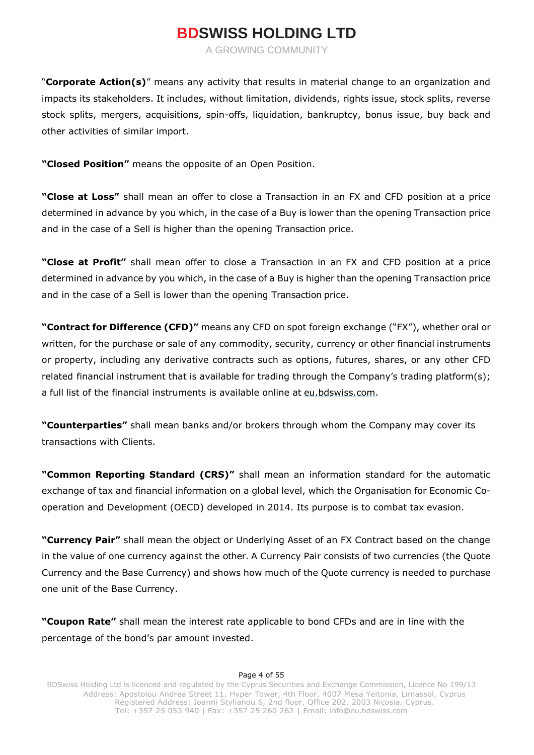"**Corporate Action(s)**" means any activity that results in material change to an organization and impacts its stakeholders. It includes, without limitation, dividends, rights issue, stock splits, reverse stock splits, mergers, acquisitions, spin-offs, liquidation, bankruptcy, bonus issue, buy back and other activities of similar import.

**"Closed Position"** means the opposite of an Open Position.

**"Close at Loss"** shall mean an offer to close a Transaction in an FX and CFD position at a price determined in advance by you which, in the case of a Buy is lower than the opening Transaction price and in the case of a Sell is higher than the opening Transaction price.

**"Close at Profit"** shall mean offer to close a Transaction in an FX and CFD position at a price determined in advance by you which, in the case of a Buy is higher than the opening Transaction price and in the case of a Sell is lower than the opening Transaction price.

**"Contract for Difference (CFD)"** means any CFD on spot foreign exchange ("FX"), whether oral or written, for the purchase or sale of any commodity, security, currency or other financial instruments or property, including any derivative contracts such as options, futures, shares, or any other CFD related financial instrument that is available for trading through the Company's trading platform(s); a full list of the financial instruments is available online at eu.bdswiss.com.

**"Counterparties"** shall mean banks and/or brokers through whom the Company may cover its transactions with Clients.

**"Common Reporting Standard (CRS)"** shall mean an information standard for the automatic exchange of tax and financial information on a global level, which the Organisation for Economic Co-operation and Development (OECD) developed in 2014. Its purpose is to combat tax evasion.

**"Currency Pair"** shall mean the object or Underlying Asset of an FX Contract based on the change in the value of one currency against the other. A Currency Pair consists of two currencies (the Quote Currency and the Base Currency) and shows how much of the Quote currency is needed to purchase one unit of the Base Currency.

**"Coupon Rate"** shall mean the interest rate applicable to bond CFDs and are in line with the percentage of the bond's par amount invested.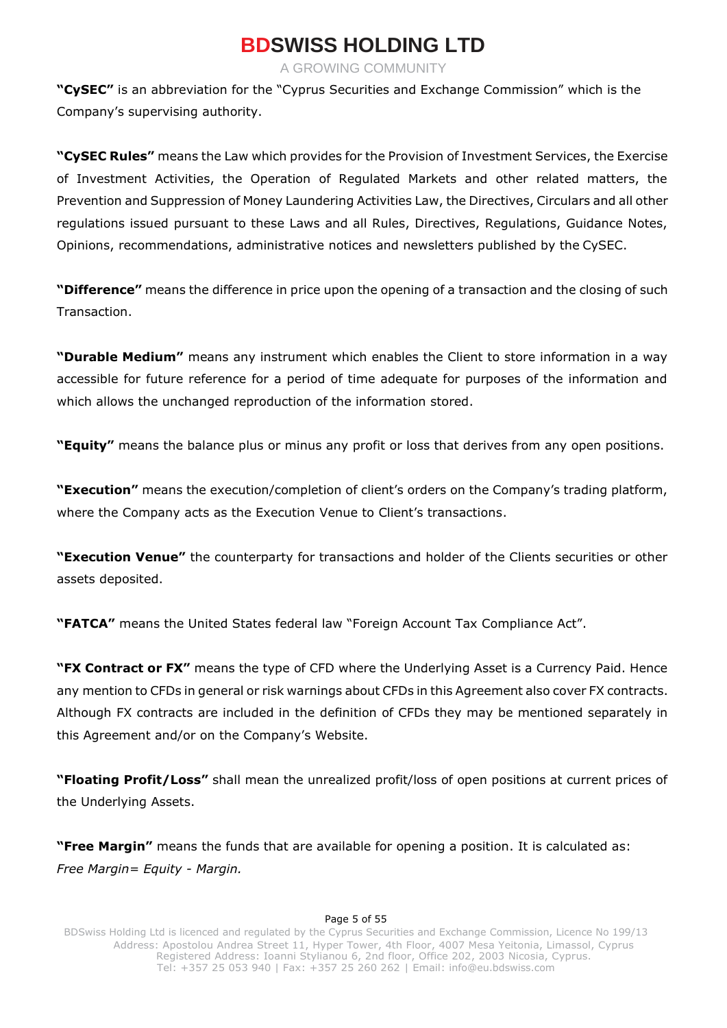**"CySEC"** is an abbreviation for the "Cyprus Securities and Exchange Commission" which is the Company's supervising authority.

**"CySEC Rules"** means the Law which provides for the Provision of Investment Services, the Exercise of Investment Activities, the Operation of Regulated Markets and other related matters, the Prevention and Suppression of Money Laundering Activities Law, the Directives, Circulars and all other regulations issued pursuant to these Laws and all Rules, Directives, Regulations, Guidance Notes, Opinions, recommendations, administrative notices and newsletters published by the CySEC.

**"Difference"** means the difference in price upon the opening of a transaction and the closing of such Transaction.

**"Durable Medium"** means any instrument which enables the Client to store information in a way accessible for future reference for a period of time adequate for purposes of the information and which allows the unchanged reproduction of the information stored.

**"Equity"** means the balance plus or minus any profit or loss that derives from any open positions.

**"Execution"** means the execution/completion of client's orders on the Company's trading platform, where the Company acts as the Execution Venue to Client's transactions.

**"Execution Venue"** the counterparty for transactions and holder of the Clients securities or other assets deposited.

**"FATCA"** means the United States federal law "Foreign Account Tax Compliance Act".

**"FX Contract or FX"** means the type of CFD where the Underlying Asset is a Currency Paid. Hence any mention to CFDs in general or risk warnings about CFDs in this Agreement also cover FX contracts. Although FX contracts are included in the definition of CFDs they may be mentioned separately in this Agreement and/or on the Company's Website.

**"Floating Profit/Loss"** shall mean the unrealized profit/loss of open positions at current prices of the Underlying Assets.

**"Free Margin"** means the funds that are available for opening a position. It is calculated as: *Free Margin= Equity - Margin.*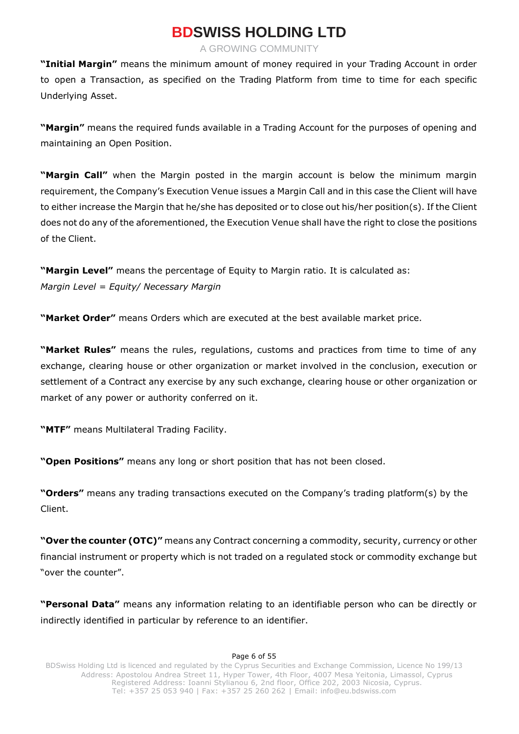**"Initial Margin"** means the minimum amount of money required in your Trading Account in order to open a Transaction, as specified on the Trading Platform from time to time for each specific Underlying Asset.

**"Margin"** means the required funds available in a Trading Account for the purposes of opening and maintaining an Open Position.

**"Margin Call"** when the Margin posted in the margin account is below the minimum margin requirement, the Company's Execution Venue issues a Margin Call and in this case the Client will have to either increase the Margin that he/she has deposited or to close out his/her position(s). If the Client does not do any of the aforementioned, the Execution Venue shall have the right to close the positions of the Client.

**"Margin Level"** means the percentage of Equity to Margin ratio. It is calculated as:
*Margin Level = Equity/ Necessary Margin*

**"Market Order"** means Orders which are executed at the best available market price.

**"Market Rules"** means the rules, regulations, customs and practices from time to time of any exchange, clearing house or other organization or market involved in the conclusion, execution or settlement of a Contract any exercise by any such exchange, clearing house or other organization or market of any power or authority conferred on it.

**"MTF"** means Multilateral Trading Facility.

**"Open Positions"** means any long or short position that has not been closed.

**"Orders"** means any trading transactions executed on the Company's trading platform(s) by the Client.

**"Over the counter (OTC)"** means any Contract concerning a commodity, security, currency or other financial instrument or property which is not traded on a regulated stock or commodity exchange but "over the counter".

**"Personal Data"** means any information relating to an identifiable person who can be directly or indirectly identified in particular by reference to an identifier.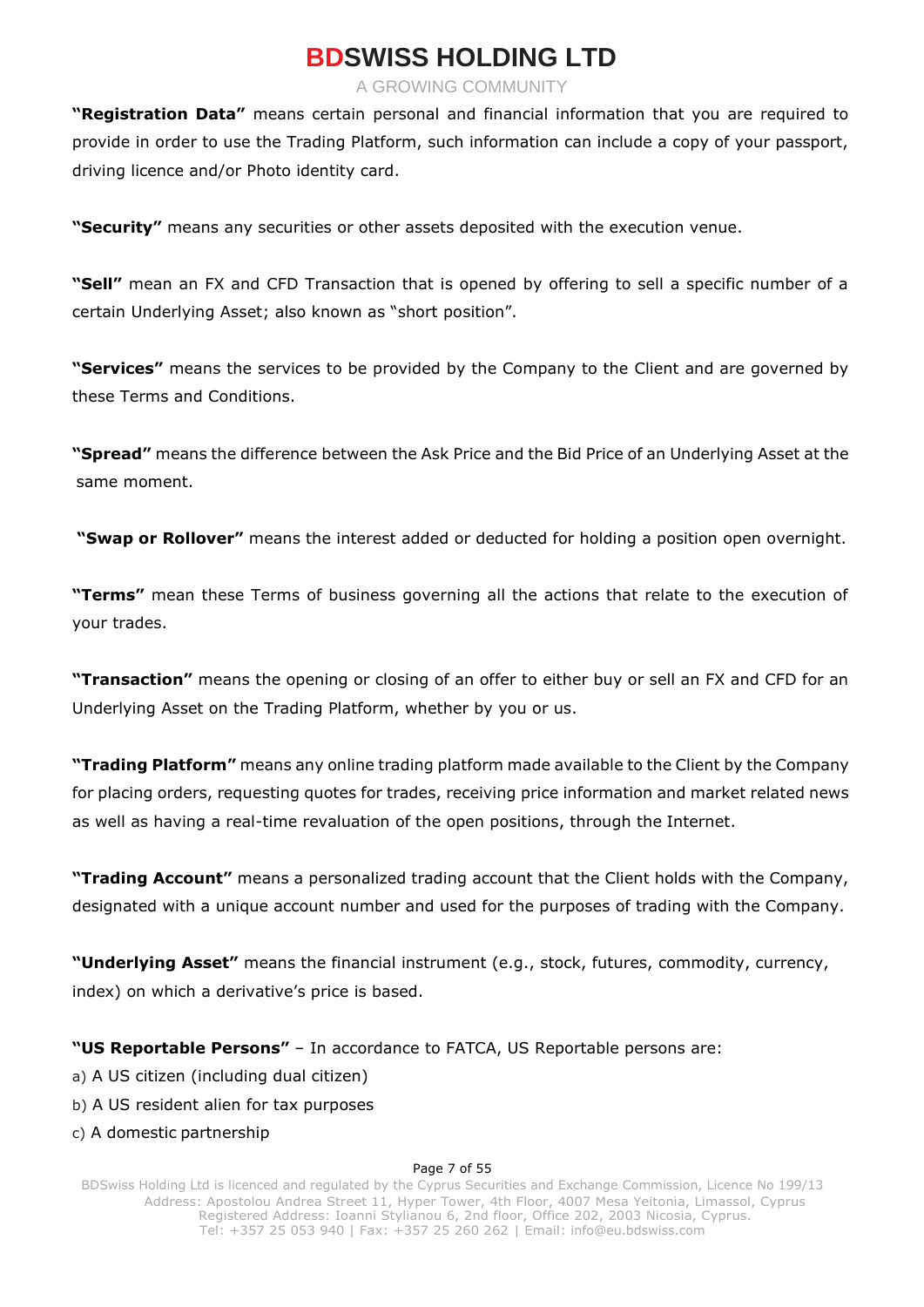**"Registration Data"** means certain personal and financial information that you are required to provide in order to use the Trading Platform, such information can include a copy of your passport, driving licence and/or Photo identity card.

**"Security"** means any securities or other assets deposited with the execution venue.

**"Sell"** mean an FX and CFD Transaction that is opened by offering to sell a specific number of a certain Underlying Asset; also known as "short position".

**"Services"** means the services to be provided by the Company to the Client and are governed by these Terms and Conditions.

**"Spread"** means the difference between the Ask Price and the Bid Price of an Underlying Asset at the same moment.

**"Swap or Rollover"** means the interest added or deducted for holding a position open overnight.

**"Terms"** mean these Terms of business governing all the actions that relate to the execution of your trades.

**"Transaction"** means the opening or closing of an offer to either buy or sell an FX and CFD for an Underlying Asset on the Trading Platform, whether by you or us.

**"Trading Platform"** means any online trading platform made available to the Client by the Company for placing orders, requesting quotes for trades, receiving price information and market related news as well as having a real-time revaluation of the open positions, through the Internet.

**"Trading Account"** means a personalized trading account that the Client holds with the Company, designated with a unique account number and used for the purposes of trading with the Company.

**"Underlying Asset"** means the financial instrument (e.g., stock, futures, commodity, currency, index) on which a derivative's price is based.

**"US Reportable Persons"** – In accordance to FATCA, US Reportable persons are:

a) A US citizen (including dual citizen)

b) A US resident alien for tax purposes

c) A domestic partnership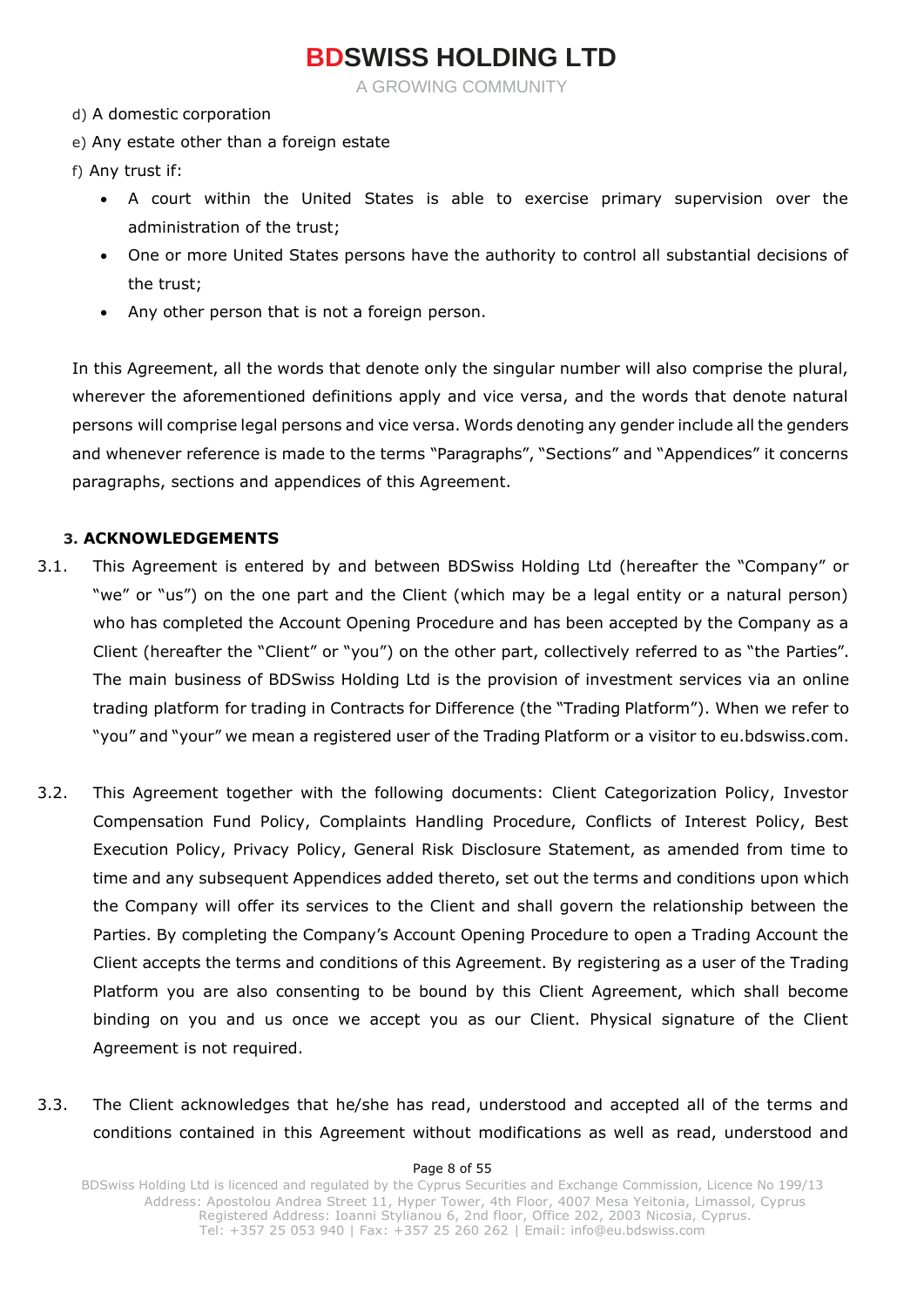d) A domestic corporation

e) Any estate other than a foreign estate

f) Any trust if:

- A court within the United States is able to exercise primary supervision over the administration of the trust;
- One or more United States persons have the authority to control all substantial decisions of the trust;
- Any other person that is not a foreign person.

In this Agreement, all the words that denote only the singular number will also comprise the plural, wherever the aforementioned definitions apply and vice versa, and the words that denote natural persons will comprise legal persons and vice versa. Words denoting any gender include all the genders and whenever reference is made to the terms "Paragraphs", "Sections" and "Appendices" it concerns paragraphs, sections and appendices of this Agreement.

### 3. ACKNOWLEDGEMENTS

3.1. This Agreement is entered by and between BDSwiss Holding Ltd (hereafter the "Company" or "we" or "us") on the one part and the Client (which may be a legal entity or a natural person) who has completed the Account Opening Procedure and has been accepted by the Company as a Client (hereafter the "Client" or "you") on the other part, collectively referred to as "the Parties". The main business of BDSwiss Holding Ltd is the provision of investment services via an online trading platform for trading in Contracts for Difference (the "Trading Platform"). When we refer to "you" and "your" we mean a registered user of the Trading Platform or a visitor to eu.bdswiss.com.

3.2. This Agreement together with the following documents: Client Categorization Policy, Investor Compensation Fund Policy, Complaints Handling Procedure, Conflicts of Interest Policy, Best Execution Policy, Privacy Policy, General Risk Disclosure Statement, as amended from time to time and any subsequent Appendices added thereto, set out the terms and conditions upon which the Company will offer its services to the Client and shall govern the relationship between the Parties. By completing the Company's Account Opening Procedure to open a Trading Account the Client accepts the terms and conditions of this Agreement. By registering as a user of the Trading Platform you are also consenting to be bound by this Client Agreement, which shall become binding on you and us once we accept you as our Client. Physical signature of the Client Agreement is not required.

3.3. The Client acknowledges that he/she has read, understood and accepted all of the terms and conditions contained in this Agreement without modifications as well as read, understood and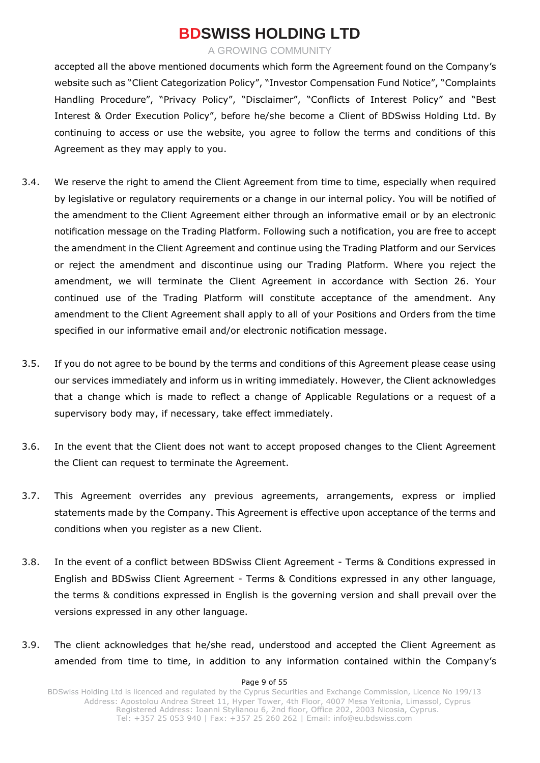accepted all the above mentioned documents which form the Agreement found on the Company's website such as "Client Categorization Policy", "Investor Compensation Fund Notice", "Complaints Handling Procedure", "Privacy Policy", "Disclaimer", "Conflicts of Interest Policy" and "Best Interest & Order Execution Policy", before he/she become a Client of BDSwiss Holding Ltd. By continuing to access or use the website, you agree to follow the terms and conditions of this Agreement as they may apply to you.

3.4. We reserve the right to amend the Client Agreement from time to time, especially when required by legislative or regulatory requirements or a change in our internal policy. You will be notified of the amendment to the Client Agreement either through an informative email or by an electronic notification message on the Trading Platform. Following such a notification, you are free to accept the amendment in the Client Agreement and continue using the Trading Platform and our Services or reject the amendment and discontinue using our Trading Platform. Where you reject the amendment, we will terminate the Client Agreement in accordance with Section 26. Your continued use of the Trading Platform will constitute acceptance of the amendment. Any amendment to the Client Agreement shall apply to all of your Positions and Orders from the time specified in our informative email and/or electronic notification message.

3.5. If you do not agree to be bound by the terms and conditions of this Agreement please cease using our services immediately and inform us in writing immediately. However, the Client acknowledges that a change which is made to reflect a change of Applicable Regulations or a request of a supervisory body may, if necessary, take effect immediately.

3.6. In the event that the Client does not want to accept proposed changes to the Client Agreement the Client can request to terminate the Agreement.

3.7. This Agreement overrides any previous agreements, arrangements, express or implied statements made by the Company. This Agreement is effective upon acceptance of the terms and conditions when you register as a new Client.

3.8. In the event of a conflict between BDSwiss Client Agreement - Terms & Conditions expressed in English and BDSwiss Client Agreement - Terms & Conditions expressed in any other language, the terms & conditions expressed in English is the governing version and shall prevail over the versions expressed in any other language.

3.9. The client acknowledges that he/she read, understood and accepted the Client Agreement as amended from time to time, in addition to any information contained within the Company's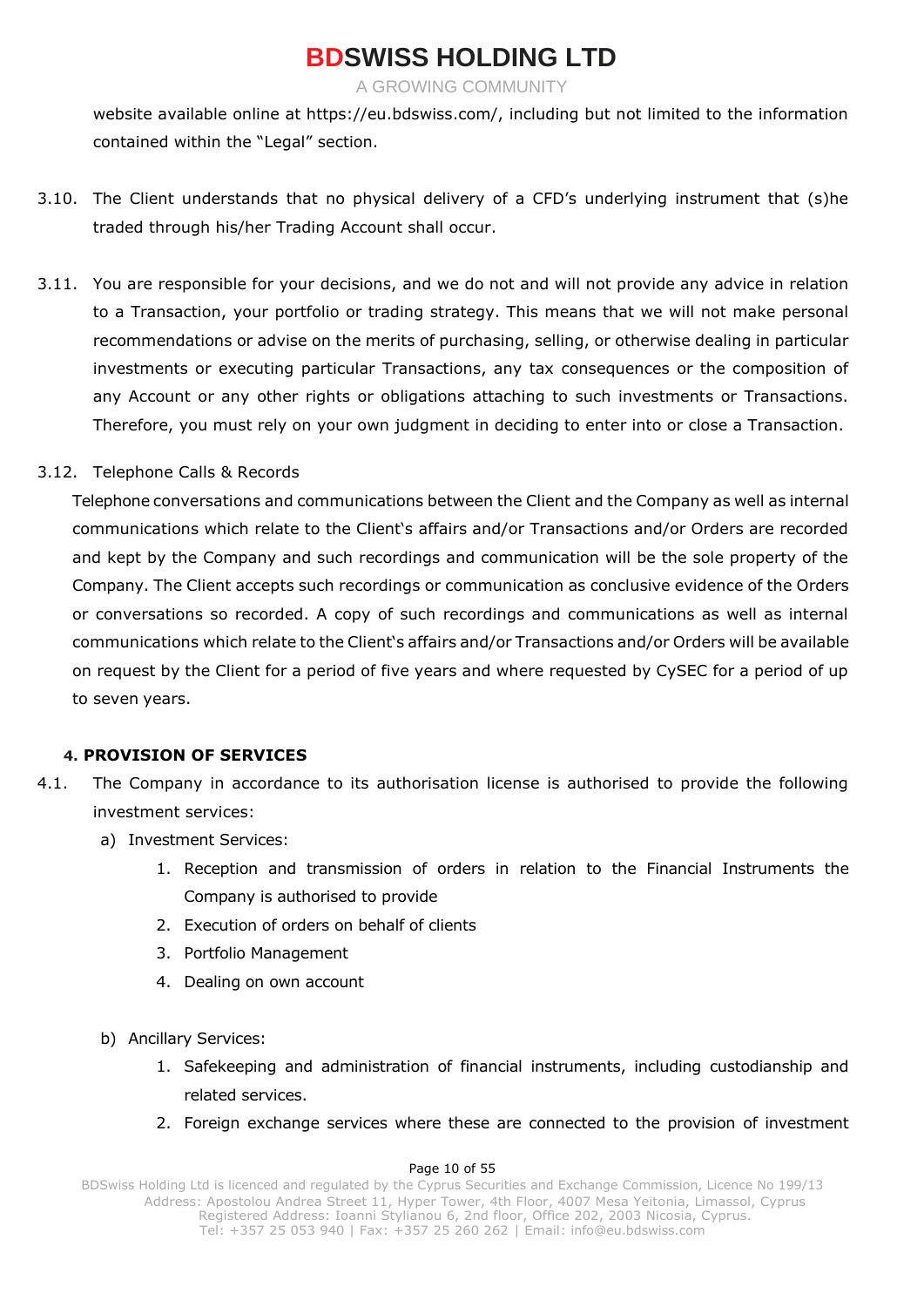website available online at https://eu.bdswiss.com/, including but not limited to the information contained within the "Legal" section.

3.10. The Client understands that no physical delivery of a CFD's underlying instrument that (s)he traded through his/her Trading Account shall occur.

3.11. You are responsible for your decisions, and we do not and will not provide any advice in relation to a Transaction, your portfolio or trading strategy. This means that we will not make personal recommendations or advise on the merits of purchasing, selling, or otherwise dealing in particular investments or executing particular Transactions, any tax consequences or the composition of any Account or any other rights or obligations attaching to such investments or Transactions. Therefore, you must rely on your own judgment in deciding to enter into or close a Transaction.

3.12. Telephone Calls & Records

Telephone conversations and communications between the Client and the Company as well as internal communications which relate to the Client's affairs and/or Transactions and/or Orders are recorded and kept by the Company and such recordings and communication will be the sole property of the Company. The Client accepts such recordings or communication as conclusive evidence of the Orders or conversations so recorded. A copy of such recordings and communications as well as internal communications which relate to the Client's affairs and/or Transactions and/or Orders will be available on request by the Client for a period of five years and where requested by CySEC for a period of up to seven years.

## 4. PROVISION OF SERVICES

4.1. The Company in accordance to its authorisation license is authorised to provide the following investment services:

a) Investment Services:
   1. Reception and transmission of orders in relation to the Financial Instruments the Company is authorised to provide
   2. Execution of orders on behalf of clients
   3. Portfolio Management
   4. Dealing on own account

b) Ancillary Services:
   1. Safekeeping and administration of financial instruments, including custodianship and related services.
   2. Foreign exchange services where these are connected to the provision of investment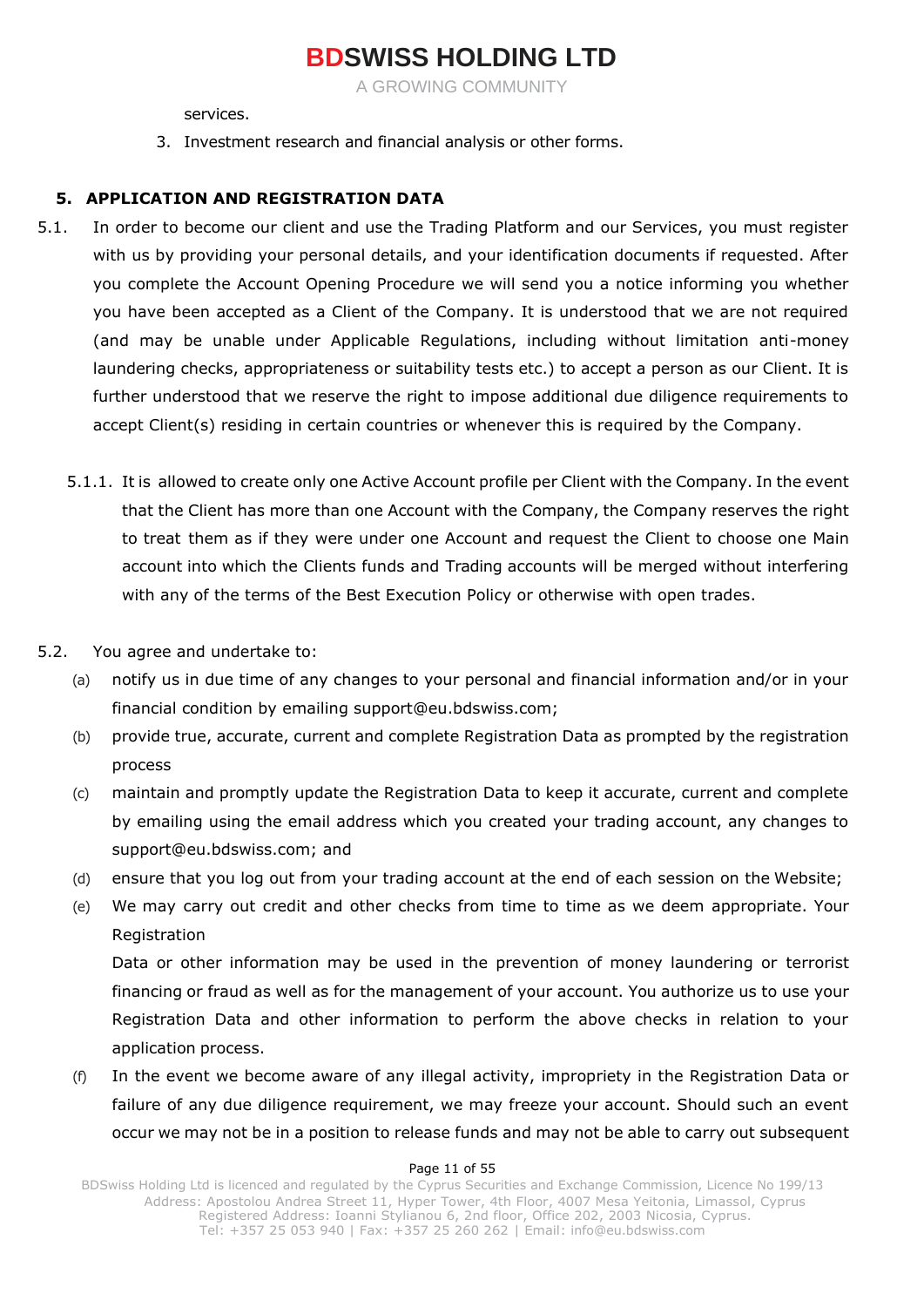services.

3. Investment research and financial analysis or other forms.

## 5. APPLICATION AND REGISTRATION DATA

5.1. In order to become our client and use the Trading Platform and our Services, you must register with us by providing your personal details, and your identification documents if requested. After you complete the Account Opening Procedure we will send you a notice informing you whether you have been accepted as a Client of the Company. It is understood that we are not required (and may be unable under Applicable Regulations, including without limitation anti-money laundering checks, appropriateness or suitability tests etc.) to accept a person as our Client. It is further understood that we reserve the right to impose additional due diligence requirements to accept Client(s) residing in certain countries or whenever this is required by the Company.

5.1.1. It is allowed to create only one Active Account profile per Client with the Company. In the event that the Client has more than one Account with the Company, the Company reserves the right to treat them as if they were under one Account and request the Client to choose one Main account into which the Clients funds and Trading accounts will be merged without interfering with any of the terms of the Best Execution Policy or otherwise with open trades.

5.2. You agree and undertake to:

(a) notify us in due time of any changes to your personal and financial information and/or in your financial condition by emailing support@eu.bdswiss.com;

(b) provide true, accurate, current and complete Registration Data as prompted by the registration process

(c) maintain and promptly update the Registration Data to keep it accurate, current and complete by emailing using the email address which you created your trading account, any changes to support@eu.bdswiss.com; and

(d) ensure that you log out from your trading account at the end of each session on the Website;

(e) We may carry out credit and other checks from time to time as we deem appropriate. Your Registration

Data or other information may be used in the prevention of money laundering or terrorist financing or fraud as well as for the management of your account. You authorize us to use your Registration Data and other information to perform the above checks in relation to your application process.

(f) In the event we become aware of any illegal activity, impropriety in the Registration Data or failure of any due diligence requirement, we may freeze your account. Should such an event occur we may not be in a position to release funds and may not be able to carry out subsequent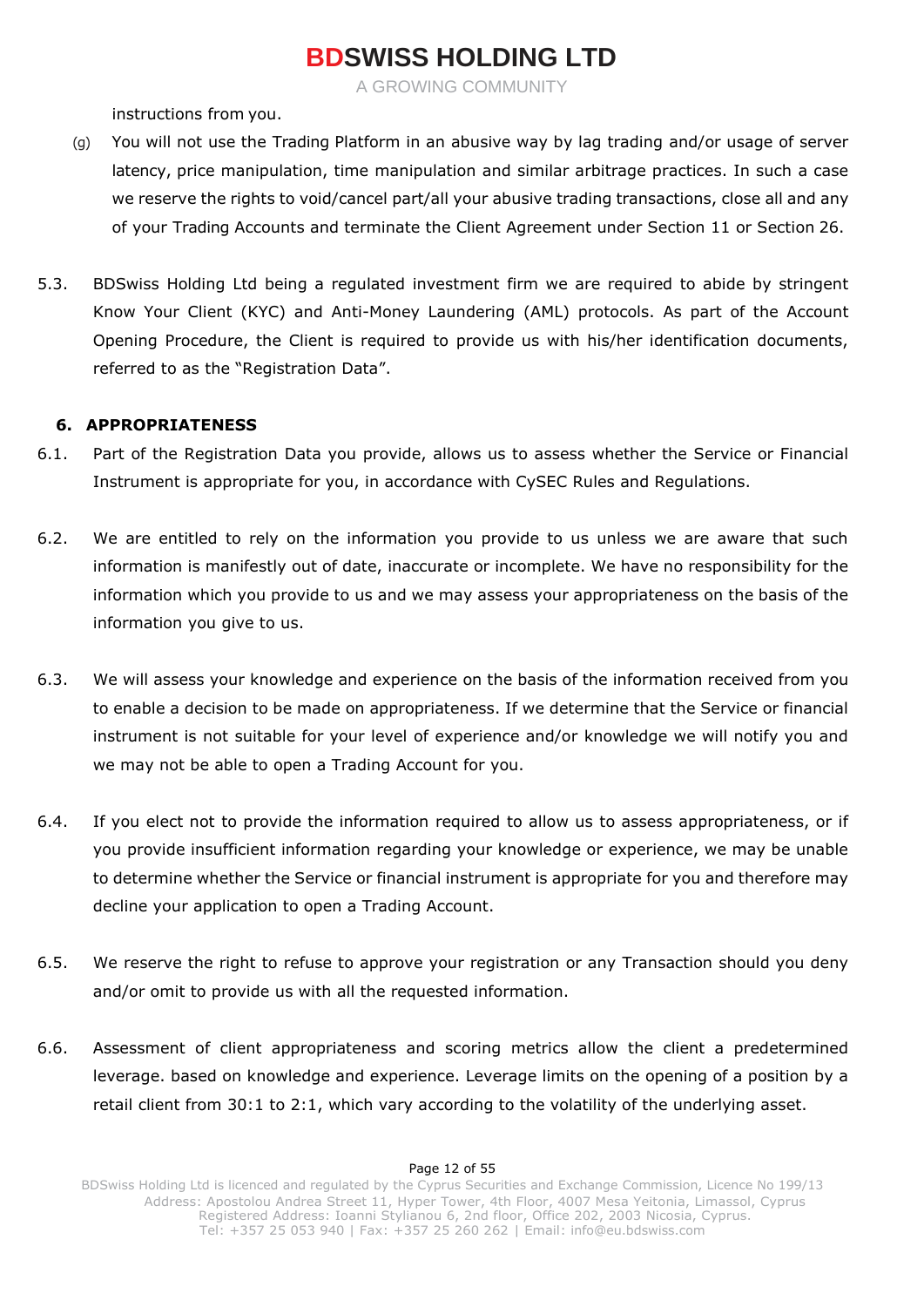instructions from you.

(g) You will not use the Trading Platform in an abusive way by lag trading and/or usage of server latency, price manipulation, time manipulation and similar arbitrage practices. In such a case we reserve the rights to void/cancel part/all your abusive trading transactions, close all and any of your Trading Accounts and terminate the Client Agreement under Section 11 or Section 26.

5.3. BDSwiss Holding Ltd being a regulated investment firm we are required to abide by stringent Know Your Client (KYC) and Anti-Money Laundering (AML) protocols. As part of the Account Opening Procedure, the Client is required to provide us with his/her identification documents, referred to as the "Registration Data".

## 6. APPROPRIATENESS

6.1. Part of the Registration Data you provide, allows us to assess whether the Service or Financial Instrument is appropriate for you, in accordance with CySEC Rules and Regulations.

6.2. We are entitled to rely on the information you provide to us unless we are aware that such information is manifestly out of date, inaccurate or incomplete. We have no responsibility for the information which you provide to us and we may assess your appropriateness on the basis of the information you give to us.

6.3. We will assess your knowledge and experience on the basis of the information received from you to enable a decision to be made on appropriateness. If we determine that the Service or financial instrument is not suitable for your level of experience and/or knowledge we will notify you and we may not be able to open a Trading Account for you.

6.4. If you elect not to provide the information required to allow us to assess appropriateness, or if you provide insufficient information regarding your knowledge or experience, we may be unable to determine whether the Service or financial instrument is appropriate for you and therefore may decline your application to open a Trading Account.

6.5. We reserve the right to refuse to approve your registration or any Transaction should you deny and/or omit to provide us with all the requested information.

6.6. Assessment of client appropriateness and scoring metrics allow the client a predetermined leverage. based on knowledge and experience. Leverage limits on the opening of a position by a retail client from 30:1 to 2:1, which vary according to the volatility of the underlying asset.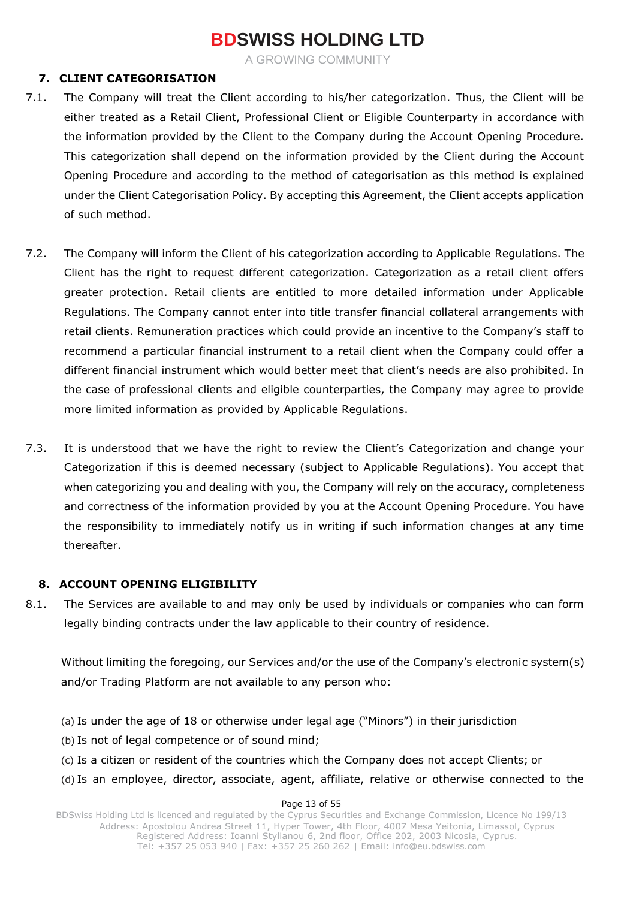## 7. CLIENT CATEGORISATION

7.1. The Company will treat the Client according to his/her categorization. Thus, the Client will be either treated as a Retail Client, Professional Client or Eligible Counterparty in accordance with the information provided by the Client to the Company during the Account Opening Procedure. This categorization shall depend on the information provided by the Client during the Account Opening Procedure and according to the method of categorisation as this method is explained under the Client Categorisation Policy. By accepting this Agreement, the Client accepts application of such method.

7.2. The Company will inform the Client of his categorization according to Applicable Regulations. The Client has the right to request different categorization. Categorization as a retail client offers greater protection. Retail clients are entitled to more detailed information under Applicable Regulations. The Company cannot enter into title transfer financial collateral arrangements with retail clients. Remuneration practices which could provide an incentive to the Company's staff to recommend a particular financial instrument to a retail client when the Company could offer a different financial instrument which would better meet that client's needs are also prohibited. In the case of professional clients and eligible counterparties, the Company may agree to provide more limited information as provided by Applicable Regulations.

7.3. It is understood that we have the right to review the Client's Categorization and change your Categorization if this is deemed necessary (subject to Applicable Regulations). You accept that when categorizing you and dealing with you, the Company will rely on the accuracy, completeness and correctness of the information provided by you at the Account Opening Procedure. You have the responsibility to immediately notify us in writing if such information changes at any time thereafter.

## 8. ACCOUNT OPENING ELIGIBILITY

8.1. The Services are available to and may only be used by individuals or companies who can form legally binding contracts under the law applicable to their country of residence.

Without limiting the foregoing, our Services and/or the use of the Company's electronic system(s) and/or Trading Platform are not available to any person who:

(a) Is under the age of 18 or otherwise under legal age ("Minors") in their jurisdiction
(b) Is not of legal competence or of sound mind;
(c) Is a citizen or resident of the countries which the Company does not accept Clients; or
(d) Is an employee, director, associate, agent, affiliate, relative or otherwise connected to the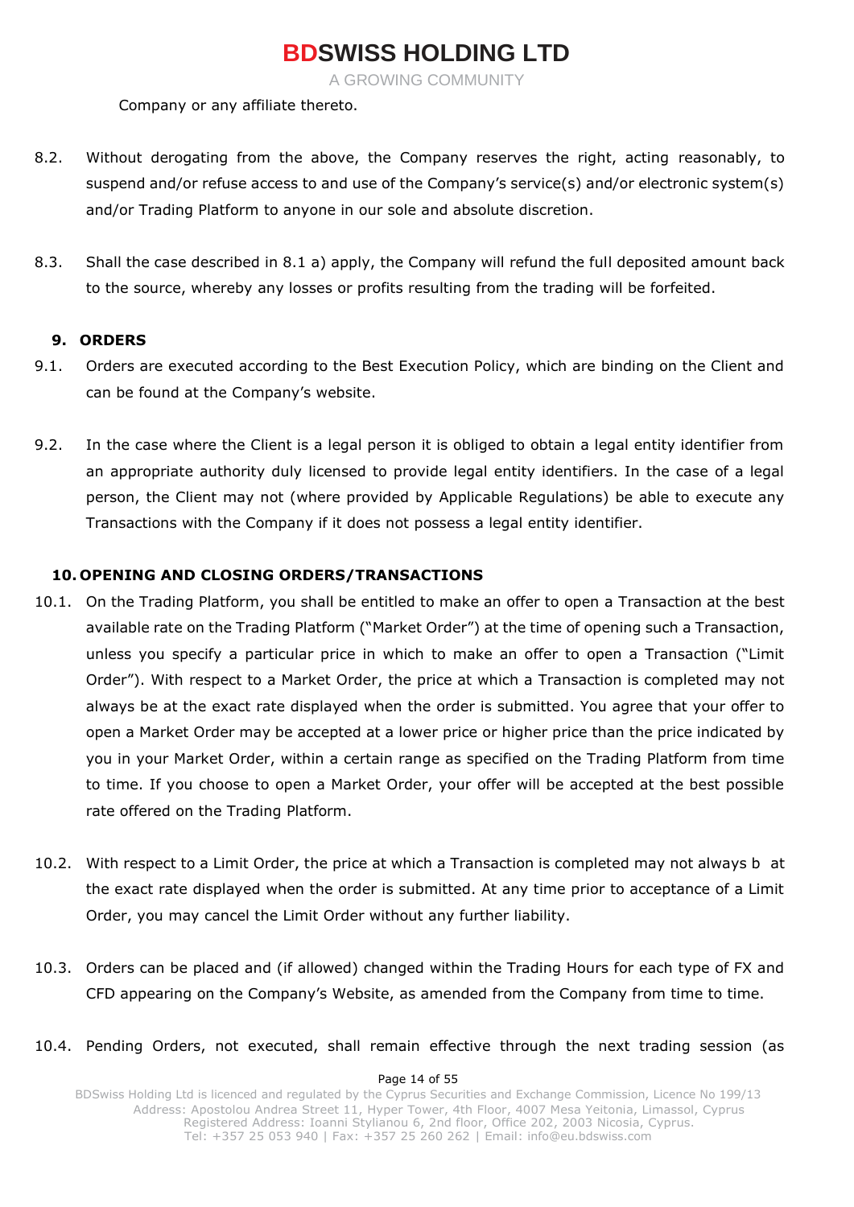Company or any affiliate thereto.

8.2. Without derogating from the above, the Company reserves the right, acting reasonably, to suspend and/or refuse access to and use of the Company's service(s) and/or electronic system(s) and/or Trading Platform to anyone in our sole and absolute discretion.

8.3. Shall the case described in 8.1 a) apply, the Company will refund the full deposited amount back to the source, whereby any losses or profits resulting from the trading will be forfeited.

## 9. ORDERS

9.1. Orders are executed according to the Best Execution Policy, which are binding on the Client and can be found at the Company's website.

9.2. In the case where the Client is a legal person it is obliged to obtain a legal entity identifier from an appropriate authority duly licensed to provide legal entity identifiers. In the case of a legal person, the Client may not (where provided by Applicable Regulations) be able to execute any Transactions with the Company if it does not possess a legal entity identifier.

## 10. OPENING AND CLOSING ORDERS/TRANSACTIONS

10.1. On the Trading Platform, you shall be entitled to make an offer to open a Transaction at the best available rate on the Trading Platform ("Market Order") at the time of opening such a Transaction, unless you specify a particular price in which to make an offer to open a Transaction ("Limit Order"). With respect to a Market Order, the price at which a Transaction is completed may not always be at the exact rate displayed when the order is submitted. You agree that your offer to open a Market Order may be accepted at a lower price or higher price than the price indicated by you in your Market Order, within a certain range as specified on the Trading Platform from time to time. If you choose to open a Market Order, your offer will be accepted at the best possible rate offered on the Trading Platform.

10.2. With respect to a Limit Order, the price at which a Transaction is completed may not always b at the exact rate displayed when the order is submitted. At any time prior to acceptance of a Limit Order, you may cancel the Limit Order without any further liability.

10.3. Orders can be placed and (if allowed) changed within the Trading Hours for each type of FX and CFD appearing on the Company's Website, as amended from the Company from time to time.

10.4. Pending Orders, not executed, shall remain effective through the next trading session (as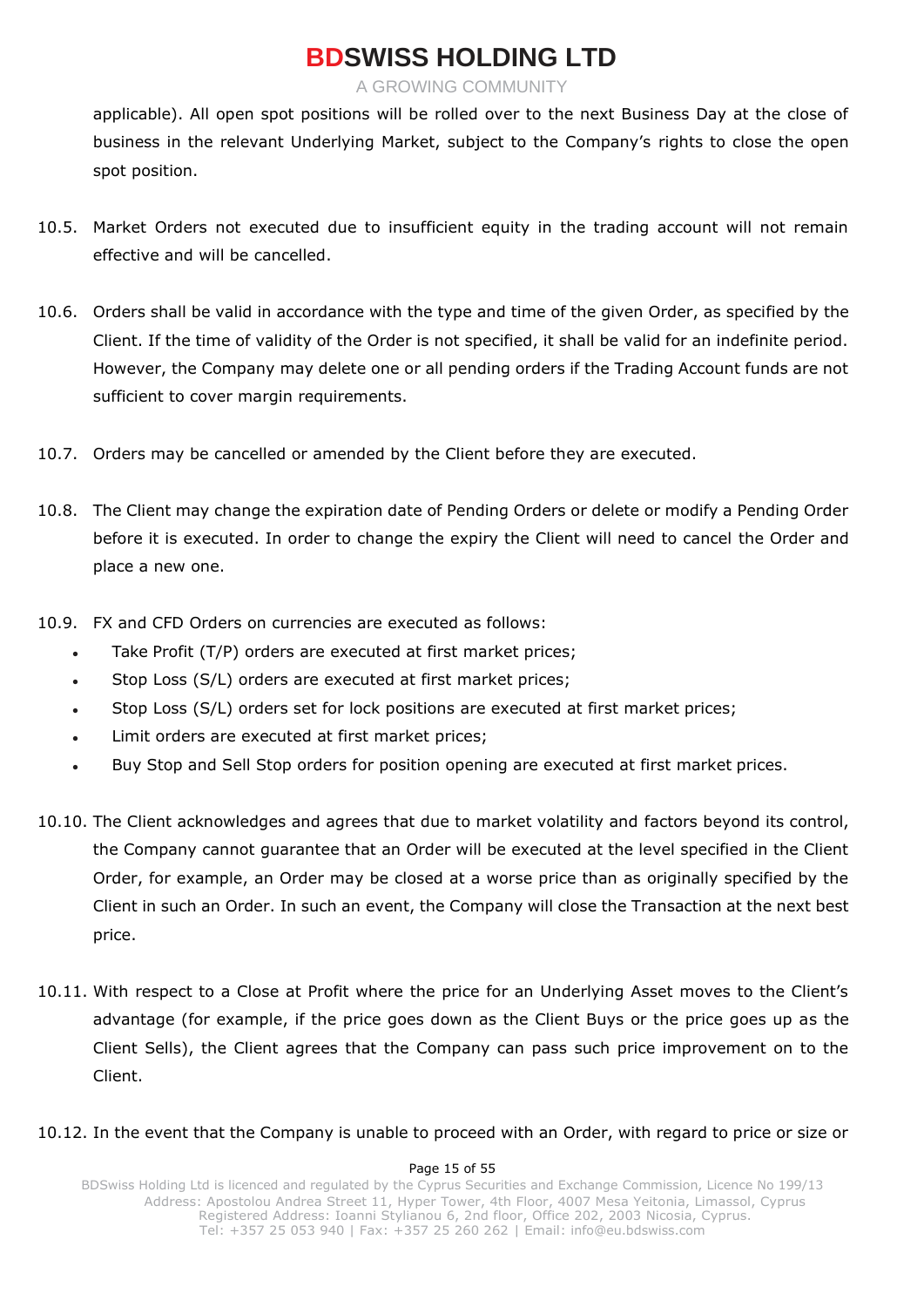applicable). All open spot positions will be rolled over to the next Business Day at the close of business in the relevant Underlying Market, subject to the Company's rights to close the open spot position.

10.5. Market Orders not executed due to insufficient equity in the trading account will not remain effective and will be cancelled.

10.6. Orders shall be valid in accordance with the type and time of the given Order, as specified by the Client. If the time of validity of the Order is not specified, it shall be valid for an indefinite period. However, the Company may delete one or all pending orders if the Trading Account funds are not sufficient to cover margin requirements.

10.7. Orders may be cancelled or amended by the Client before they are executed.

10.8. The Client may change the expiration date of Pending Orders or delete or modify a Pending Order before it is executed. In order to change the expiry the Client will need to cancel the Order and place a new one.

10.9. FX and CFD Orders on currencies are executed as follows:

- Take Profit (T/P) orders are executed at first market prices;
- Stop Loss (S/L) orders are executed at first market prices;
- Stop Loss (S/L) orders set for lock positions are executed at first market prices;
- Limit orders are executed at first market prices;
- Buy Stop and Sell Stop orders for position opening are executed at first market prices.

10.10. The Client acknowledges and agrees that due to market volatility and factors beyond its control, the Company cannot guarantee that an Order will be executed at the level specified in the Client Order, for example, an Order may be closed at a worse price than as originally specified by the Client in such an Order. In such an event, the Company will close the Transaction at the next best price.

10.11. With respect to a Close at Profit where the price for an Underlying Asset moves to the Client's advantage (for example, if the price goes down as the Client Buys or the price goes up as the Client Sells), the Client agrees that the Company can pass such price improvement on to the Client.

10.12. In the event that the Company is unable to proceed with an Order, with regard to price or size or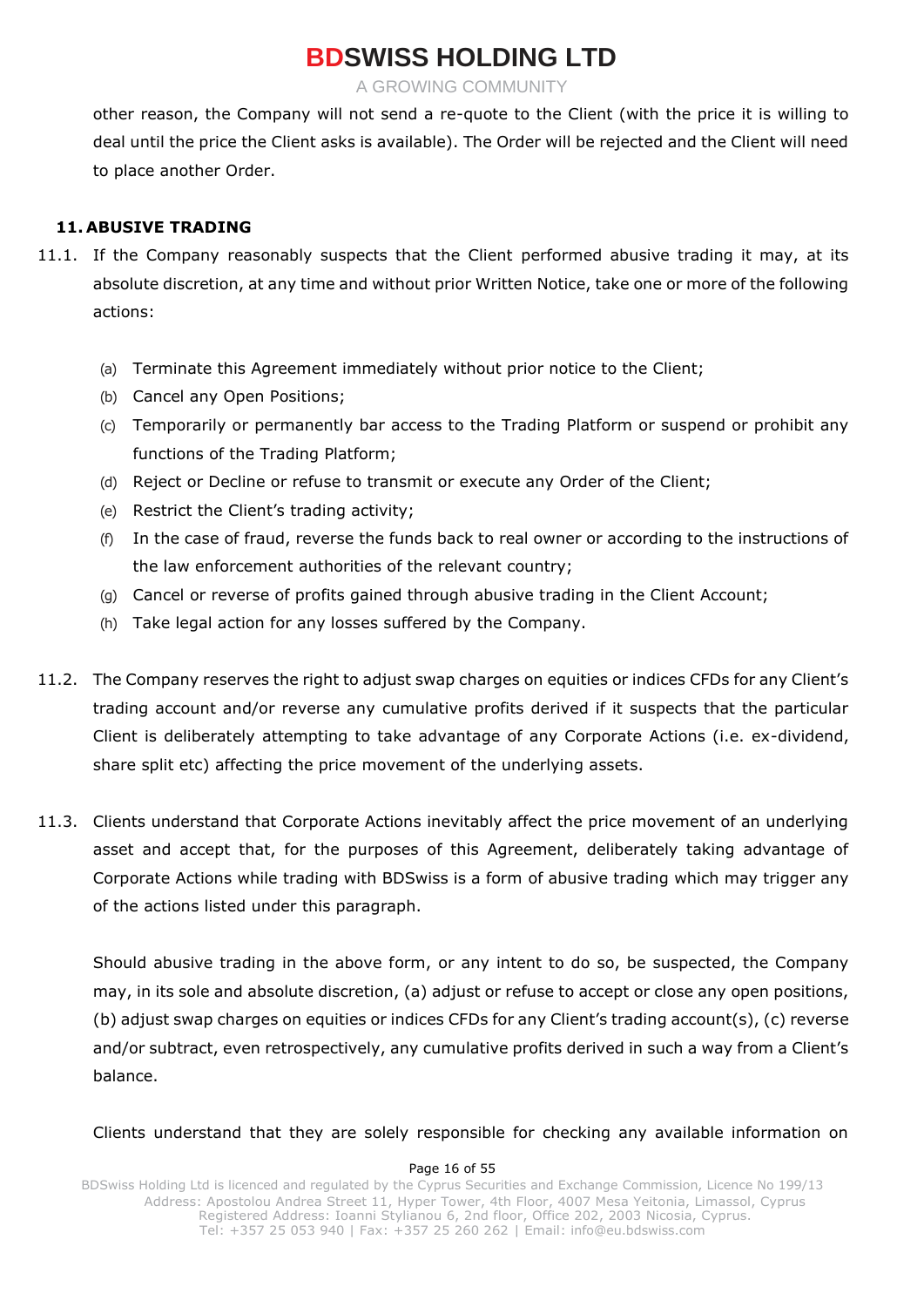other reason, the Company will not send a re-quote to the Client (with the price it is willing to deal until the price the Client asks is available). The Order will be rejected and the Client will need to place another Order.

## 11. ABUSIVE TRADING

11.1. If the Company reasonably suspects that the Client performed abusive trading it may, at its absolute discretion, at any time and without prior Written Notice, take one or more of the following actions:

(a) Terminate this Agreement immediately without prior notice to the Client;
(b) Cancel any Open Positions;
(c) Temporarily or permanently bar access to the Trading Platform or suspend or prohibit any functions of the Trading Platform;
(d) Reject or Decline or refuse to transmit or execute any Order of the Client;
(e) Restrict the Client's trading activity;
(f) In the case of fraud, reverse the funds back to real owner or according to the instructions of the law enforcement authorities of the relevant country;
(g) Cancel or reverse of profits gained through abusive trading in the Client Account;
(h) Take legal action for any losses suffered by the Company.

11.2. The Company reserves the right to adjust swap charges on equities or indices CFDs for any Client's trading account and/or reverse any cumulative profits derived if it suspects that the particular Client is deliberately attempting to take advantage of any Corporate Actions (i.e. ex-dividend, share split etc) affecting the price movement of the underlying assets.

11.3. Clients understand that Corporate Actions inevitably affect the price movement of an underlying asset and accept that, for the purposes of this Agreement, deliberately taking advantage of Corporate Actions while trading with BDSwiss is a form of abusive trading which may trigger any of the actions listed under this paragraph.

Should abusive trading in the above form, or any intent to do so, be suspected, the Company may, in its sole and absolute discretion, (a) adjust or refuse to accept or close any open positions, (b) adjust swap charges on equities or indices CFDs for any Client's trading account(s), (c) reverse and/or subtract, even retrospectively, any cumulative profits derived in such a way from a Client's balance.

Clients understand that they are solely responsible for checking any available information on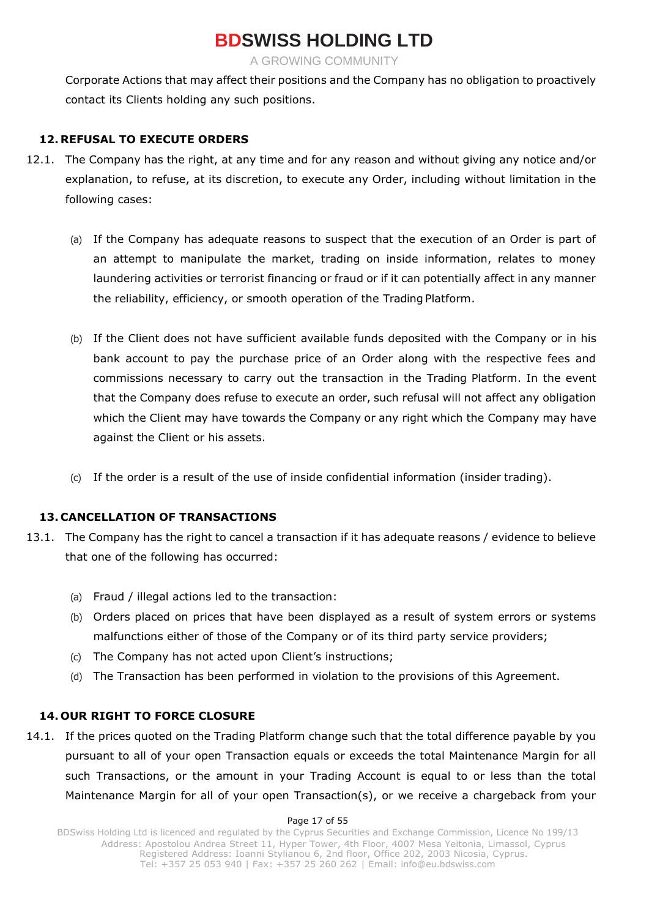Corporate Actions that may affect their positions and the Company has no obligation to proactively contact its Clients holding any such positions.

## 12. REFUSAL TO EXECUTE ORDERS

12.1. The Company has the right, at any time and for any reason and without giving any notice and/or explanation, to refuse, at its discretion, to execute any Order, including without limitation in the following cases:

(a) If the Company has adequate reasons to suspect that the execution of an Order is part of an attempt to manipulate the market, trading on inside information, relates to money laundering activities or terrorist financing or fraud or if it can potentially affect in any manner the reliability, efficiency, or smooth operation of the Trading Platform.

(b) If the Client does not have sufficient available funds deposited with the Company or in his bank account to pay the purchase price of an Order along with the respective fees and commissions necessary to carry out the transaction in the Trading Platform. In the event that the Company does refuse to execute an order, such refusal will not affect any obligation which the Client may have towards the Company or any right which the Company may have against the Client or his assets.

(c) If the order is a result of the use of inside confidential information (insider trading).

## 13. CANCELLATION OF TRANSACTIONS

13.1. The Company has the right to cancel a transaction if it has adequate reasons / evidence to believe that one of the following has occurred:

(a) Fraud / illegal actions led to the transaction:

(b) Orders placed on prices that have been displayed as a result of system errors or systems malfunctions either of those of the Company or of its third party service providers;

(c) The Company has not acted upon Client's instructions;

(d) The Transaction has been performed in violation to the provisions of this Agreement.

## 14. OUR RIGHT TO FORCE CLOSURE

14.1. If the prices quoted on the Trading Platform change such that the total difference payable by you pursuant to all of your open Transaction equals or exceeds the total Maintenance Margin for all such Transactions, or the amount in your Trading Account is equal to or less than the total Maintenance Margin for all of your open Transaction(s), or we receive a chargeback from your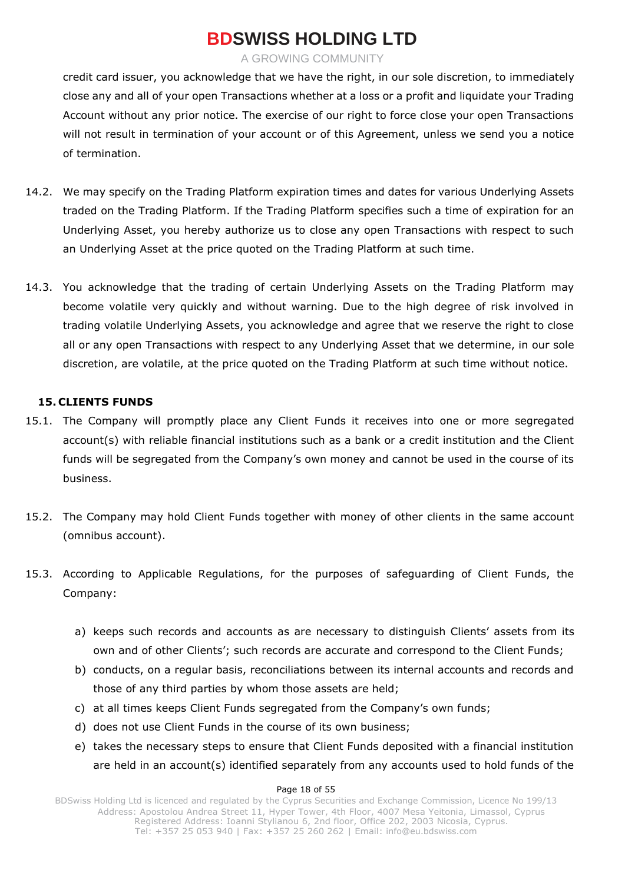credit card issuer, you acknowledge that we have the right, in our sole discretion, to immediately close any and all of your open Transactions whether at a loss or a profit and liquidate your Trading Account without any prior notice. The exercise of our right to force close your open Transactions will not result in termination of your account or of this Agreement, unless we send you a notice of termination.

14.2. We may specify on the Trading Platform expiration times and dates for various Underlying Assets traded on the Trading Platform. If the Trading Platform specifies such a time of expiration for an Underlying Asset, you hereby authorize us to close any open Transactions with respect to such an Underlying Asset at the price quoted on the Trading Platform at such time.

14.3. You acknowledge that the trading of certain Underlying Assets on the Trading Platform may become volatile very quickly and without warning. Due to the high degree of risk involved in trading volatile Underlying Assets, you acknowledge and agree that we reserve the right to close all or any open Transactions with respect to any Underlying Asset that we determine, in our sole discretion, are volatile, at the price quoted on the Trading Platform at such time without notice.

## 15. CLIENTS FUNDS

15.1. The Company will promptly place any Client Funds it receives into one or more segregated account(s) with reliable financial institutions such as a bank or a credit institution and the Client funds will be segregated from the Company's own money and cannot be used in the course of its business.

15.2. The Company may hold Client Funds together with money of other clients in the same account (omnibus account).

15.3. According to Applicable Regulations, for the purposes of safeguarding of Client Funds, the Company:

a) keeps such records and accounts as are necessary to distinguish Clients' assets from its own and of other Clients'; such records are accurate and correspond to the Client Funds;
b) conducts, on a regular basis, reconciliations between its internal accounts and records and those of any third parties by whom those assets are held;
c) at all times keeps Client Funds segregated from the Company's own funds;
d) does not use Client Funds in the course of its own business;
e) takes the necessary steps to ensure that Client Funds deposited with a financial institution are held in an account(s) identified separately from any accounts used to hold funds of the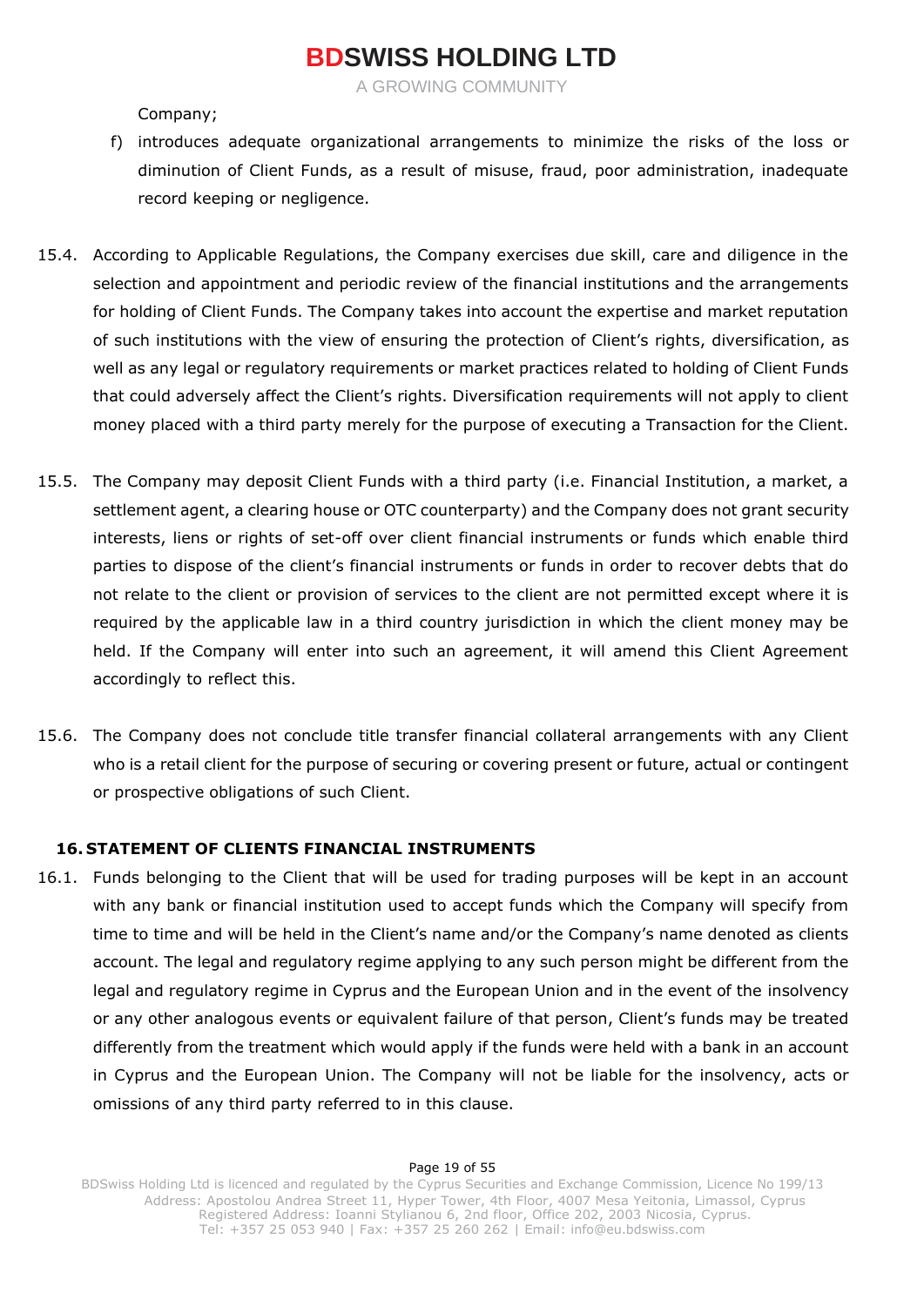Company;

f) introduces adequate organizational arrangements to minimize the risks of the loss or diminution of Client Funds, as a result of misuse, fraud, poor administration, inadequate record keeping or negligence.

15.4. According to Applicable Regulations, the Company exercises due skill, care and diligence in the selection and appointment and periodic review of the financial institutions and the arrangements for holding of Client Funds. The Company takes into account the expertise and market reputation of such institutions with the view of ensuring the protection of Client's rights, diversification, as well as any legal or regulatory requirements or market practices related to holding of Client Funds that could adversely affect the Client's rights. Diversification requirements will not apply to client money placed with a third party merely for the purpose of executing a Transaction for the Client.

15.5. The Company may deposit Client Funds with a third party (i.e. Financial Institution, a market, a settlement agent, a clearing house or OTC counterparty) and the Company does not grant security interests, liens or rights of set-off over client financial instruments or funds which enable third parties to dispose of the client's financial instruments or funds in order to recover debts that do not relate to the client or provision of services to the client are not permitted except where it is required by the applicable law in a third country jurisdiction in which the client money may be held. If the Company will enter into such an agreement, it will amend this Client Agreement accordingly to reflect this.

15.6. The Company does not conclude title transfer financial collateral arrangements with any Client who is a retail client for the purpose of securing or covering present or future, actual or contingent or prospective obligations of such Client.

## 16. STATEMENT OF CLIENTS FINANCIAL INSTRUMENTS

16.1. Funds belonging to the Client that will be used for trading purposes will be kept in an account with any bank or financial institution used to accept funds which the Company will specify from time to time and will be held in the Client's name and/or the Company's name denoted as clients account. The legal and regulatory regime applying to any such person might be different from the legal and regulatory regime in Cyprus and the European Union and in the event of the insolvency or any other analogous events or equivalent failure of that person, Client's funds may be treated differently from the treatment which would apply if the funds were held with a bank in an account in Cyprus and the European Union. The Company will not be liable for the insolvency, acts or omissions of any third party referred to in this clause.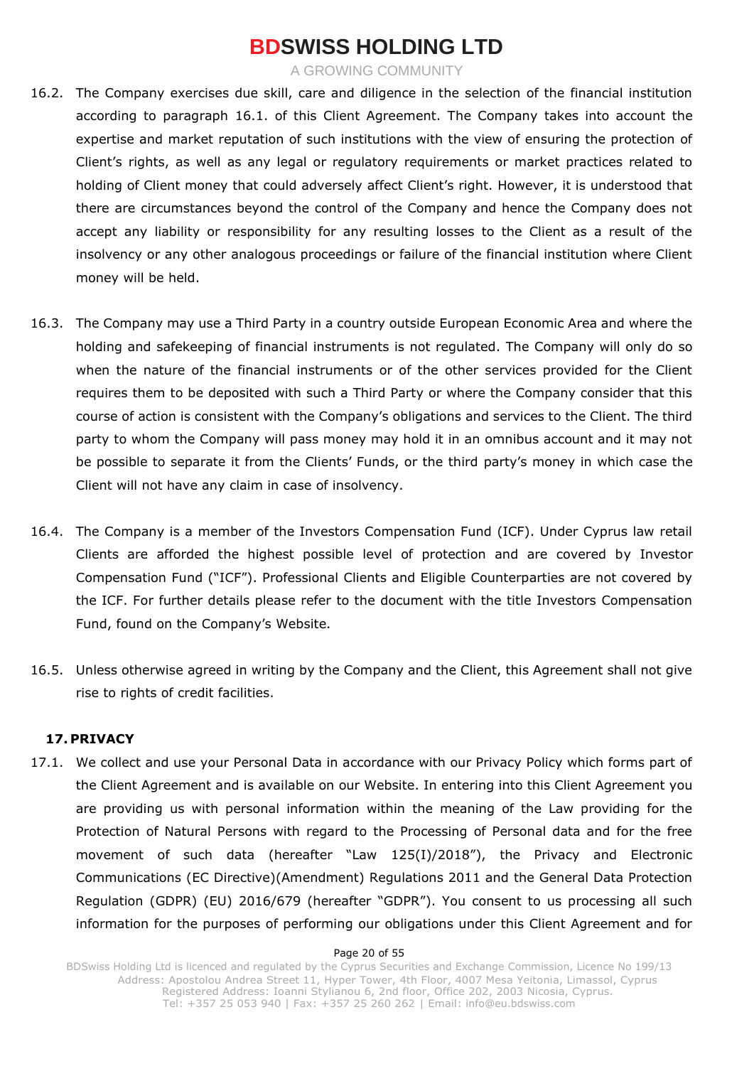16.2. The Company exercises due skill, care and diligence in the selection of the financial institution according to paragraph 16.1. of this Client Agreement. The Company takes into account the expertise and market reputation of such institutions with the view of ensuring the protection of Client's rights, as well as any legal or regulatory requirements or market practices related to holding of Client money that could adversely affect Client's right. However, it is understood that there are circumstances beyond the control of the Company and hence the Company does not accept any liability or responsibility for any resulting losses to the Client as a result of the insolvency or any other analogous proceedings or failure of the financial institution where Client money will be held.

16.3. The Company may use a Third Party in a country outside European Economic Area and where the holding and safekeeping of financial instruments is not regulated. The Company will only do so when the nature of the financial instruments or of the other services provided for the Client requires them to be deposited with such a Third Party or where the Company consider that this course of action is consistent with the Company's obligations and services to the Client. The third party to whom the Company will pass money may hold it in an omnibus account and it may not be possible to separate it from the Clients' Funds, or the third party's money in which case the Client will not have any claim in case of insolvency.

16.4. The Company is a member of the Investors Compensation Fund (ICF). Under Cyprus law retail Clients are afforded the highest possible level of protection and are covered by Investor Compensation Fund ("ICF"). Professional Clients and Eligible Counterparties are not covered by the ICF. For further details please refer to the document with the title Investors Compensation Fund, found on the Company's Website.

16.5. Unless otherwise agreed in writing by the Company and the Client, this Agreement shall not give rise to rights of credit facilities.

## 17. PRIVACY

17.1. We collect and use your Personal Data in accordance with our Privacy Policy which forms part of the Client Agreement and is available on our Website. In entering into this Client Agreement you are providing us with personal information within the meaning of the Law providing for the Protection of Natural Persons with regard to the Processing of Personal data and for the free movement of such data (hereafter "Law 125(I)/2018"), the Privacy and Electronic Communications (EC Directive)(Amendment) Regulations 2011 and the General Data Protection Regulation (GDPR) (EU) 2016/679 (hereafter "GDPR"). You consent to us processing all such information for the purposes of performing our obligations under this Client Agreement and for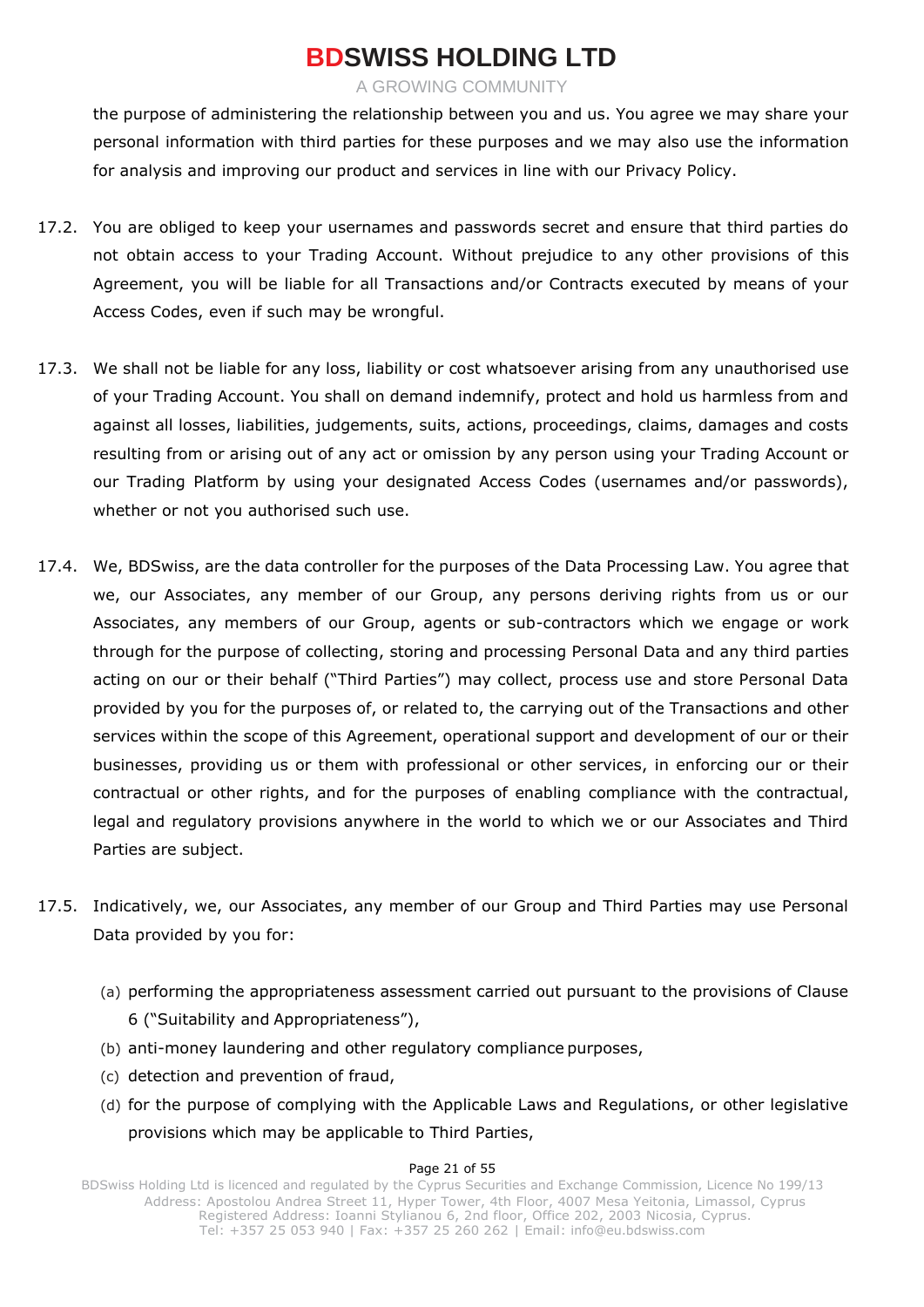the purpose of administering the relationship between you and us. You agree we may share your personal information with third parties for these purposes and we may also use the information for analysis and improving our product and services in line with our Privacy Policy.

17.2. You are obliged to keep your usernames and passwords secret and ensure that third parties do not obtain access to your Trading Account. Without prejudice to any other provisions of this Agreement, you will be liable for all Transactions and/or Contracts executed by means of your Access Codes, even if such may be wrongful.

17.3. We shall not be liable for any loss, liability or cost whatsoever arising from any unauthorised use of your Trading Account. You shall on demand indemnify, protect and hold us harmless from and against all losses, liabilities, judgements, suits, actions, proceedings, claims, damages and costs resulting from or arising out of any act or omission by any person using your Trading Account or our Trading Platform by using your designated Access Codes (usernames and/or passwords), whether or not you authorised such use.

17.4. We, BDSwiss, are the data controller for the purposes of the Data Processing Law. You agree that we, our Associates, any member of our Group, any persons deriving rights from us or our Associates, any members of our Group, agents or sub-contractors which we engage or work through for the purpose of collecting, storing and processing Personal Data and any third parties acting on our or their behalf ("Third Parties") may collect, process use and store Personal Data provided by you for the purposes of, or related to, the carrying out of the Transactions and other services within the scope of this Agreement, operational support and development of our or their businesses, providing us or them with professional or other services, in enforcing our or their contractual or other rights, and for the purposes of enabling compliance with the contractual, legal and regulatory provisions anywhere in the world to which we or our Associates and Third Parties are subject.

17.5. Indicatively, we, our Associates, any member of our Group and Third Parties may use Personal Data provided by you for:

(a) performing the appropriateness assessment carried out pursuant to the provisions of Clause 6 ("Suitability and Appropriateness"),
(b) anti-money laundering and other regulatory compliance purposes,
(c) detection and prevention of fraud,
(d) for the purpose of complying with the Applicable Laws and Regulations, or other legislative provisions which may be applicable to Third Parties,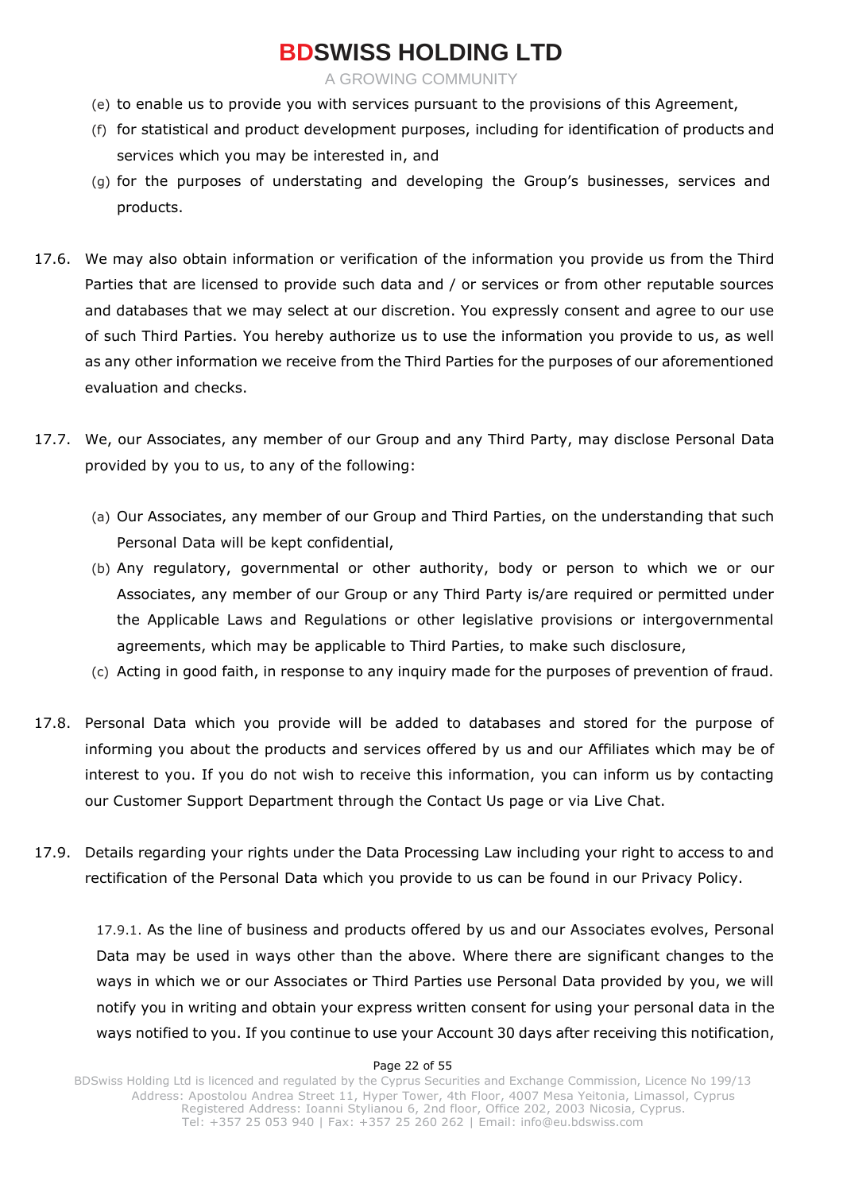(e) to enable us to provide you with services pursuant to the provisions of this Agreement,

(f) for statistical and product development purposes, including for identification of products and services which you may be interested in, and

(g) for the purposes of understating and developing the Group's businesses, services and products.

17.6. We may also obtain information or verification of the information you provide us from the Third Parties that are licensed to provide such data and / or services or from other reputable sources and databases that we may select at our discretion. You expressly consent and agree to our use of such Third Parties. You hereby authorize us to use the information you provide to us, as well as any other information we receive from the Third Parties for the purposes of our aforementioned evaluation and checks.

17.7. We, our Associates, any member of our Group and any Third Party, may disclose Personal Data provided by you to us, to any of the following:

(a) Our Associates, any member of our Group and Third Parties, on the understanding that such Personal Data will be kept confidential,

(b) Any regulatory, governmental or other authority, body or person to which we or our Associates, any member of our Group or any Third Party is/are required or permitted under the Applicable Laws and Regulations or other legislative provisions or intergovernmental agreements, which may be applicable to Third Parties, to make such disclosure,

(c) Acting in good faith, in response to any inquiry made for the purposes of prevention of fraud.

17.8. Personal Data which you provide will be added to databases and stored for the purpose of informing you about the products and services offered by us and our Affiliates which may be of interest to you. If you do not wish to receive this information, you can inform us by contacting our Customer Support Department through the Contact Us page or via Live Chat.

17.9. Details regarding your rights under the Data Processing Law including your right to access to and rectification of the Personal Data which you provide to us can be found in our Privacy Policy.

17.9.1. As the line of business and products offered by us and our Associates evolves, Personal Data may be used in ways other than the above. Where there are significant changes to the ways in which we or our Associates or Third Parties use Personal Data provided by you, we will notify you in writing and obtain your express written consent for using your personal data in the ways notified to you. If you continue to use your Account 30 days after receiving this notification,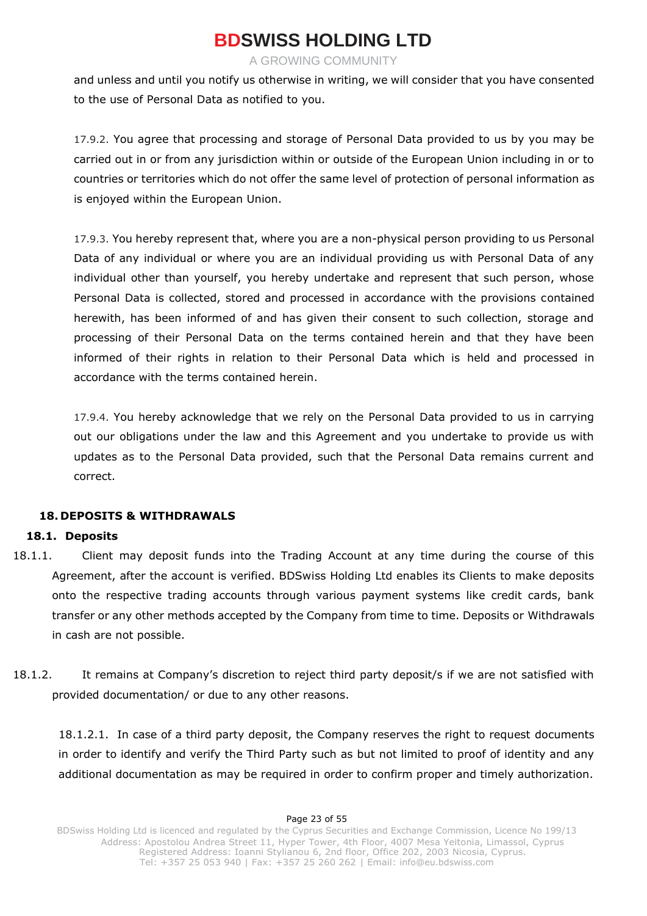and unless and until you notify us otherwise in writing, we will consider that you have consented to the use of Personal Data as notified to you.

17.9.2. You agree that processing and storage of Personal Data provided to us by you may be carried out in or from any jurisdiction within or outside of the European Union including in or to countries or territories which do not offer the same level of protection of personal information as is enjoyed within the European Union.

17.9.3. You hereby represent that, where you are a non-physical person providing to us Personal Data of any individual or where you are an individual providing us with Personal Data of any individual other than yourself, you hereby undertake and represent that such person, whose Personal Data is collected, stored and processed in accordance with the provisions contained herewith, has been informed of and has given their consent to such collection, storage and processing of their Personal Data on the terms contained herein and that they have been informed of their rights in relation to their Personal Data which is held and processed in accordance with the terms contained herein.

17.9.4. You hereby acknowledge that we rely on the Personal Data provided to us in carrying out our obligations under the law and this Agreement and you undertake to provide us with updates as to the Personal Data provided, such that the Personal Data remains current and correct.

## 18. DEPOSITS & WITHDRAWALS

### 18.1. Deposits

18.1.1. Client may deposit funds into the Trading Account at any time during the course of this Agreement, after the account is verified. BDSwiss Holding Ltd enables its Clients to make deposits onto the respective trading accounts through various payment systems like credit cards, bank transfer or any other methods accepted by the Company from time to time. Deposits or Withdrawals in cash are not possible.

18.1.2. It remains at Company's discretion to reject third party deposit/s if we are not satisfied with provided documentation/ or due to any other reasons.

18.1.2.1. In case of a third party deposit, the Company reserves the right to request documents in order to identify and verify the Third Party such as but not limited to proof of identity and any additional documentation as may be required in order to confirm proper and timely authorization.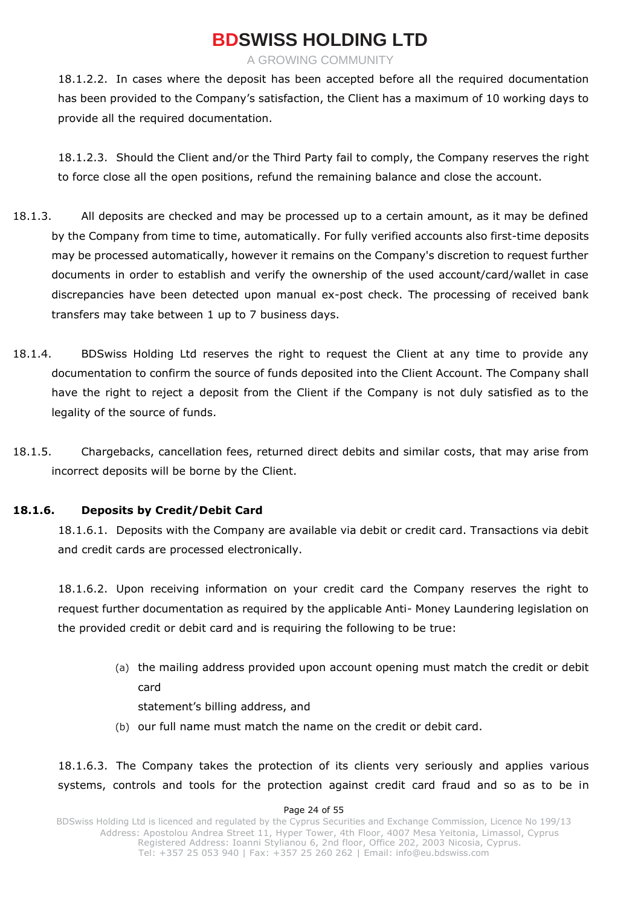18.1.2.2. In cases where the deposit has been accepted before all the required documentation has been provided to the Company's satisfaction, the Client has a maximum of 10 working days to provide all the required documentation.

18.1.2.3. Should the Client and/or the Third Party fail to comply, the Company reserves the right to force close all the open positions, refund the remaining balance and close the account.

18.1.3. All deposits are checked and may be processed up to a certain amount, as it may be defined by the Company from time to time, automatically. For fully verified accounts also first-time deposits may be processed automatically, however it remains on the Company's discretion to request further documents in order to establish and verify the ownership of the used account/card/wallet in case discrepancies have been detected upon manual ex-post check. The processing of received bank transfers may take between 1 up to 7 business days.

18.1.4. BDSwiss Holding Ltd reserves the right to request the Client at any time to provide any documentation to confirm the source of funds deposited into the Client Account. The Company shall have the right to reject a deposit from the Client if the Company is not duly satisfied as to the legality of the source of funds.

18.1.5. Chargebacks, cancellation fees, returned direct debits and similar costs, that may arise from incorrect deposits will be borne by the Client.

**18.1.6. Deposits by Credit/Debit Card**

18.1.6.1. Deposits with the Company are available via debit or credit card. Transactions via debit and credit cards are processed electronically.

18.1.6.2. Upon receiving information on your credit card the Company reserves the right to request further documentation as required by the applicable Anti- Money Laundering legislation on the provided credit or debit card and is requiring the following to be true:

(a) the mailing address provided upon account opening must match the credit or debit card
statement's billing address, and

(b) our full name must match the name on the credit or debit card.

18.1.6.3. The Company takes the protection of its clients very seriously and applies various systems, controls and tools for the protection against credit card fraud and so as to be in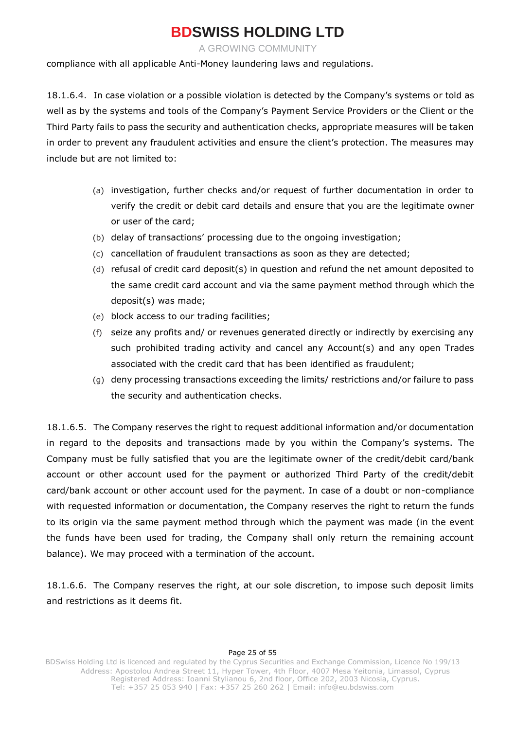compliance with all applicable Anti-Money laundering laws and regulations.

18.1.6.4. In case violation or a possible violation is detected by the Company's systems or told as well as by the systems and tools of the Company's Payment Service Providers or the Client or the Third Party fails to pass the security and authentication checks, appropriate measures will be taken in order to prevent any fraudulent activities and ensure the client's protection. The measures may include but are not limited to:

(a) investigation, further checks and/or request of further documentation in order to verify the credit or debit card details and ensure that you are the legitimate owner or user of the card;

(b) delay of transactions' processing due to the ongoing investigation;

(c) cancellation of fraudulent transactions as soon as they are detected;

(d) refusal of credit card deposit(s) in question and refund the net amount deposited to the same credit card account and via the same payment method through which the deposit(s) was made;

(e) block access to our trading facilities;

(f) seize any profits and/ or revenues generated directly or indirectly by exercising any such prohibited trading activity and cancel any Account(s) and any open Trades associated with the credit card that has been identified as fraudulent;

(g) deny processing transactions exceeding the limits/ restrictions and/or failure to pass the security and authentication checks.

18.1.6.5. The Company reserves the right to request additional information and/or documentation in regard to the deposits and transactions made by you within the Company's systems. The Company must be fully satisfied that you are the legitimate owner of the credit/debit card/bank account or other account used for the payment or authorized Third Party of the credit/debit card/bank account or other account used for the payment. In case of a doubt or non-compliance with requested information or documentation, the Company reserves the right to return the funds to its origin via the same payment method through which the payment was made (in the event the funds have been used for trading, the Company shall only return the remaining account balance). We may proceed with a termination of the account.

18.1.6.6. The Company reserves the right, at our sole discretion, to impose such deposit limits and restrictions as it deems fit.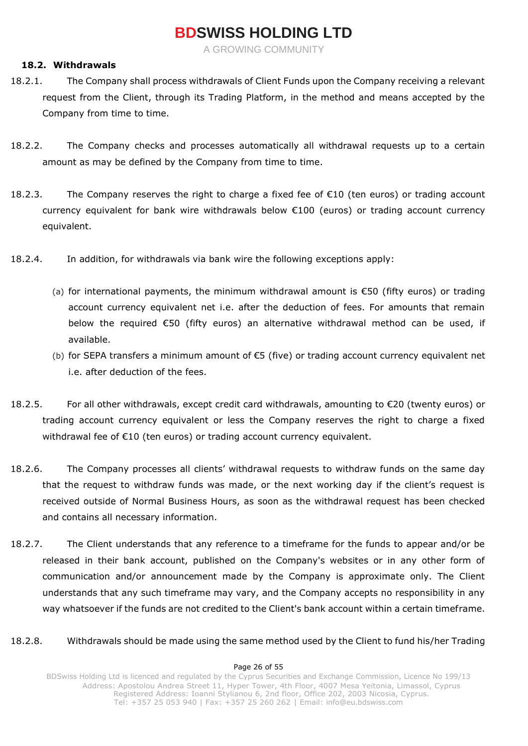### 18.2. Withdrawals

18.2.1. The Company shall process withdrawals of Client Funds upon the Company receiving a relevant request from the Client, through its Trading Platform, in the method and means accepted by the Company from time to time.

18.2.2. The Company checks and processes automatically all withdrawal requests up to a certain amount as may be defined by the Company from time to time.

18.2.3. The Company reserves the right to charge a fixed fee of €10 (ten euros) or trading account currency equivalent for bank wire withdrawals below €100 (euros) or trading account currency equivalent.

18.2.4. In addition, for withdrawals via bank wire the following exceptions apply:

(a) for international payments, the minimum withdrawal amount is €50 (fifty euros) or trading account currency equivalent net i.e. after the deduction of fees. For amounts that remain below the required €50 (fifty euros) an alternative withdrawal method can be used, if available.

(b) for SEPA transfers a minimum amount of €5 (five) or trading account currency equivalent net i.e. after deduction of the fees.

18.2.5. For all other withdrawals, except credit card withdrawals, amounting to €20 (twenty euros) or trading account currency equivalent or less the Company reserves the right to charge a fixed withdrawal fee of €10 (ten euros) or trading account currency equivalent.

18.2.6. The Company processes all clients' withdrawal requests to withdraw funds on the same day that the request to withdraw funds was made, or the next working day if the client's request is received outside of Normal Business Hours, as soon as the withdrawal request has been checked and contains all necessary information.

18.2.7. The Client understands that any reference to a timeframe for the funds to appear and/or be released in their bank account, published on the Company's websites or in any other form of communication and/or announcement made by the Company is approximate only. The Client understands that any such timeframe may vary, and the Company accepts no responsibility in any way whatsoever if the funds are not credited to the Client's bank account within a certain timeframe.

18.2.8. Withdrawals should be made using the same method used by the Client to fund his/her Trading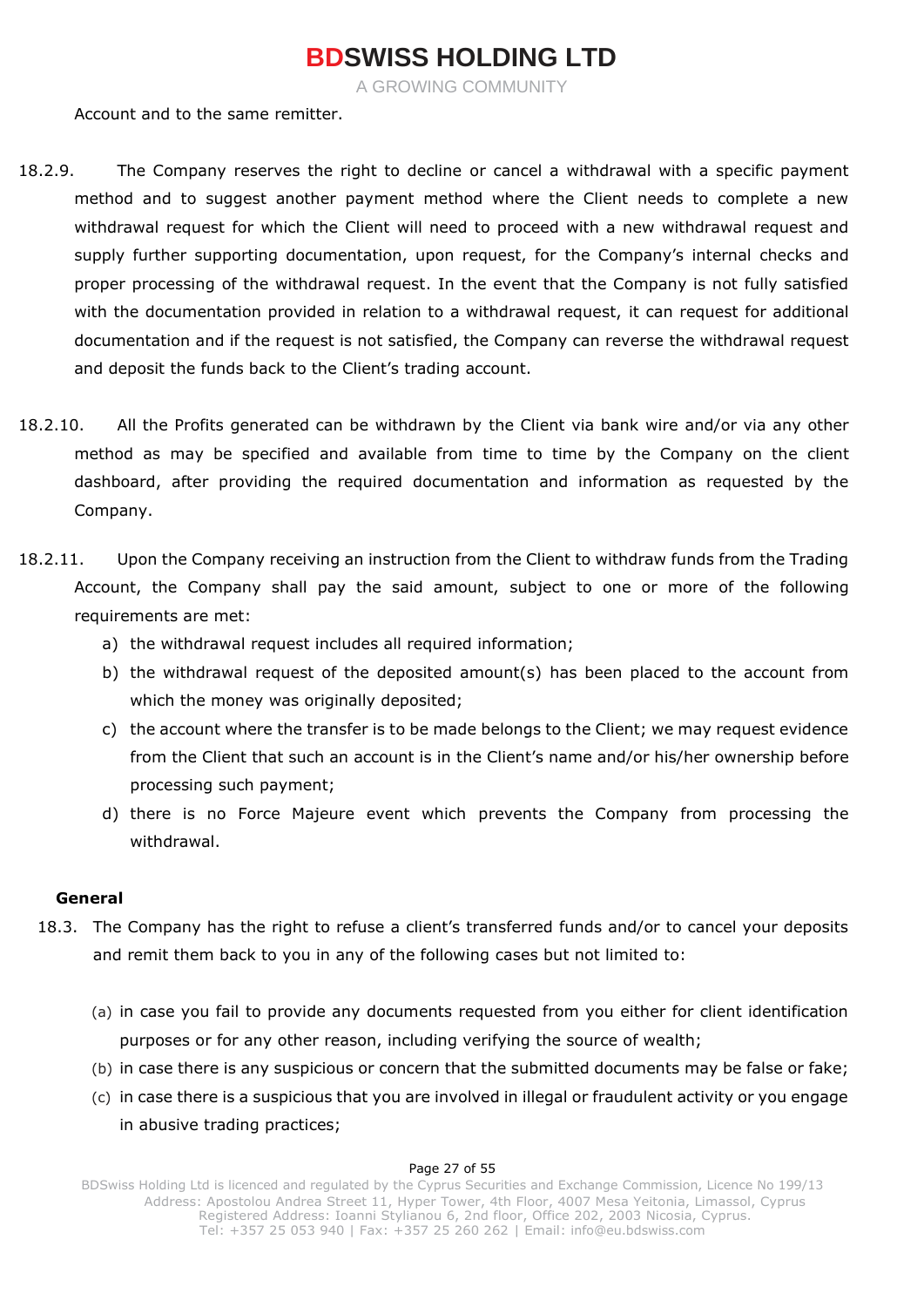Account and to the same remitter.

18.2.9. The Company reserves the right to decline or cancel a withdrawal with a specific payment method and to suggest another payment method where the Client needs to complete a new withdrawal request for which the Client will need to proceed with a new withdrawal request and supply further supporting documentation, upon request, for the Company's internal checks and proper processing of the withdrawal request. In the event that the Company is not fully satisfied with the documentation provided in relation to a withdrawal request, it can request for additional documentation and if the request is not satisfied, the Company can reverse the withdrawal request and deposit the funds back to the Client's trading account.

18.2.10. All the Profits generated can be withdrawn by the Client via bank wire and/or via any other method as may be specified and available from time to time by the Company on the client dashboard, after providing the required documentation and information as requested by the Company.

18.2.11. Upon the Company receiving an instruction from the Client to withdraw funds from the Trading Account, the Company shall pay the said amount, subject to one or more of the following requirements are met:

a) the withdrawal request includes all required information;
b) the withdrawal request of the deposited amount(s) has been placed to the account from which the money was originally deposited;
c) the account where the transfer is to be made belongs to the Client; we may request evidence from the Client that such an account is in the Client's name and/or his/her ownership before processing such payment;
d) there is no Force Majeure event which prevents the Company from processing the withdrawal.

**General**

18.3. The Company has the right to refuse a client's transferred funds and/or to cancel your deposits and remit them back to you in any of the following cases but not limited to:

(a) in case you fail to provide any documents requested from you either for client identification purposes or for any other reason, including verifying the source of wealth;
(b) in case there is any suspicious or concern that the submitted documents may be false or fake;
(c) in case there is a suspicious that you are involved in illegal or fraudulent activity or you engage in abusive trading practices;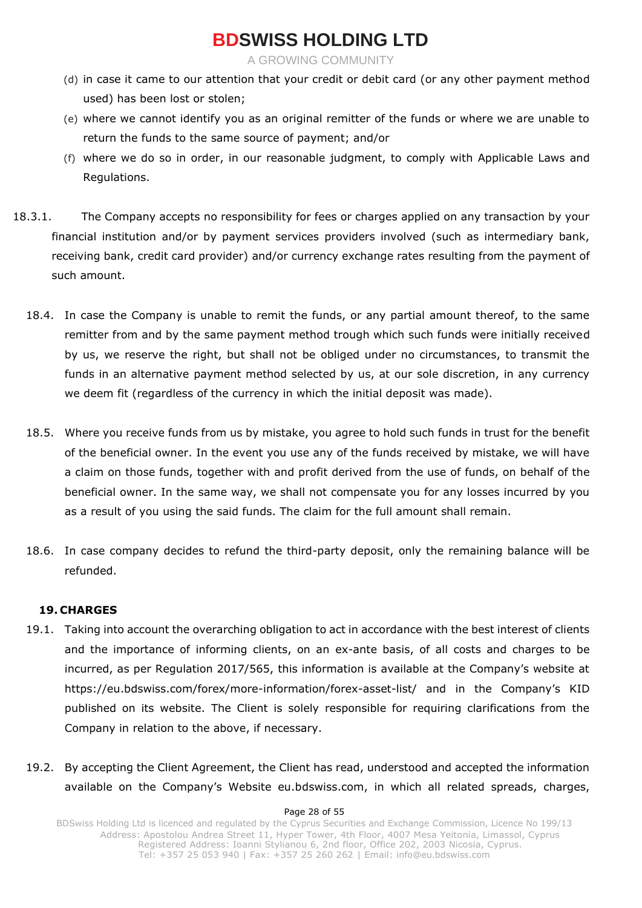(d) in case it came to our attention that your credit or debit card (or any other payment method used) has been lost or stolen;

(e) where we cannot identify you as an original remitter of the funds or where we are unable to return the funds to the same source of payment; and/or

(f) where we do so in order, in our reasonable judgment, to comply with Applicable Laws and Regulations.

18.3.1. The Company accepts no responsibility for fees or charges applied on any transaction by your financial institution and/or by payment services providers involved (such as intermediary bank, receiving bank, credit card provider) and/or currency exchange rates resulting from the payment of such amount.

18.4. In case the Company is unable to remit the funds, or any partial amount thereof, to the same remitter from and by the same payment method trough which such funds were initially received by us, we reserve the right, but shall not be obliged under no circumstances, to transmit the funds in an alternative payment method selected by us, at our sole discretion, in any currency we deem fit (regardless of the currency in which the initial deposit was made).

18.5. Where you receive funds from us by mistake, you agree to hold such funds in trust for the benefit of the beneficial owner. In the event you use any of the funds received by mistake, we will have a claim on those funds, together with and profit derived from the use of funds, on behalf of the beneficial owner. In the same way, we shall not compensate you for any losses incurred by you as a result of you using the said funds. The claim for the full amount shall remain.

18.6. In case company decides to refund the third-party deposit, only the remaining balance will be refunded.

## 19. CHARGES

19.1. Taking into account the overarching obligation to act in accordance with the best interest of clients and the importance of informing clients, on an ex-ante basis, of all costs and charges to be incurred, as per Regulation 2017/565, this information is available at the Company's website at https://eu.bdswiss.com/forex/more-information/forex-asset-list/ and in the Company's KID published on its website. The Client is solely responsible for requiring clarifications from the Company in relation to the above, if necessary.

19.2. By accepting the Client Agreement, the Client has read, understood and accepted the information available on the Company's Website eu.bdswiss.com, in which all related spreads, charges,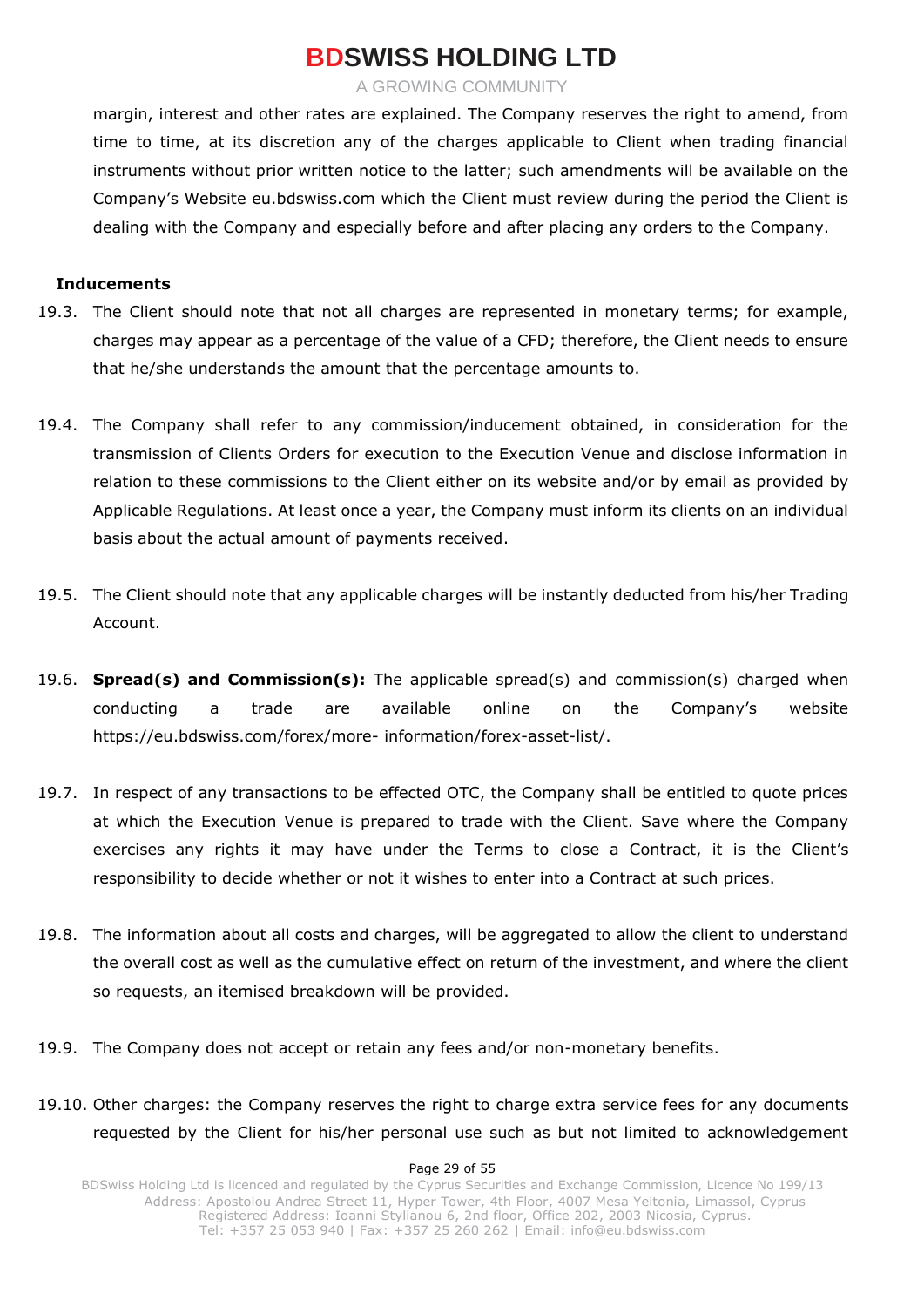margin, interest and other rates are explained. The Company reserves the right to amend, from time to time, at its discretion any of the charges applicable to Client when trading financial instruments without prior written notice to the latter; such amendments will be available on the Company's Website eu.bdswiss.com which the Client must review during the period the Client is dealing with the Company and especially before and after placing any orders to the Company.

**Inducements**

19.3. The Client should note that not all charges are represented in monetary terms; for example, charges may appear as a percentage of the value of a CFD; therefore, the Client needs to ensure that he/she understands the amount that the percentage amounts to.

19.4. The Company shall refer to any commission/inducement obtained, in consideration for the transmission of Clients Orders for execution to the Execution Venue and disclose information in relation to these commissions to the Client either on its website and/or by email as provided by Applicable Regulations. At least once a year, the Company must inform its clients on an individual basis about the actual amount of payments received.

19.5. The Client should note that any applicable charges will be instantly deducted from his/her Trading Account.

19.6. **Spread(s) and Commission(s):** The applicable spread(s) and commission(s) charged when conducting a trade are available online on the Company's website https://eu.bdswiss.com/forex/more- information/forex-asset-list/.

19.7. In respect of any transactions to be effected OTC, the Company shall be entitled to quote prices at which the Execution Venue is prepared to trade with the Client. Save where the Company exercises any rights it may have under the Terms to close a Contract, it is the Client's responsibility to decide whether or not it wishes to enter into a Contract at such prices.

19.8. The information about all costs and charges, will be aggregated to allow the client to understand the overall cost as well as the cumulative effect on return of the investment, and where the client so requests, an itemised breakdown will be provided.

19.9. The Company does not accept or retain any fees and/or non-monetary benefits.

19.10. Other charges: the Company reserves the right to charge extra service fees for any documents requested by the Client for his/her personal use such as but not limited to acknowledgement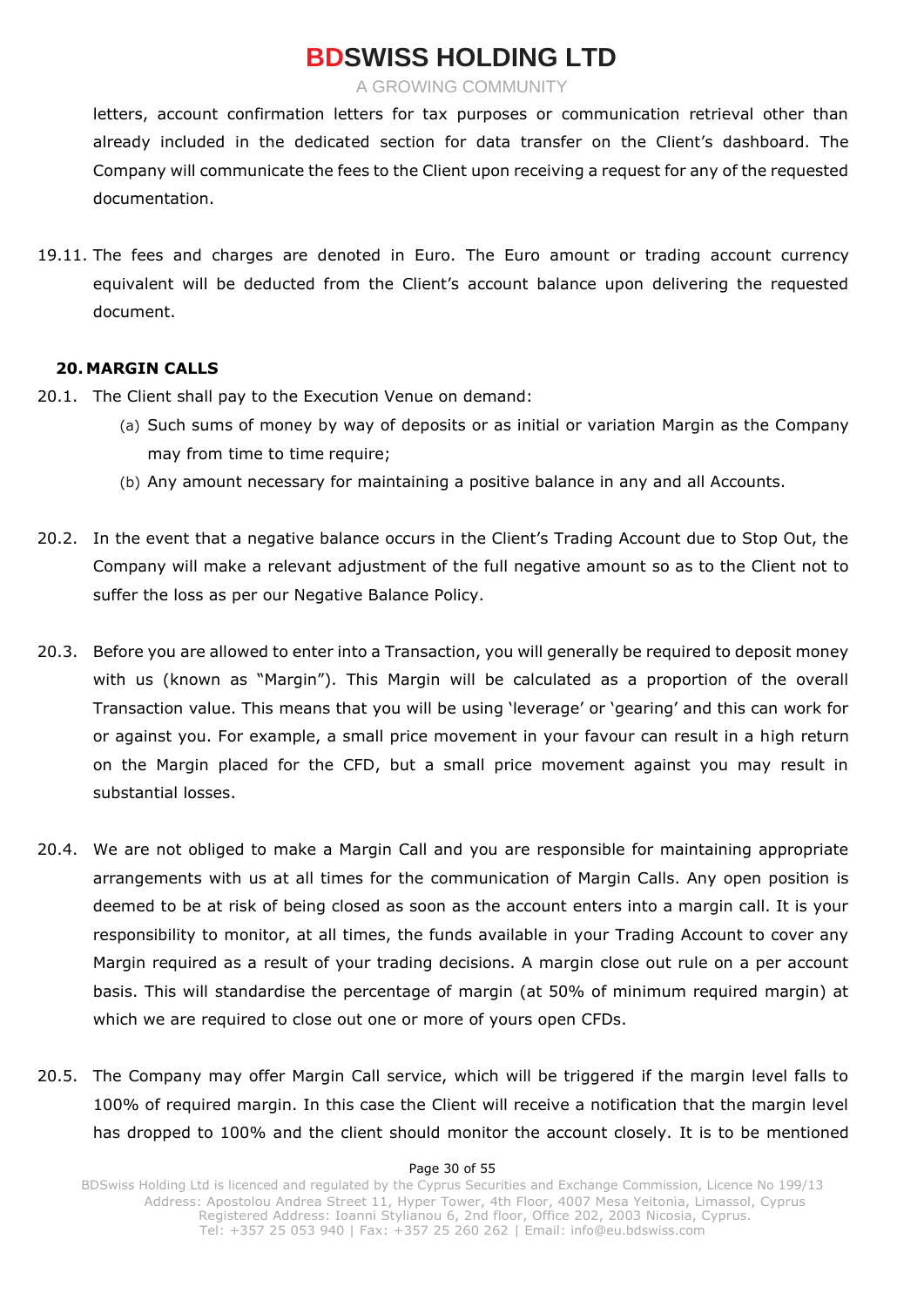letters, account confirmation letters for tax purposes or communication retrieval other than already included in the dedicated section for data transfer on the Client's dashboard. The Company will communicate the fees to the Client upon receiving a request for any of the requested documentation.

19.11. The fees and charges are denoted in Euro. The Euro amount or trading account currency equivalent will be deducted from the Client's account balance upon delivering the requested document.

## 20. MARGIN CALLS

20.1. The Client shall pay to the Execution Venue on demand:

(a) Such sums of money by way of deposits or as initial or variation Margin as the Company may from time to time require;

(b) Any amount necessary for maintaining a positive balance in any and all Accounts.

20.2. In the event that a negative balance occurs in the Client's Trading Account due to Stop Out, the Company will make a relevant adjustment of the full negative amount so as to the Client not to suffer the loss as per our Negative Balance Policy.

20.3. Before you are allowed to enter into a Transaction, you will generally be required to deposit money with us (known as "Margin"). This Margin will be calculated as a proportion of the overall Transaction value. This means that you will be using 'leverage' or 'gearing' and this can work for or against you. For example, a small price movement in your favour can result in a high return on the Margin placed for the CFD, but a small price movement against you may result in substantial losses.

20.4. We are not obliged to make a Margin Call and you are responsible for maintaining appropriate arrangements with us at all times for the communication of Margin Calls. Any open position is deemed to be at risk of being closed as soon as the account enters into a margin call. It is your responsibility to monitor, at all times, the funds available in your Trading Account to cover any Margin required as a result of your trading decisions. A margin close out rule on a per account basis. This will standardise the percentage of margin (at 50% of minimum required margin) at which we are required to close out one or more of yours open CFDs.

20.5. The Company may offer Margin Call service, which will be triggered if the margin level falls to 100% of required margin. In this case the Client will receive a notification that the margin level has dropped to 100% and the client should monitor the account closely. It is to be mentioned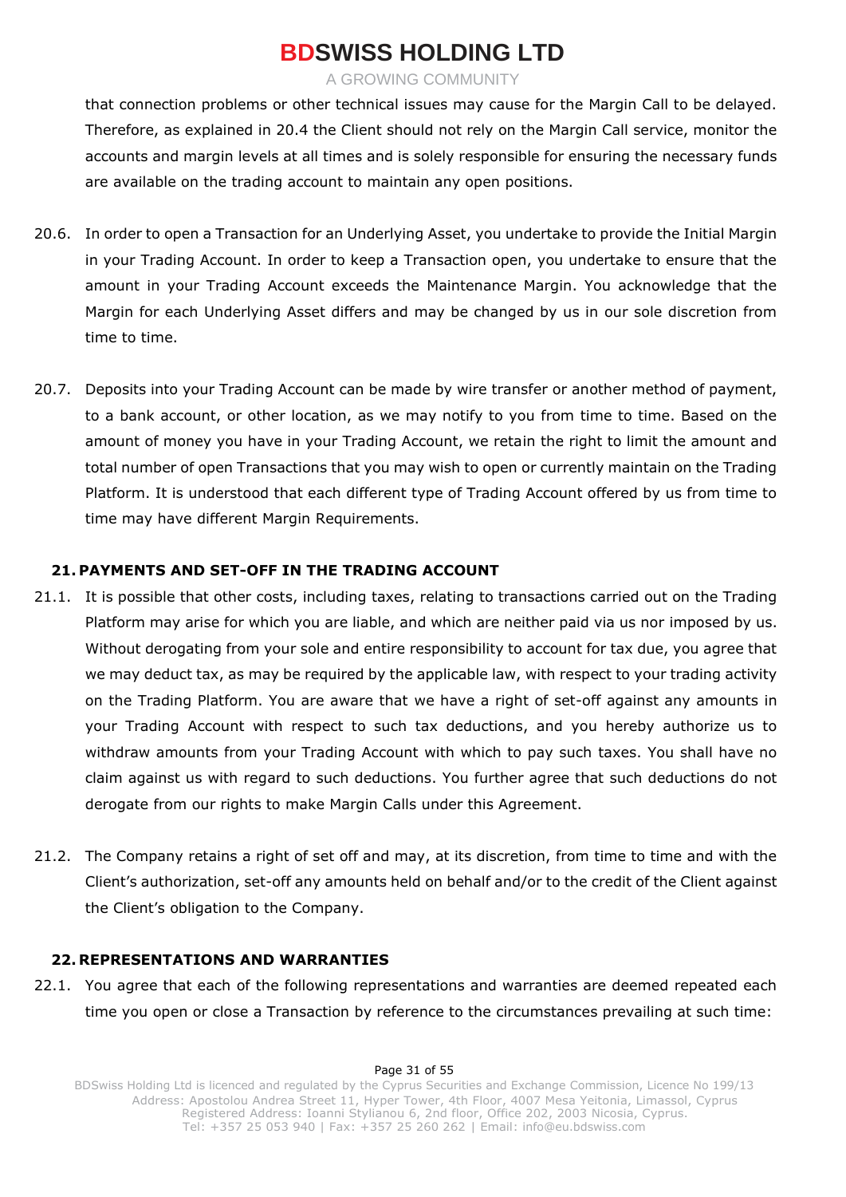that connection problems or other technical issues may cause for the Margin Call to be delayed. Therefore, as explained in 20.4 the Client should not rely on the Margin Call service, monitor the accounts and margin levels at all times and is solely responsible for ensuring the necessary funds are available on the trading account to maintain any open positions.

20.6. In order to open a Transaction for an Underlying Asset, you undertake to provide the Initial Margin in your Trading Account. In order to keep a Transaction open, you undertake to ensure that the amount in your Trading Account exceeds the Maintenance Margin. You acknowledge that the Margin for each Underlying Asset differs and may be changed by us in our sole discretion from time to time.

20.7. Deposits into your Trading Account can be made by wire transfer or another method of payment, to a bank account, or other location, as we may notify to you from time to time. Based on the amount of money you have in your Trading Account, we retain the right to limit the amount and total number of open Transactions that you may wish to open or currently maintain on the Trading Platform. It is understood that each different type of Trading Account offered by us from time to time may have different Margin Requirements.

## 21. PAYMENTS AND SET-OFF IN THE TRADING ACCOUNT

21.1. It is possible that other costs, including taxes, relating to transactions carried out on the Trading Platform may arise for which you are liable, and which are neither paid via us nor imposed by us. Without derogating from your sole and entire responsibility to account for tax due, you agree that we may deduct tax, as may be required by the applicable law, with respect to your trading activity on the Trading Platform. You are aware that we have a right of set-off against any amounts in your Trading Account with respect to such tax deductions, and you hereby authorize us to withdraw amounts from your Trading Account with which to pay such taxes. You shall have no claim against us with regard to such deductions. You further agree that such deductions do not derogate from our rights to make Margin Calls under this Agreement.

21.2. The Company retains a right of set off and may, at its discretion, from time to time and with the Client's authorization, set-off any amounts held on behalf and/or to the credit of the Client against the Client's obligation to the Company.

## 22. REPRESENTATIONS AND WARRANTIES

22.1. You agree that each of the following representations and warranties are deemed repeated each time you open or close a Transaction by reference to the circumstances prevailing at such time: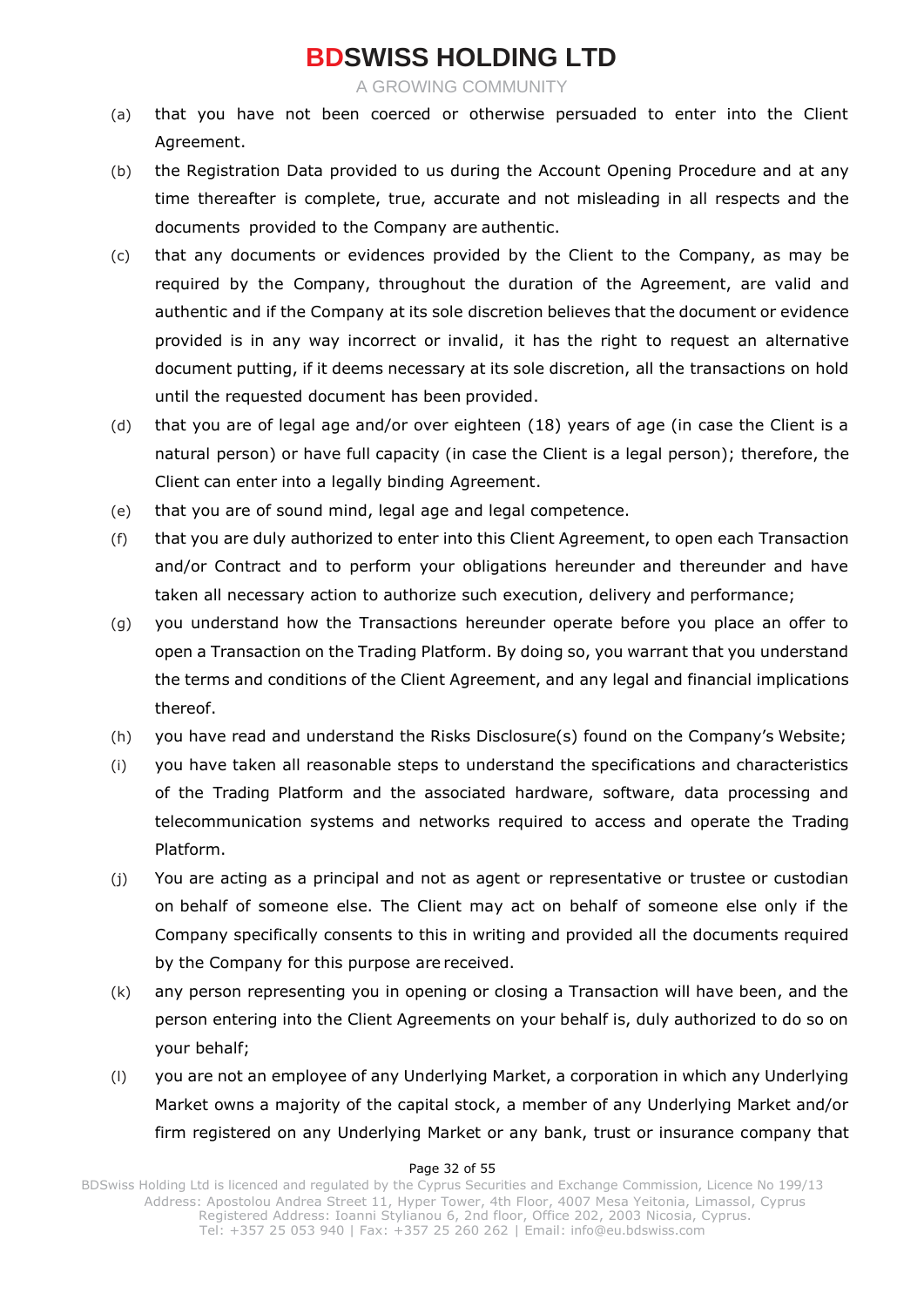(a) that you have not been coerced or otherwise persuaded to enter into the Client Agreement.

(b) the Registration Data provided to us during the Account Opening Procedure and at any time thereafter is complete, true, accurate and not misleading in all respects and the documents provided to the Company are authentic.

(c) that any documents or evidences provided by the Client to the Company, as may be required by the Company, throughout the duration of the Agreement, are valid and authentic and if the Company at its sole discretion believes that the document or evidence provided is in any way incorrect or invalid, it has the right to request an alternative document putting, if it deems necessary at its sole discretion, all the transactions on hold until the requested document has been provided.

(d) that you are of legal age and/or over eighteen (18) years of age (in case the Client is a natural person) or have full capacity (in case the Client is a legal person); therefore, the Client can enter into a legally binding Agreement.

(e) that you are of sound mind, legal age and legal competence.

(f) that you are duly authorized to enter into this Client Agreement, to open each Transaction and/or Contract and to perform your obligations hereunder and thereunder and have taken all necessary action to authorize such execution, delivery and performance;

(g) you understand how the Transactions hereunder operate before you place an offer to open a Transaction on the Trading Platform. By doing so, you warrant that you understand the terms and conditions of the Client Agreement, and any legal and financial implications thereof.

(h) you have read and understand the Risks Disclosure(s) found on the Company's Website;

(i) you have taken all reasonable steps to understand the specifications and characteristics of the Trading Platform and the associated hardware, software, data processing and telecommunication systems and networks required to access and operate the Trading Platform.

(j) You are acting as a principal and not as agent or representative or trustee or custodian on behalf of someone else. The Client may act on behalf of someone else only if the Company specifically consents to this in writing and provided all the documents required by the Company for this purpose are received.

(k) any person representing you in opening or closing a Transaction will have been, and the person entering into the Client Agreements on your behalf is, duly authorized to do so on your behalf;

(l) you are not an employee of any Underlying Market, a corporation in which any Underlying Market owns a majority of the capital stock, a member of any Underlying Market and/or firm registered on any Underlying Market or any bank, trust or insurance company that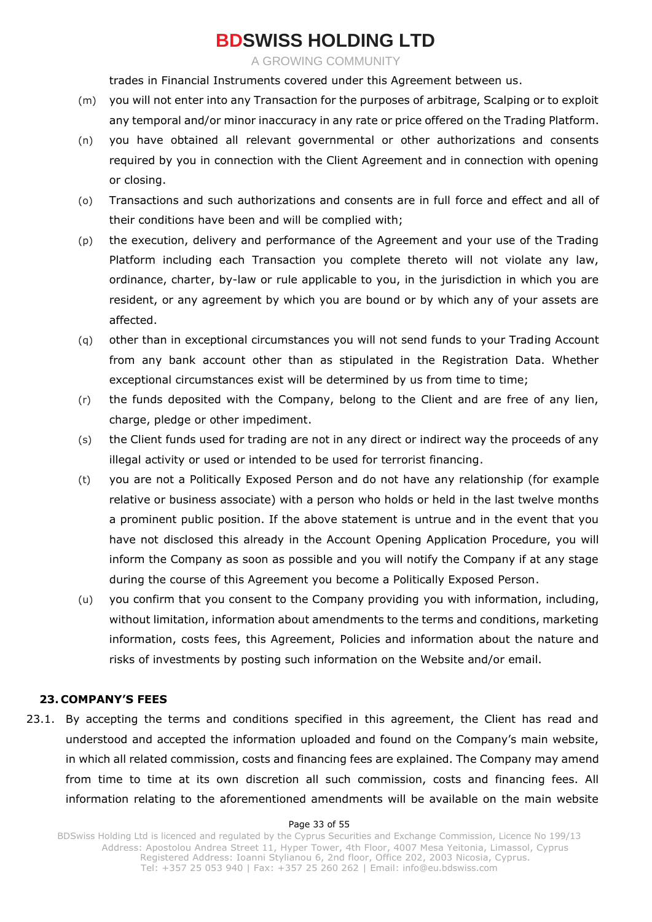trades in Financial Instruments covered under this Agreement between us.

(m) you will not enter into any Transaction for the purposes of arbitrage, Scalping or to exploit any temporal and/or minor inaccuracy in any rate or price offered on the Trading Platform.

(n) you have obtained all relevant governmental or other authorizations and consents required by you in connection with the Client Agreement and in connection with opening or closing.

(o) Transactions and such authorizations and consents are in full force and effect and all of their conditions have been and will be complied with;

(p) the execution, delivery and performance of the Agreement and your use of the Trading Platform including each Transaction you complete thereto will not violate any law, ordinance, charter, by-law or rule applicable to you, in the jurisdiction in which you are resident, or any agreement by which you are bound or by which any of your assets are affected.

(q) other than in exceptional circumstances you will not send funds to your Trading Account from any bank account other than as stipulated in the Registration Data. Whether exceptional circumstances exist will be determined by us from time to time;

(r) the funds deposited with the Company, belong to the Client and are free of any lien, charge, pledge or other impediment.

(s) the Client funds used for trading are not in any direct or indirect way the proceeds of any illegal activity or used or intended to be used for terrorist financing.

(t) you are not a Politically Exposed Person and do not have any relationship (for example relative or business associate) with a person who holds or held in the last twelve months a prominent public position. If the above statement is untrue and in the event that you have not disclosed this already in the Account Opening Application Procedure, you will inform the Company as soon as possible and you will notify the Company if at any stage during the course of this Agreement you become a Politically Exposed Person.

(u) you confirm that you consent to the Company providing you with information, including, without limitation, information about amendments to the terms and conditions, marketing information, costs fees, this Agreement, Policies and information about the nature and risks of investments by posting such information on the Website and/or email.

## 23. COMPANY'S FEES

23.1. By accepting the terms and conditions specified in this agreement, the Client has read and understood and accepted the information uploaded and found on the Company's main website, in which all related commission, costs and financing fees are explained. The Company may amend from time to time at its own discretion all such commission, costs and financing fees. All information relating to the aforementioned amendments will be available on the main website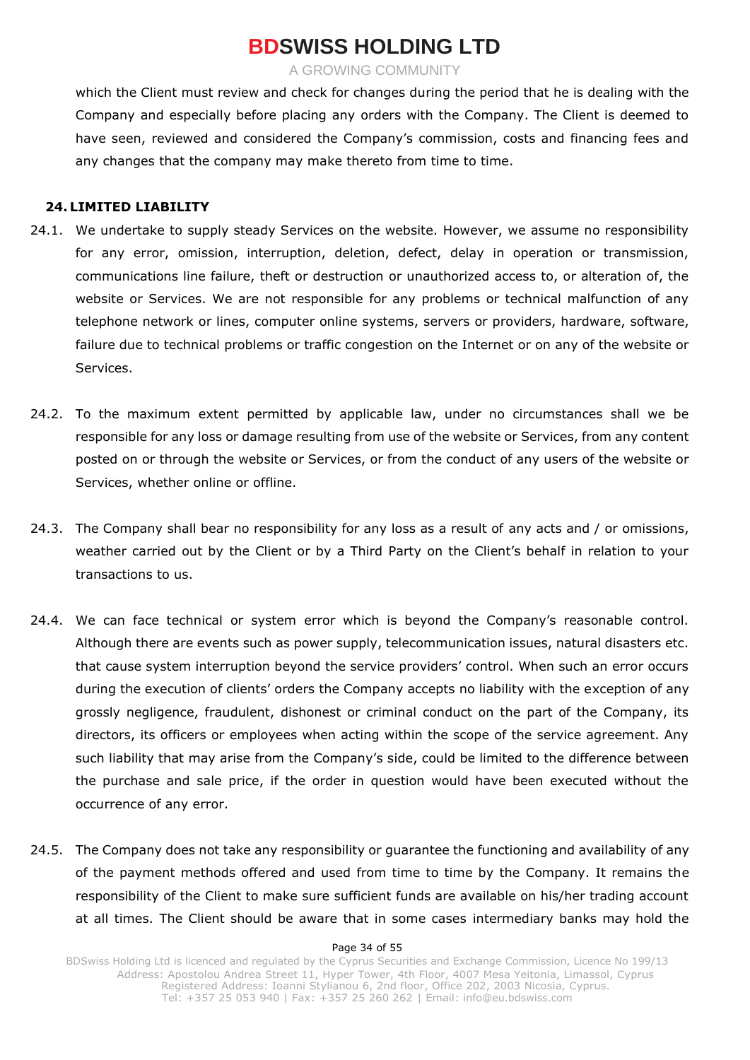which the Client must review and check for changes during the period that he is dealing with the Company and especially before placing any orders with the Company. The Client is deemed to have seen, reviewed and considered the Company's commission, costs and financing fees and any changes that the company may make thereto from time to time.

## 24. LIMITED LIABILITY

24.1. We undertake to supply steady Services on the website. However, we assume no responsibility for any error, omission, interruption, deletion, defect, delay in operation or transmission, communications line failure, theft or destruction or unauthorized access to, or alteration of, the website or Services. We are not responsible for any problems or technical malfunction of any telephone network or lines, computer online systems, servers or providers, hardware, software, failure due to technical problems or traffic congestion on the Internet or on any of the website or Services.

24.2. To the maximum extent permitted by applicable law, under no circumstances shall we be responsible for any loss or damage resulting from use of the website or Services, from any content posted on or through the website or Services, or from the conduct of any users of the website or Services, whether online or offline.

24.3. The Company shall bear no responsibility for any loss as a result of any acts and / or omissions, weather carried out by the Client or by a Third Party on the Client's behalf in relation to your transactions to us.

24.4. We can face technical or system error which is beyond the Company's reasonable control. Although there are events such as power supply, telecommunication issues, natural disasters etc. that cause system interruption beyond the service providers' control. When such an error occurs during the execution of clients' orders the Company accepts no liability with the exception of any grossly negligence, fraudulent, dishonest or criminal conduct on the part of the Company, its directors, its officers or employees when acting within the scope of the service agreement. Any such liability that may arise from the Company's side, could be limited to the difference between the purchase and sale price, if the order in question would have been executed without the occurrence of any error.

24.5. The Company does not take any responsibility or guarantee the functioning and availability of any of the payment methods offered and used from time to time by the Company. It remains the responsibility of the Client to make sure sufficient funds are available on his/her trading account at all times. The Client should be aware that in some cases intermediary banks may hold the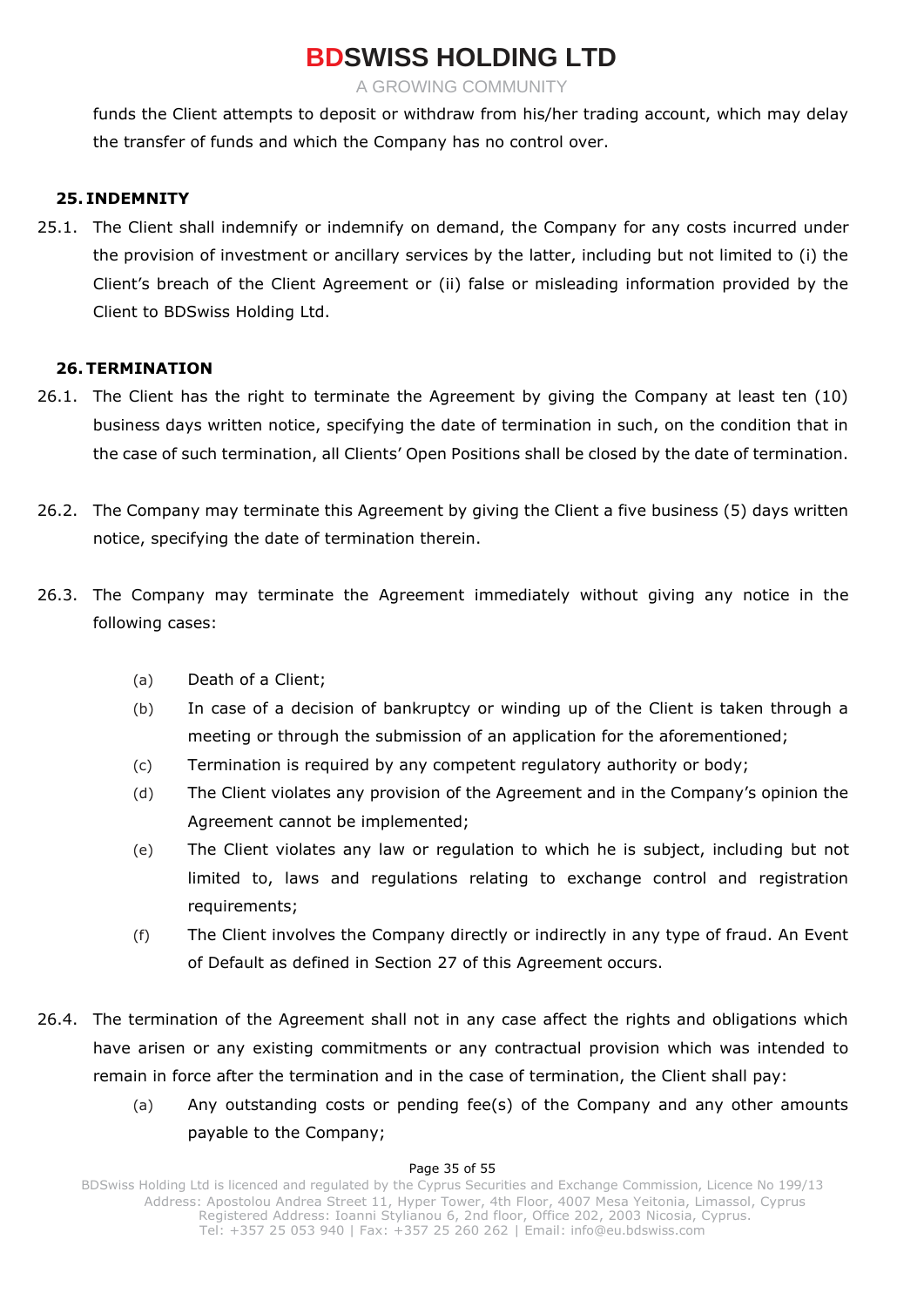funds the Client attempts to deposit or withdraw from his/her trading account, which may delay the transfer of funds and which the Company has no control over.

## 25. INDEMNITY

25.1. The Client shall indemnify or indemnify on demand, the Company for any costs incurred under the provision of investment or ancillary services by the latter, including but not limited to (i) the Client's breach of the Client Agreement or (ii) false or misleading information provided by the Client to BDSwiss Holding Ltd.

## 26. TERMINATION

26.1. The Client has the right to terminate the Agreement by giving the Company at least ten (10) business days written notice, specifying the date of termination in such, on the condition that in the case of such termination, all Clients' Open Positions shall be closed by the date of termination.

26.2. The Company may terminate this Agreement by giving the Client a five business (5) days written notice, specifying the date of termination therein.

26.3. The Company may terminate the Agreement immediately without giving any notice in the following cases:

- (a) Death of a Client;
- (b) In case of a decision of bankruptcy or winding up of the Client is taken through a meeting or through the submission of an application for the aforementioned;
- (c) Termination is required by any competent regulatory authority or body;
- (d) The Client violates any provision of the Agreement and in the Company's opinion the Agreement cannot be implemented;
- (e) The Client violates any law or regulation to which he is subject, including but not limited to, laws and regulations relating to exchange control and registration requirements;
- (f) The Client involves the Company directly or indirectly in any type of fraud. An Event of Default as defined in Section 27 of this Agreement occurs.

26.4. The termination of the Agreement shall not in any case affect the rights and obligations which have arisen or any existing commitments or any contractual provision which was intended to remain in force after the termination and in the case of termination, the Client shall pay:

- (a) Any outstanding costs or pending fee(s) of the Company and any other amounts payable to the Company;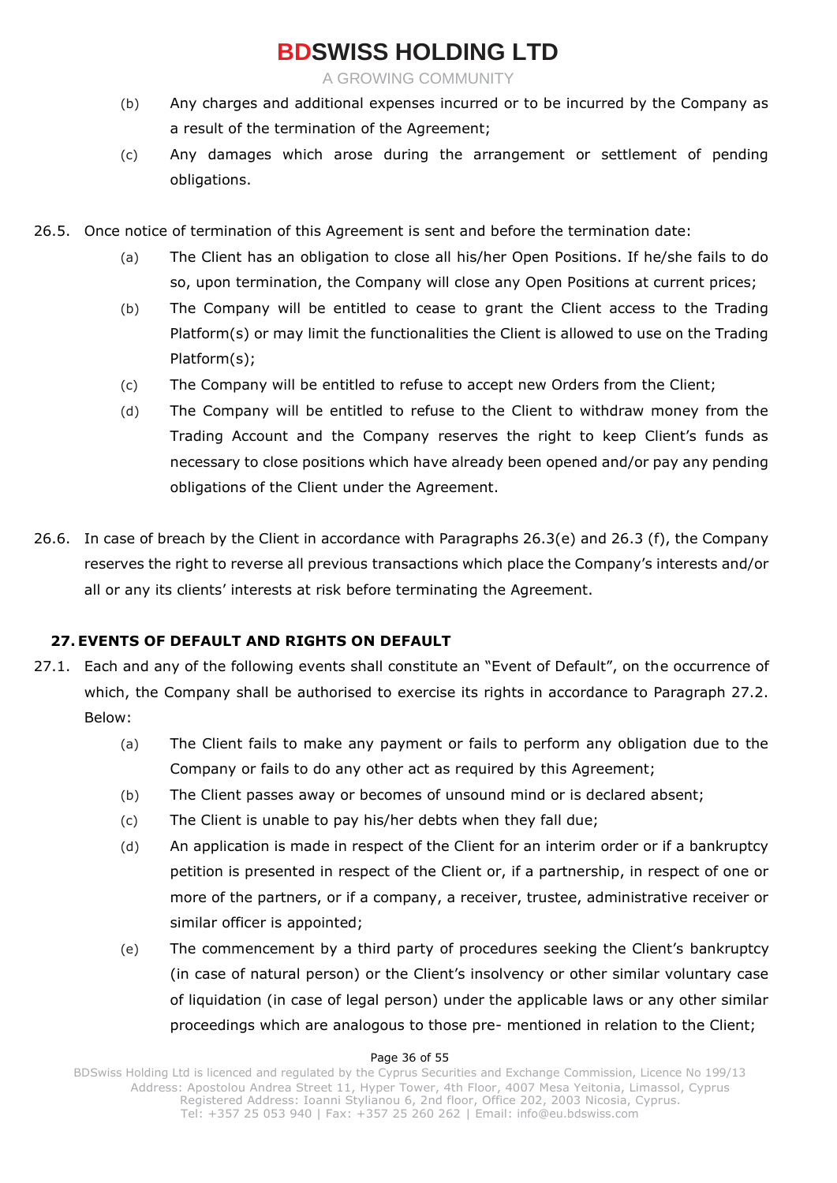(b) Any charges and additional expenses incurred or to be incurred by the Company as a result of the termination of the Agreement;

(c) Any damages which arose during the arrangement or settlement of pending obligations.

26.5. Once notice of termination of this Agreement is sent and before the termination date:

(a) The Client has an obligation to close all his/her Open Positions. If he/she fails to do so, upon termination, the Company will close any Open Positions at current prices;

(b) The Company will be entitled to cease to grant the Client access to the Trading Platform(s) or may limit the functionalities the Client is allowed to use on the Trading Platform(s);

(c) The Company will be entitled to refuse to accept new Orders from the Client;

(d) The Company will be entitled to refuse to the Client to withdraw money from the Trading Account and the Company reserves the right to keep Client's funds as necessary to close positions which have already been opened and/or pay any pending obligations of the Client under the Agreement.

26.6. In case of breach by the Client in accordance with Paragraphs 26.3(e) and 26.3 (f), the Company reserves the right to reverse all previous transactions which place the Company's interests and/or all or any its clients' interests at risk before terminating the Agreement.

## 27. EVENTS OF DEFAULT AND RIGHTS ON DEFAULT

27.1. Each and any of the following events shall constitute an "Event of Default", on the occurrence of which, the Company shall be authorised to exercise its rights in accordance to Paragraph 27.2. Below:

(a) The Client fails to make any payment or fails to perform any obligation due to the Company or fails to do any other act as required by this Agreement;

(b) The Client passes away or becomes of unsound mind or is declared absent;

(c) The Client is unable to pay his/her debts when they fall due;

(d) An application is made in respect of the Client for an interim order or if a bankruptcy petition is presented in respect of the Client or, if a partnership, in respect of one or more of the partners, or if a company, a receiver, trustee, administrative receiver or similar officer is appointed;

(e) The commencement by a third party of procedures seeking the Client's bankruptcy (in case of natural person) or the Client's insolvency or other similar voluntary case of liquidation (in case of legal person) under the applicable laws or any other similar proceedings which are analogous to those pre- mentioned in relation to the Client;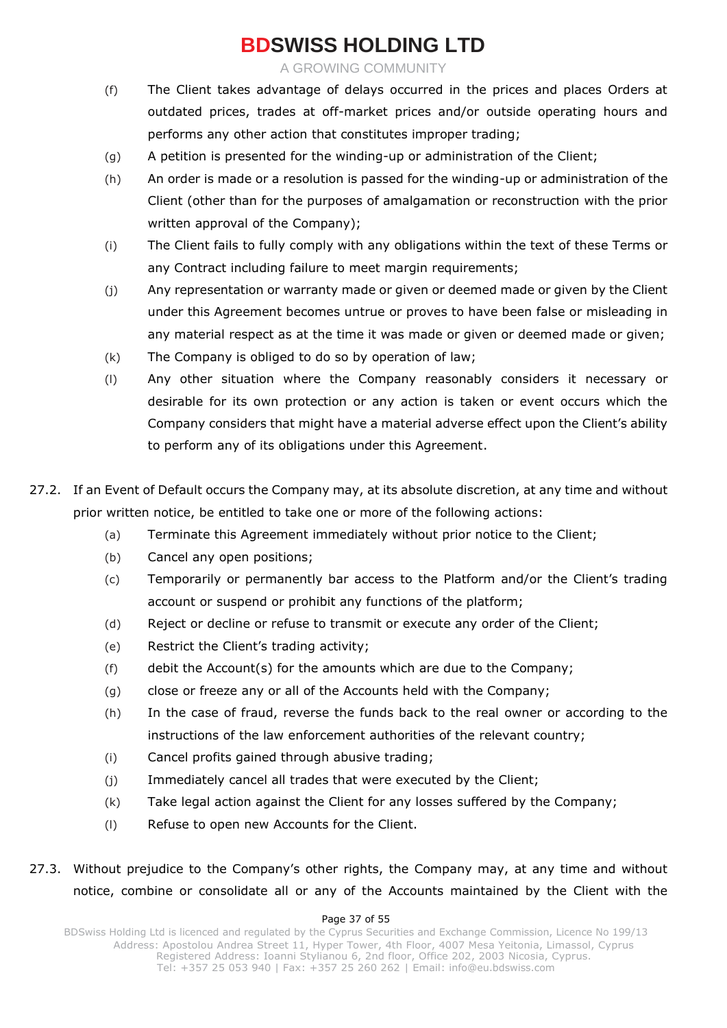(f) The Client takes advantage of delays occurred in the prices and places Orders at outdated prices, trades at off-market prices and/or outside operating hours and performs any other action that constitutes improper trading;

(g) A petition is presented for the winding-up or administration of the Client;

(h) An order is made or a resolution is passed for the winding-up or administration of the Client (other than for the purposes of amalgamation or reconstruction with the prior written approval of the Company);

(i) The Client fails to fully comply with any obligations within the text of these Terms or any Contract including failure to meet margin requirements;

(j) Any representation or warranty made or given or deemed made or given by the Client under this Agreement becomes untrue or proves to have been false or misleading in any material respect as at the time it was made or given or deemed made or given;

(k) The Company is obliged to do so by operation of law;

(l) Any other situation where the Company reasonably considers it necessary or desirable for its own protection or any action is taken or event occurs which the Company considers that might have a material adverse effect upon the Client's ability to perform any of its obligations under this Agreement.

27.2. If an Event of Default occurs the Company may, at its absolute discretion, at any time and without prior written notice, be entitled to take one or more of the following actions:

(a) Terminate this Agreement immediately without prior notice to the Client;

(b) Cancel any open positions;

(c) Temporarily or permanently bar access to the Platform and/or the Client's trading account or suspend or prohibit any functions of the platform;

(d) Reject or decline or refuse to transmit or execute any order of the Client;

(e) Restrict the Client's trading activity;

(f) debit the Account(s) for the amounts which are due to the Company;

(g) close or freeze any or all of the Accounts held with the Company;

(h) In the case of fraud, reverse the funds back to the real owner or according to the instructions of the law enforcement authorities of the relevant country;

(i) Cancel profits gained through abusive trading;

(j) Immediately cancel all trades that were executed by the Client;

(k) Take legal action against the Client for any losses suffered by the Company;

(l) Refuse to open new Accounts for the Client.

27.3. Without prejudice to the Company's other rights, the Company may, at any time and without notice, combine or consolidate all or any of the Accounts maintained by the Client with the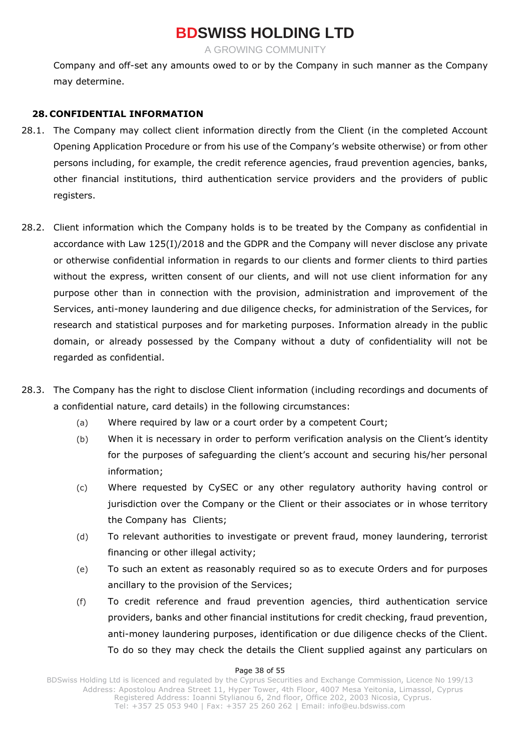Company and off-set any amounts owed to or by the Company in such manner as the Company may determine.

## 28. CONFIDENTIAL INFORMATION

28.1. The Company may collect client information directly from the Client (in the completed Account Opening Application Procedure or from his use of the Company's website otherwise) or from other persons including, for example, the credit reference agencies, fraud prevention agencies, banks, other financial institutions, third authentication service providers and the providers of public registers.

28.2. Client information which the Company holds is to be treated by the Company as confidential in accordance with Law 125(I)/2018 and the GDPR and the Company will never disclose any private or otherwise confidential information in regards to our clients and former clients to third parties without the express, written consent of our clients, and will not use client information for any purpose other than in connection with the provision, administration and improvement of the Services, anti-money laundering and due diligence checks, for administration of the Services, for research and statistical purposes and for marketing purposes. Information already in the public domain, or already possessed by the Company without a duty of confidentiality will not be regarded as confidential.

28.3. The Company has the right to disclose Client information (including recordings and documents of a confidential nature, card details) in the following circumstances:

(a) Where required by law or a court order by a competent Court;

(b) When it is necessary in order to perform verification analysis on the Client's identity for the purposes of safeguarding the client's account and securing his/her personal information;

(c) Where requested by CySEC or any other regulatory authority having control or jurisdiction over the Company or the Client or their associates or in whose territory the Company has Clients;

(d) To relevant authorities to investigate or prevent fraud, money laundering, terrorist financing or other illegal activity;

(e) To such an extent as reasonably required so as to execute Orders and for purposes ancillary to the provision of the Services;

(f) To credit reference and fraud prevention agencies, third authentication service providers, banks and other financial institutions for credit checking, fraud prevention, anti-money laundering purposes, identification or due diligence checks of the Client. To do so they may check the details the Client supplied against any particulars on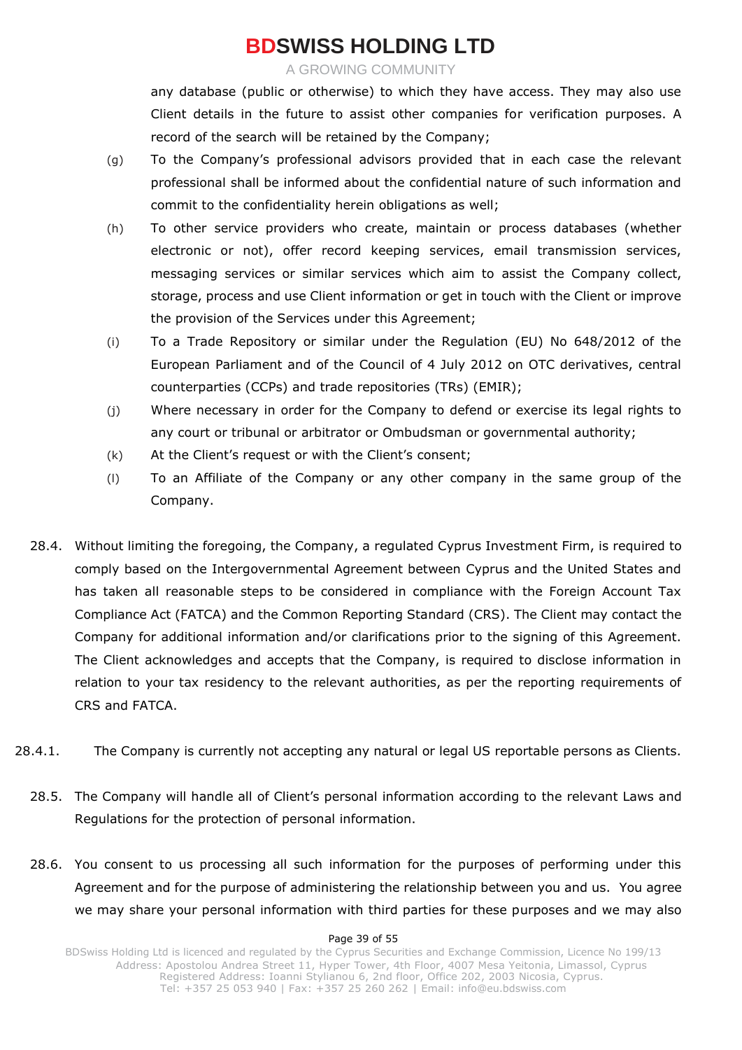any database (public or otherwise) to which they have access. They may also use Client details in the future to assist other companies for verification purposes. A record of the search will be retained by the Company;

(g) To the Company's professional advisors provided that in each case the relevant professional shall be informed about the confidential nature of such information and commit to the confidentiality herein obligations as well;

(h) To other service providers who create, maintain or process databases (whether electronic or not), offer record keeping services, email transmission services, messaging services or similar services which aim to assist the Company collect, storage, process and use Client information or get in touch with the Client or improve the provision of the Services under this Agreement;

(i) To a Trade Repository or similar under the Regulation (EU) No 648/2012 of the European Parliament and of the Council of 4 July 2012 on OTC derivatives, central counterparties (CCPs) and trade repositories (TRs) (EMIR);

(j) Where necessary in order for the Company to defend or exercise its legal rights to any court or tribunal or arbitrator or Ombudsman or governmental authority;

(k) At the Client's request or with the Client's consent;

(l) To an Affiliate of the Company or any other company in the same group of the Company.

28.4. Without limiting the foregoing, the Company, a regulated Cyprus Investment Firm, is required to comply based on the Intergovernmental Agreement between Cyprus and the United States and has taken all reasonable steps to be considered in compliance with the Foreign Account Tax Compliance Act (FATCA) and the Common Reporting Standard (CRS). The Client may contact the Company for additional information and/or clarifications prior to the signing of this Agreement. The Client acknowledges and accepts that the Company, is required to disclose information in relation to your tax residency to the relevant authorities, as per the reporting requirements of CRS and FATCA.

28.4.1. The Company is currently not accepting any natural or legal US reportable persons as Clients.

28.5. The Company will handle all of Client's personal information according to the relevant Laws and Regulations for the protection of personal information.

28.6. You consent to us processing all such information for the purposes of performing under this Agreement and for the purpose of administering the relationship between you and us. You agree we may share your personal information with third parties for these purposes and we may also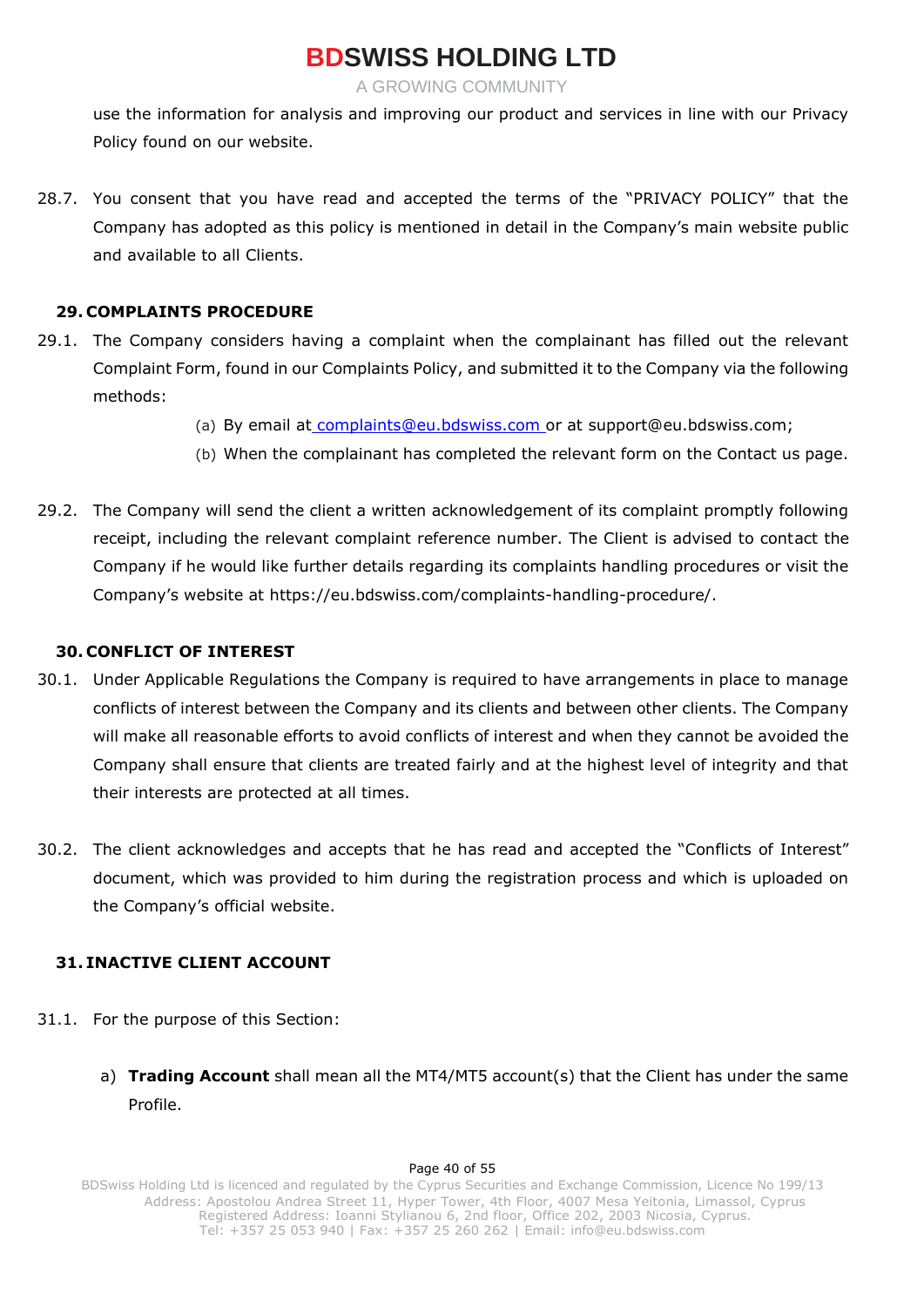use the information for analysis and improving our product and services in line with our Privacy Policy found on our website.

28.7. You consent that you have read and accepted the terms of the "PRIVACY POLICY" that the Company has adopted as this policy is mentioned in detail in the Company's main website public and available to all Clients.

## 29. COMPLAINTS PROCEDURE

29.1. The Company considers having a complaint when the complainant has filled out the relevant Complaint Form, found in our Complaints Policy, and submitted it to the Company via the following methods:

(a) By email at complaints@eu.bdswiss.com or at support@eu.bdswiss.com;

(b) When the complainant has completed the relevant form on the Contact us page.

29.2. The Company will send the client a written acknowledgement of its complaint promptly following receipt, including the relevant complaint reference number. The Client is advised to contact the Company if he would like further details regarding its complaints handling procedures or visit the Company's website at https://eu.bdswiss.com/complaints-handling-procedure/.

## 30. CONFLICT OF INTEREST

30.1. Under Applicable Regulations the Company is required to have arrangements in place to manage conflicts of interest between the Company and its clients and between other clients. The Company will make all reasonable efforts to avoid conflicts of interest and when they cannot be avoided the Company shall ensure that clients are treated fairly and at the highest level of integrity and that their interests are protected at all times.

30.2. The client acknowledges and accepts that he has read and accepted the "Conflicts of Interest" document, which was provided to him during the registration process and which is uploaded on the Company's official website.

## 31. INACTIVE CLIENT ACCOUNT

31.1. For the purpose of this Section:

a) **Trading Account** shall mean all the MT4/MT5 account(s) that the Client has under the same Profile.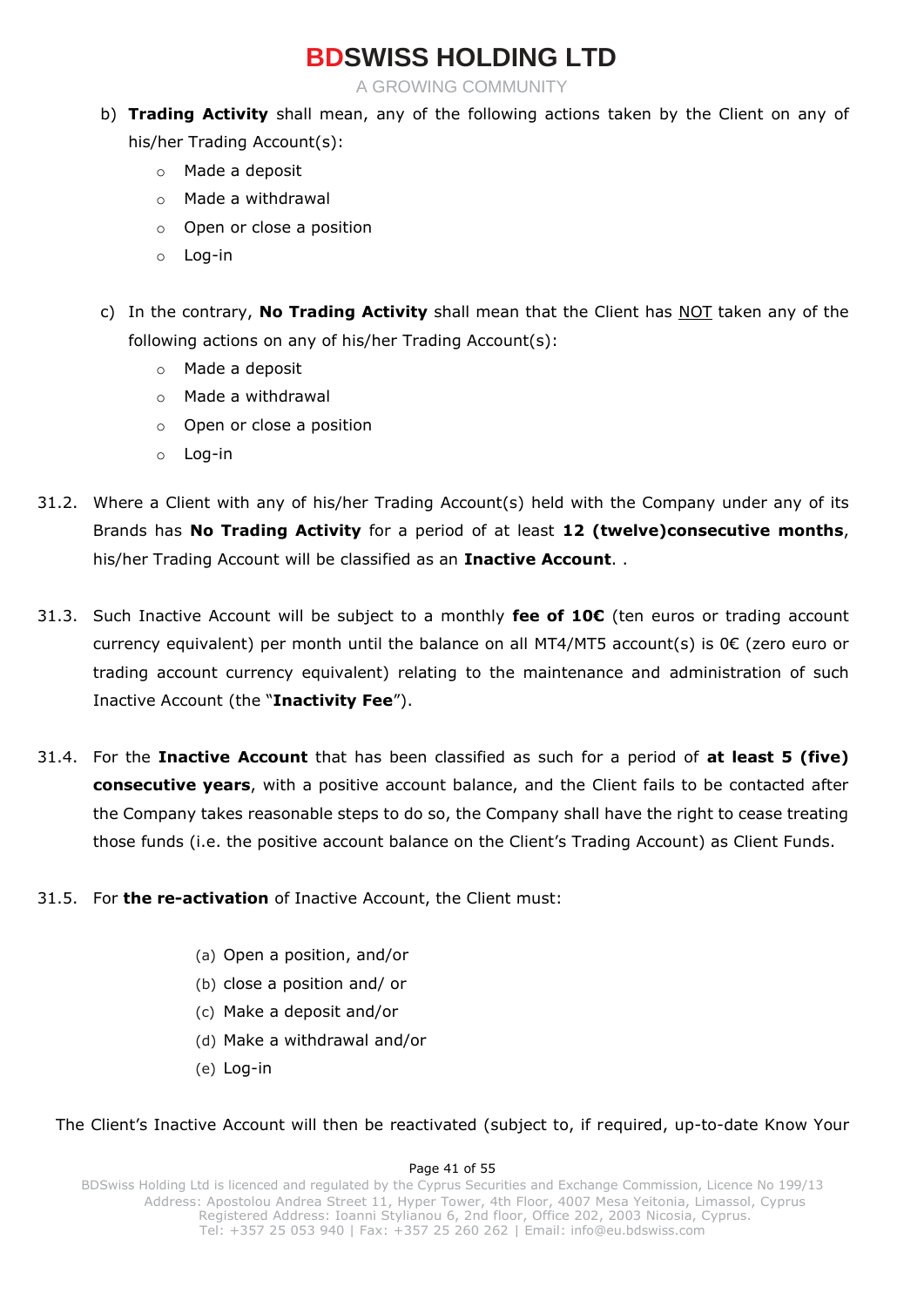b) **Trading Activity** shall mean, any of the following actions taken by the Client on any of his/her Trading Account(s):

- Made a deposit
- Made a withdrawal
- Open or close a position
- Log-in

c) In the contrary, **No Trading Activity** shall mean that the Client has <u>NOT</u> taken any of the following actions on any of his/her Trading Account(s):

- Made a deposit
- Made a withdrawal
- Open or close a position
- Log-in

31.2. Where a Client with any of his/her Trading Account(s) held with the Company under any of its Brands has **No Trading Activity** for a period of at least **12 (twelve)consecutive months**, his/her Trading Account will be classified as an **Inactive Account**. .

31.3. Such Inactive Account will be subject to a monthly **fee of 10€** (ten euros or trading account currency equivalent) per month until the balance on all MT4/MT5 account(s) is 0€ (zero euro or trading account currency equivalent) relating to the maintenance and administration of such Inactive Account (the "**Inactivity Fee**").

31.4. For the **Inactive Account** that has been classified as such for a period of **at least 5 (five) consecutive years**, with a positive account balance, and the Client fails to be contacted after the Company takes reasonable steps to do so, the Company shall have the right to cease treating those funds (i.e. the positive account balance on the Client's Trading Account) as Client Funds.

31.5. For **the re-activation** of Inactive Account, the Client must:

(a) Open a position, and/or
(b) close a position and/ or
(c) Make a deposit and/or
(d) Make a withdrawal and/or
(e) Log-in

The Client's Inactive Account will then be reactivated (subject to, if required, up-to-date Know Your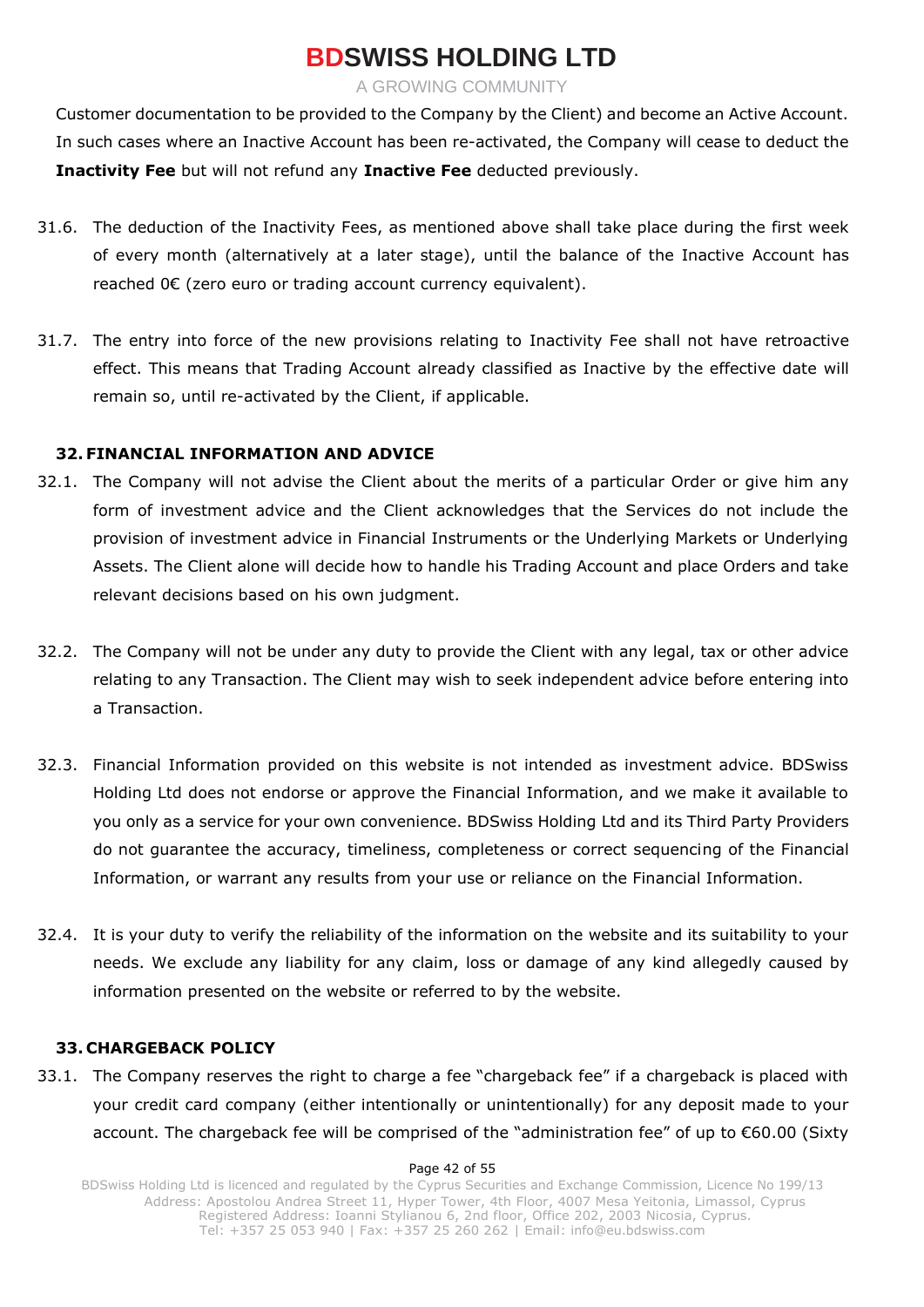Customer documentation to be provided to the Company by the Client) and become an Active Account. In such cases where an Inactive Account has been re-activated, the Company will cease to deduct the **Inactivity Fee** but will not refund any **Inactive Fee** deducted previously.

31.6. The deduction of the Inactivity Fees, as mentioned above shall take place during the first week of every month (alternatively at a later stage), until the balance of the Inactive Account has reached 0€ (zero euro or trading account currency equivalent).

31.7. The entry into force of the new provisions relating to Inactivity Fee shall not have retroactive effect. This means that Trading Account already classified as Inactive by the effective date will remain so, until re-activated by the Client, if applicable.

## 32. FINANCIAL INFORMATION AND ADVICE

32.1. The Company will not advise the Client about the merits of a particular Order or give him any form of investment advice and the Client acknowledges that the Services do not include the provision of investment advice in Financial Instruments or the Underlying Markets or Underlying Assets. The Client alone will decide how to handle his Trading Account and place Orders and take relevant decisions based on his own judgment.

32.2. The Company will not be under any duty to provide the Client with any legal, tax or other advice relating to any Transaction. The Client may wish to seek independent advice before entering into a Transaction.

32.3. Financial Information provided on this website is not intended as investment advice. BDSwiss Holding Ltd does not endorse or approve the Financial Information, and we make it available to you only as a service for your own convenience. BDSwiss Holding Ltd and its Third Party Providers do not guarantee the accuracy, timeliness, completeness or correct sequencing of the Financial Information, or warrant any results from your use or reliance on the Financial Information.

32.4. It is your duty to verify the reliability of the information on the website and its suitability to your needs. We exclude any liability for any claim, loss or damage of any kind allegedly caused by information presented on the website or referred to by the website.

## 33. CHARGEBACK POLICY

33.1. The Company reserves the right to charge a fee "chargeback fee" if a chargeback is placed with your credit card company (either intentionally or unintentionally) for any deposit made to your account. The chargeback fee will be comprised of the "administration fee" of up to €60.00 (Sixty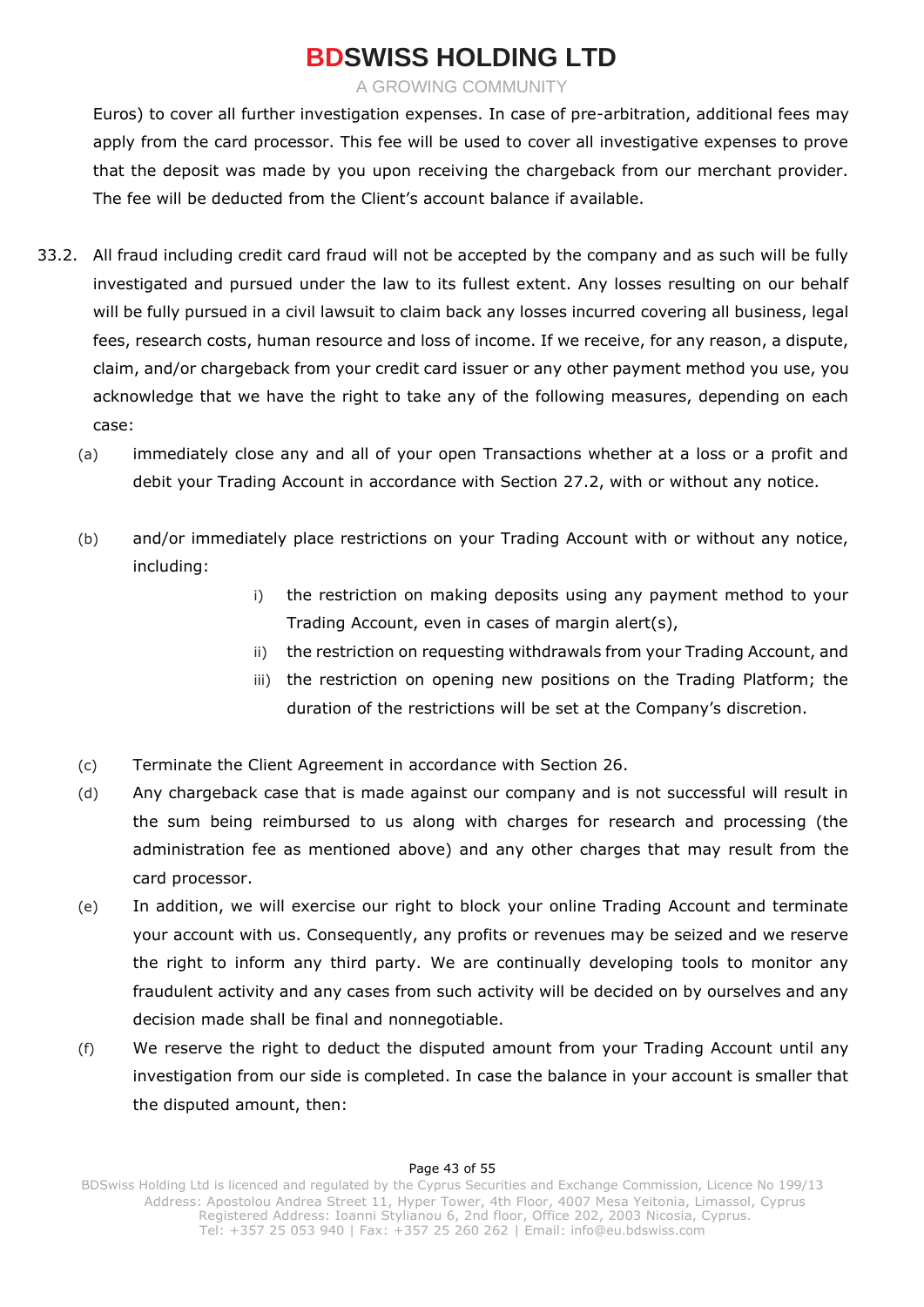Euros) to cover all further investigation expenses. In case of pre-arbitration, additional fees may apply from the card processor. This fee will be used to cover all investigative expenses to prove that the deposit was made by you upon receiving the chargeback from our merchant provider. The fee will be deducted from the Client's account balance if available.

33.2. All fraud including credit card fraud will not be accepted by the company and as such will be fully investigated and pursued under the law to its fullest extent. Any losses resulting on our behalf will be fully pursued in a civil lawsuit to claim back any losses incurred covering all business, legal fees, research costs, human resource and loss of income. If we receive, for any reason, a dispute, claim, and/or chargeback from your credit card issuer or any other payment method you use, you acknowledge that we have the right to take any of the following measures, depending on each case:

(a) immediately close any and all of your open Transactions whether at a loss or a profit and debit your Trading Account in accordance with Section 27.2, with or without any notice.

(b) and/or immediately place restrictions on your Trading Account with or without any notice, including:

i) the restriction on making deposits using any payment method to your Trading Account, even in cases of margin alert(s),

ii) the restriction on requesting withdrawals from your Trading Account, and

iii) the restriction on opening new positions on the Trading Platform; the duration of the restrictions will be set at the Company's discretion.

(c) Terminate the Client Agreement in accordance with Section 26.

(d) Any chargeback case that is made against our company and is not successful will result in the sum being reimbursed to us along with charges for research and processing (the administration fee as mentioned above) and any other charges that may result from the card processor.

(e) In addition, we will exercise our right to block your online Trading Account and terminate your account with us. Consequently, any profits or revenues may be seized and we reserve the right to inform any third party. We are continually developing tools to monitor any fraudulent activity and any cases from such activity will be decided on by ourselves and any decision made shall be final and nonnegotiable.

(f) We reserve the right to deduct the disputed amount from your Trading Account until any investigation from our side is completed. In case the balance in your account is smaller that the disputed amount, then: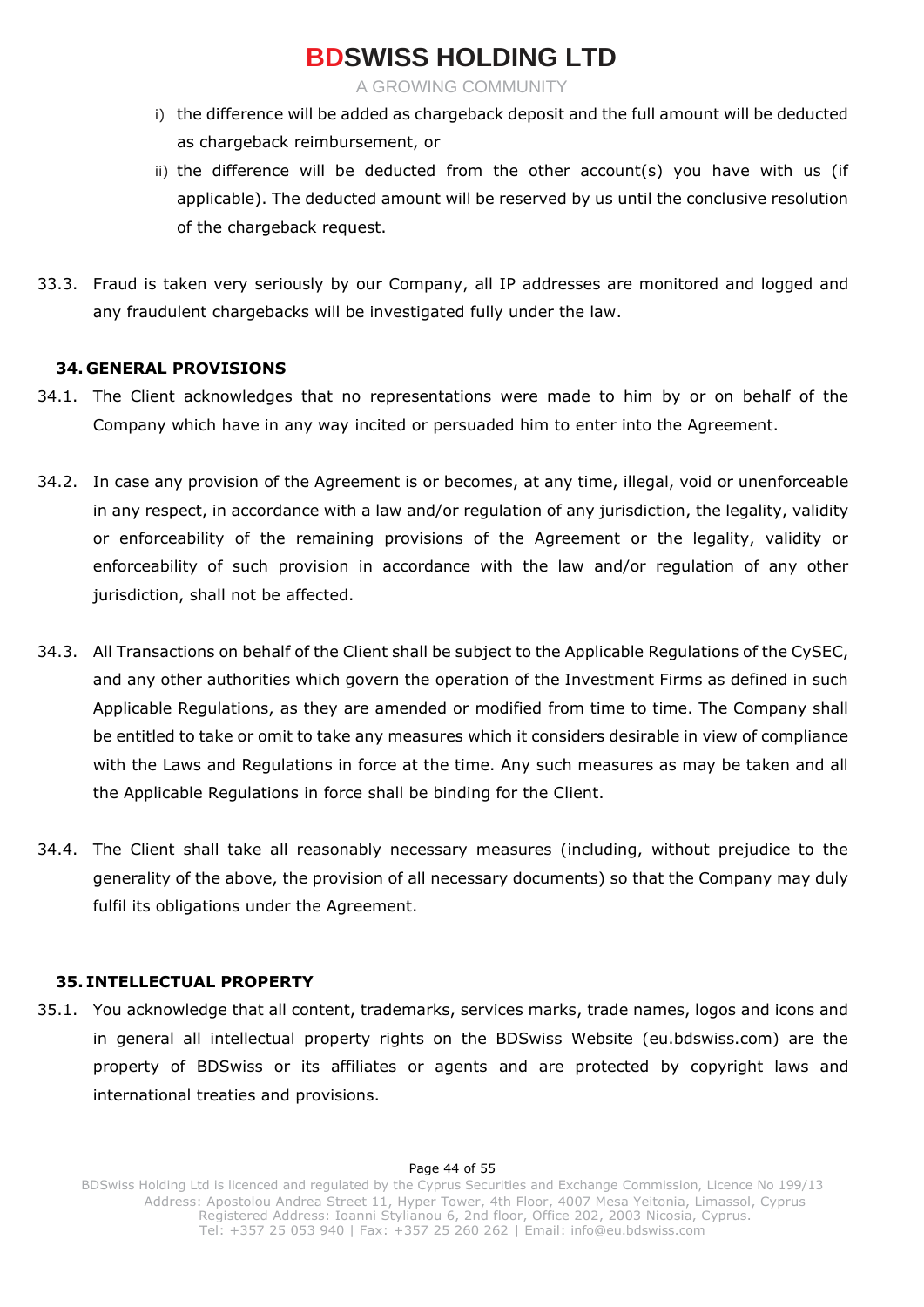i) the difference will be added as chargeback deposit and the full amount will be deducted as chargeback reimbursement, or

ii) the difference will be deducted from the other account(s) you have with us (if applicable). The deducted amount will be reserved by us until the conclusive resolution of the chargeback request.

33.3. Fraud is taken very seriously by our Company, all IP addresses are monitored and logged and any fraudulent chargebacks will be investigated fully under the law.

## 34. GENERAL PROVISIONS

34.1. The Client acknowledges that no representations were made to him by or on behalf of the Company which have in any way incited or persuaded him to enter into the Agreement.

34.2. In case any provision of the Agreement is or becomes, at any time, illegal, void or unenforceable in any respect, in accordance with a law and/or regulation of any jurisdiction, the legality, validity or enforceability of the remaining provisions of the Agreement or the legality, validity or enforceability of such provision in accordance with the law and/or regulation of any other jurisdiction, shall not be affected.

34.3. All Transactions on behalf of the Client shall be subject to the Applicable Regulations of the CySEC, and any other authorities which govern the operation of the Investment Firms as defined in such Applicable Regulations, as they are amended or modified from time to time. The Company shall be entitled to take or omit to take any measures which it considers desirable in view of compliance with the Laws and Regulations in force at the time. Any such measures as may be taken and all the Applicable Regulations in force shall be binding for the Client.

34.4. The Client shall take all reasonably necessary measures (including, without prejudice to the generality of the above, the provision of all necessary documents) so that the Company may duly fulfil its obligations under the Agreement.

## 35. INTELLECTUAL PROPERTY

35.1. You acknowledge that all content, trademarks, services marks, trade names, logos and icons and in general all intellectual property rights on the BDSwiss Website (eu.bdswiss.com) are the property of BDSwiss or its affiliates or agents and are protected by copyright laws and international treaties and provisions.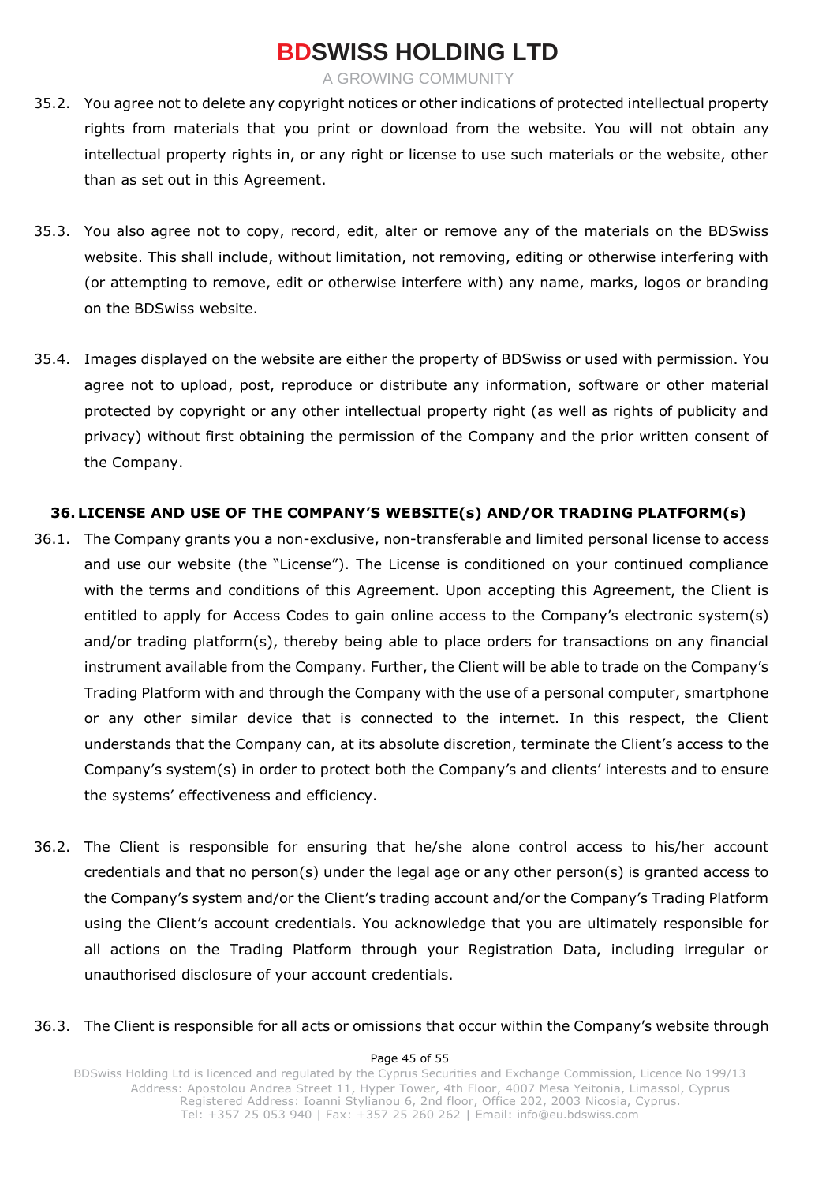35.2. You agree not to delete any copyright notices or other indications of protected intellectual property rights from materials that you print or download from the website. You will not obtain any intellectual property rights in, or any right or license to use such materials or the website, other than as set out in this Agreement.

35.3. You also agree not to copy, record, edit, alter or remove any of the materials on the BDSwiss website. This shall include, without limitation, not removing, editing or otherwise interfering with (or attempting to remove, edit or otherwise interfere with) any name, marks, logos or branding on the BDSwiss website.

35.4. Images displayed on the website are either the property of BDSwiss or used with permission. You agree not to upload, post, reproduce or distribute any information, software or other material protected by copyright or any other intellectual property right (as well as rights of publicity and privacy) without first obtaining the permission of the Company and the prior written consent of the Company.

## 36. LICENSE AND USE OF THE COMPANY'S WEBSITE(s) AND/OR TRADING PLATFORM(s)

36.1. The Company grants you a non-exclusive, non-transferable and limited personal license to access and use our website (the "License"). The License is conditioned on your continued compliance with the terms and conditions of this Agreement. Upon accepting this Agreement, the Client is entitled to apply for Access Codes to gain online access to the Company's electronic system(s) and/or trading platform(s), thereby being able to place orders for transactions on any financial instrument available from the Company. Further, the Client will be able to trade on the Company's Trading Platform with and through the Company with the use of a personal computer, smartphone or any other similar device that is connected to the internet. In this respect, the Client understands that the Company can, at its absolute discretion, terminate the Client's access to the Company's system(s) in order to protect both the Company's and clients' interests and to ensure the systems' effectiveness and efficiency.

36.2. The Client is responsible for ensuring that he/she alone control access to his/her account credentials and that no person(s) under the legal age or any other person(s) is granted access to the Company's system and/or the Client's trading account and/or the Company's Trading Platform using the Client's account credentials. You acknowledge that you are ultimately responsible for all actions on the Trading Platform through your Registration Data, including irregular or unauthorised disclosure of your account credentials.

36.3. The Client is responsible for all acts or omissions that occur within the Company's website through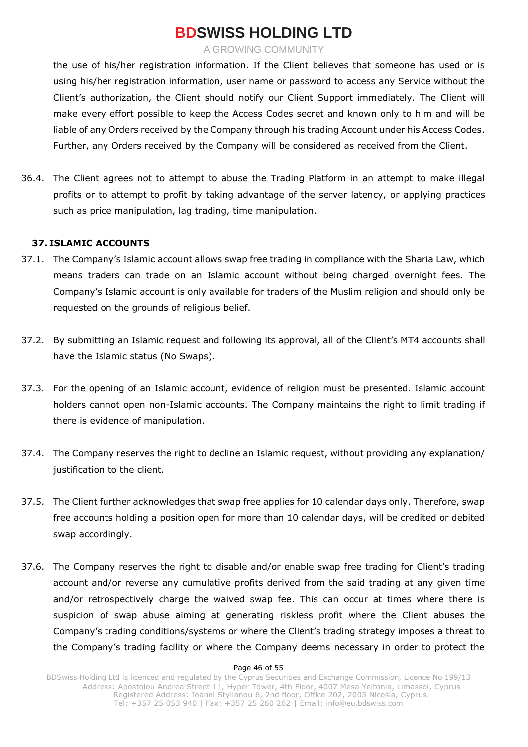the use of his/her registration information. If the Client believes that someone has used or is using his/her registration information, user name or password to access any Service without the Client's authorization, the Client should notify our Client Support immediately. The Client will make every effort possible to keep the Access Codes secret and known only to him and will be liable of any Orders received by the Company through his trading Account under his Access Codes. Further, any Orders received by the Company will be considered as received from the Client.

36.4. The Client agrees not to attempt to abuse the Trading Platform in an attempt to make illegal profits or to attempt to profit by taking advantage of the server latency, or applying practices such as price manipulation, lag trading, time manipulation.

## 37. ISLAMIC ACCOUNTS

37.1. The Company's Islamic account allows swap free trading in compliance with the Sharia Law, which means traders can trade on an Islamic account without being charged overnight fees. The Company's Islamic account is only available for traders of the Muslim religion and should only be requested on the grounds of religious belief.

37.2. By submitting an Islamic request and following its approval, all of the Client's MT4 accounts shall have the Islamic status (No Swaps).

37.3. For the opening of an Islamic account, evidence of religion must be presented. Islamic account holders cannot open non-Islamic accounts. The Company maintains the right to limit trading if there is evidence of manipulation.

37.4. The Company reserves the right to decline an Islamic request, without providing any explanation/ justification to the client.

37.5. The Client further acknowledges that swap free applies for 10 calendar days only. Therefore, swap free accounts holding a position open for more than 10 calendar days, will be credited or debited swap accordingly.

37.6. The Company reserves the right to disable and/or enable swap free trading for Client's trading account and/or reverse any cumulative profits derived from the said trading at any given time and/or retrospectively charge the waived swap fee. This can occur at times where there is suspicion of swap abuse aiming at generating riskless profit where the Client abuses the Company's trading conditions/systems or where the Client's trading strategy imposes a threat to the Company's trading facility or where the Company deems necessary in order to protect the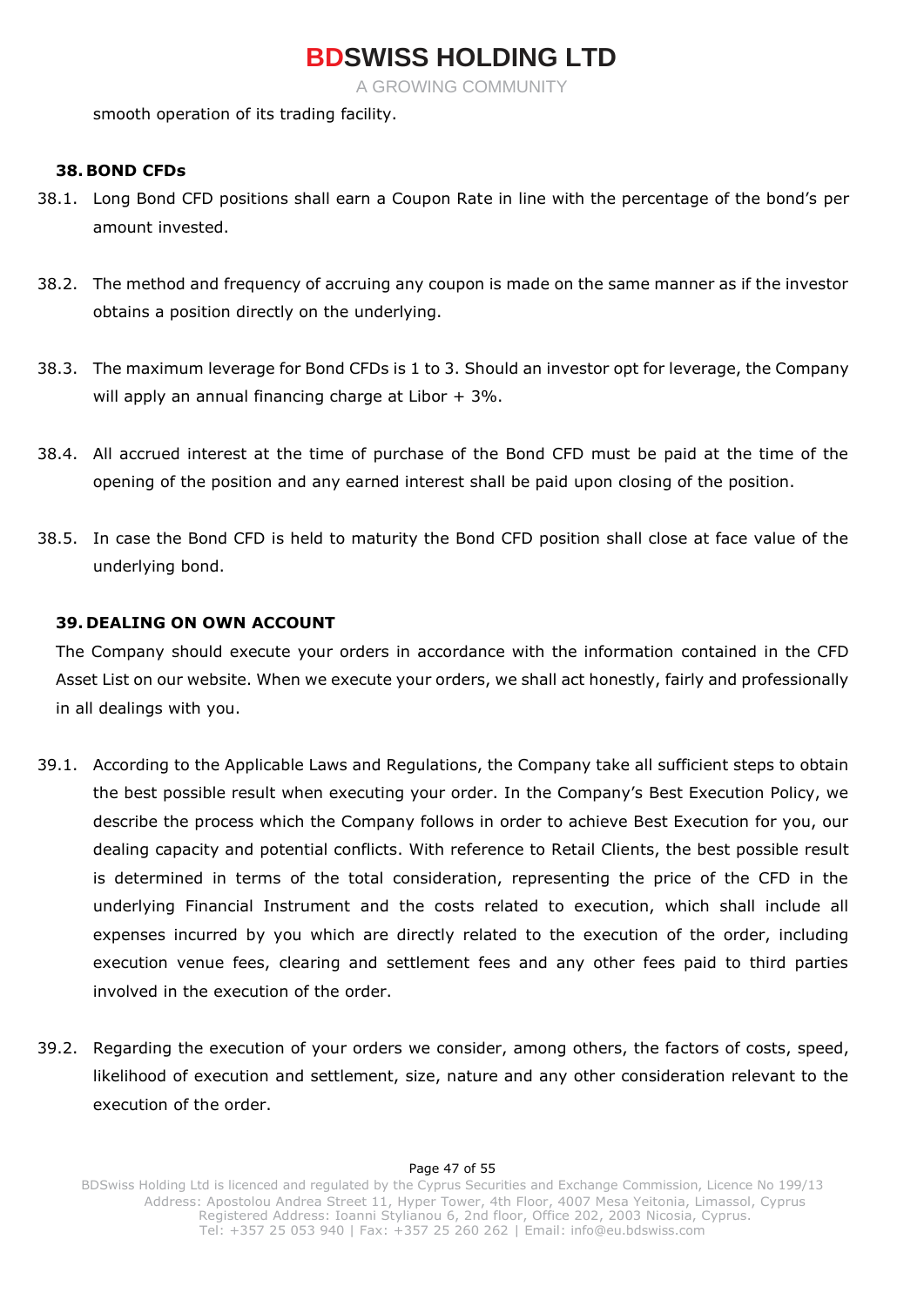smooth operation of its trading facility.

## 38. BOND CFDs

38.1. Long Bond CFD positions shall earn a Coupon Rate in line with the percentage of the bond's per amount invested.

38.2. The method and frequency of accruing any coupon is made on the same manner as if the investor obtains a position directly on the underlying.

38.3. The maximum leverage for Bond CFDs is 1 to 3. Should an investor opt for leverage, the Company will apply an annual financing charge at Libor + 3%.

38.4. All accrued interest at the time of purchase of the Bond CFD must be paid at the time of the opening of the position and any earned interest shall be paid upon closing of the position.

38.5. In case the Bond CFD is held to maturity the Bond CFD position shall close at face value of the underlying bond.

## 39. DEALING ON OWN ACCOUNT

The Company should execute your orders in accordance with the information contained in the CFD Asset List on our website. When we execute your orders, we shall act honestly, fairly and professionally in all dealings with you.

39.1. According to the Applicable Laws and Regulations, the Company take all sufficient steps to obtain the best possible result when executing your order. In the Company's Best Execution Policy, we describe the process which the Company follows in order to achieve Best Execution for you, our dealing capacity and potential conflicts. With reference to Retail Clients, the best possible result is determined in terms of the total consideration, representing the price of the CFD in the underlying Financial Instrument and the costs related to execution, which shall include all expenses incurred by you which are directly related to the execution of the order, including execution venue fees, clearing and settlement fees and any other fees paid to third parties involved in the execution of the order.

39.2. Regarding the execution of your orders we consider, among others, the factors of costs, speed, likelihood of execution and settlement, size, nature and any other consideration relevant to the execution of the order.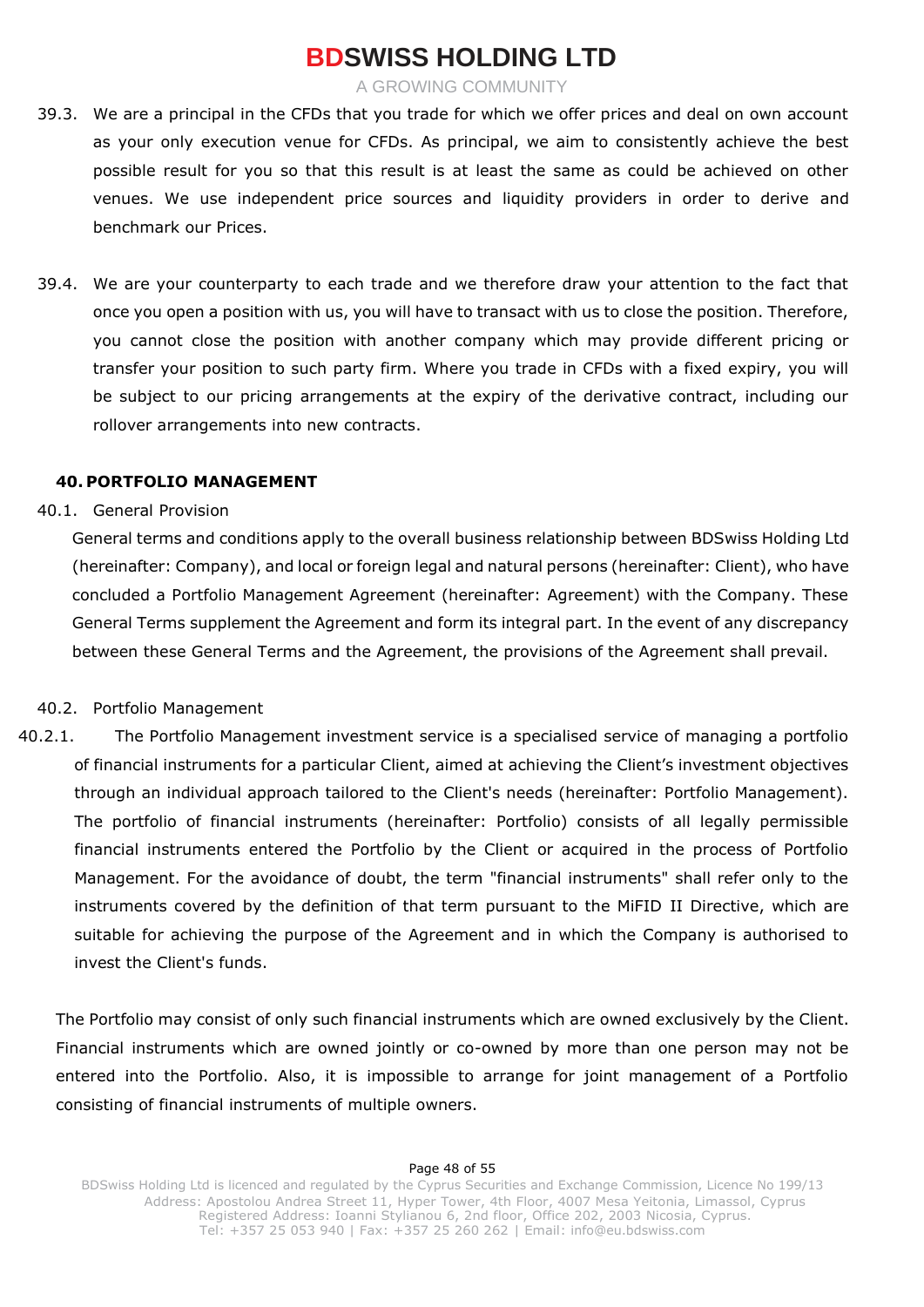39.3. We are a principal in the CFDs that you trade for which we offer prices and deal on own account as your only execution venue for CFDs. As principal, we aim to consistently achieve the best possible result for you so that this result is at least the same as could be achieved on other venues. We use independent price sources and liquidity providers in order to derive and benchmark our Prices.

39.4. We are your counterparty to each trade and we therefore draw your attention to the fact that once you open a position with us, you will have to transact with us to close the position. Therefore, you cannot close the position with another company which may provide different pricing or transfer your position to such party firm. Where you trade in CFDs with a fixed expiry, you will be subject to our pricing arrangements at the expiry of the derivative contract, including our rollover arrangements into new contracts.

## 40. PORTFOLIO MANAGEMENT

40.1. General Provision

General terms and conditions apply to the overall business relationship between BDSwiss Holding Ltd (hereinafter: Company), and local or foreign legal and natural persons (hereinafter: Client), who have concluded a Portfolio Management Agreement (hereinafter: Agreement) with the Company. These General Terms supplement the Agreement and form its integral part. In the event of any discrepancy between these General Terms and the Agreement, the provisions of the Agreement shall prevail.

40.2. Portfolio Management

40.2.1. The Portfolio Management investment service is a specialised service of managing a portfolio of financial instruments for a particular Client, aimed at achieving the Client's investment objectives through an individual approach tailored to the Client's needs (hereinafter: Portfolio Management). The portfolio of financial instruments (hereinafter: Portfolio) consists of all legally permissible financial instruments entered the Portfolio by the Client or acquired in the process of Portfolio Management. For the avoidance of doubt, the term "financial instruments" shall refer only to the instruments covered by the definition of that term pursuant to the MiFID II Directive, which are suitable for achieving the purpose of the Agreement and in which the Company is authorised to invest the Client's funds.

The Portfolio may consist of only such financial instruments which are owned exclusively by the Client. Financial instruments which are owned jointly or co-owned by more than one person may not be entered into the Portfolio. Also, it is impossible to arrange for joint management of a Portfolio consisting of financial instruments of multiple owners.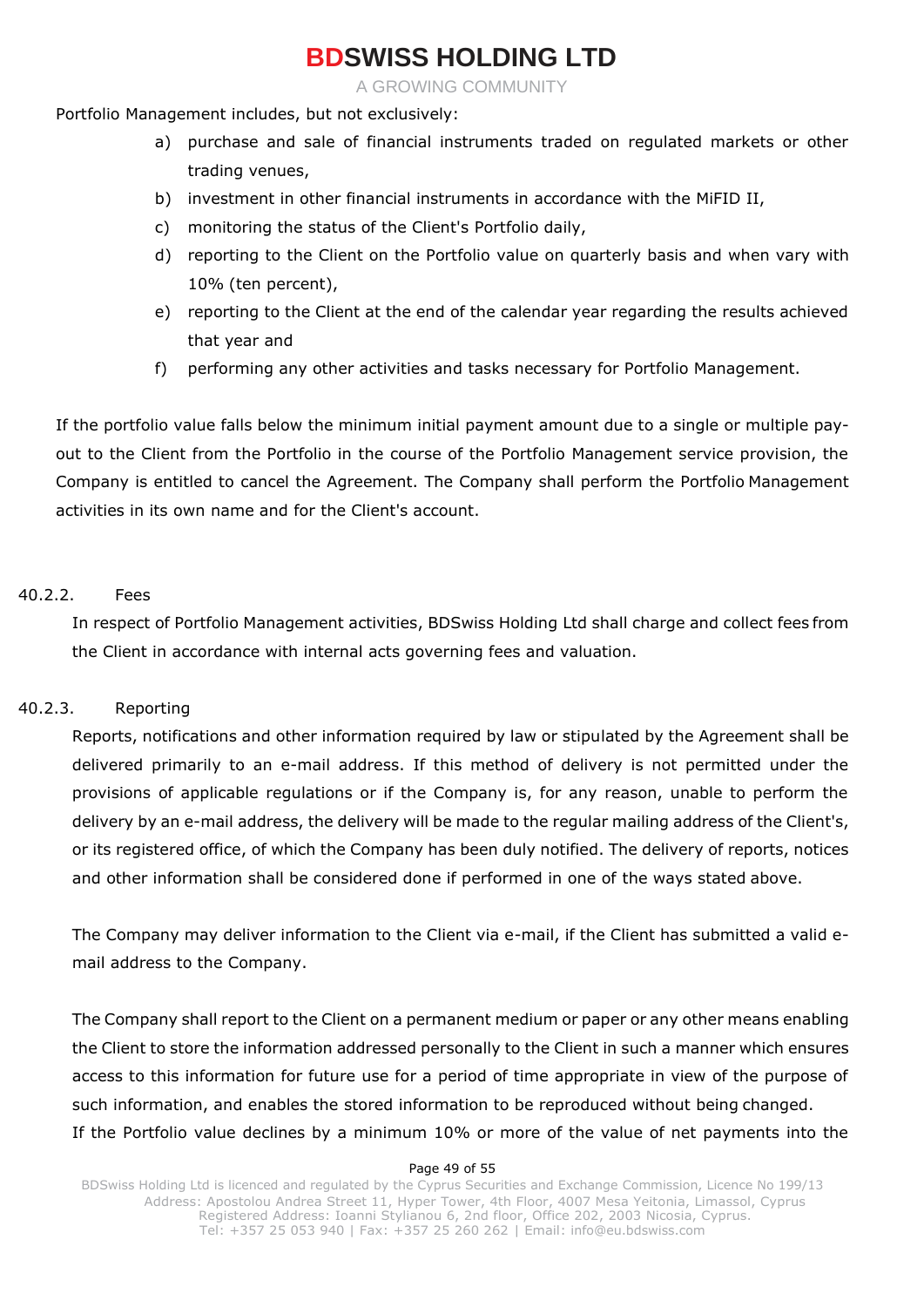Portfolio Management includes, but not exclusively:

a) purchase and sale of financial instruments traded on regulated markets or other trading venues,
b) investment in other financial instruments in accordance with the MiFID II,
c) monitoring the status of the Client's Portfolio daily,
d) reporting to the Client on the Portfolio value on quarterly basis and when vary with 10% (ten percent),
e) reporting to the Client at the end of the calendar year regarding the results achieved that year and
f) performing any other activities and tasks necessary for Portfolio Management.

If the portfolio value falls below the minimum initial payment amount due to a single or multiple pay-out to the Client from the Portfolio in the course of the Portfolio Management service provision, the Company is entitled to cancel the Agreement. The Company shall perform the Portfolio Management activities in its own name and for the Client's account.

40.2.2. Fees

In respect of Portfolio Management activities, BDSwiss Holding Ltd shall charge and collect fees from the Client in accordance with internal acts governing fees and valuation.

40.2.3. Reporting

Reports, notifications and other information required by law or stipulated by the Agreement shall be delivered primarily to an e-mail address. If this method of delivery is not permitted under the provisions of applicable regulations or if the Company is, for any reason, unable to perform the delivery by an e-mail address, the delivery will be made to the regular mailing address of the Client's, or its registered office, of which the Company has been duly notified. The delivery of reports, notices and other information shall be considered done if performed in one of the ways stated above.

The Company may deliver information to the Client via e-mail, if the Client has submitted a valid e-mail address to the Company.

The Company shall report to the Client on a permanent medium or paper or any other means enabling the Client to store the information addressed personally to the Client in such a manner which ensures access to this information for future use for a period of time appropriate in view of the purpose of such information, and enables the stored information to be reproduced without being changed.
If the Portfolio value declines by a minimum 10% or more of the value of net payments into the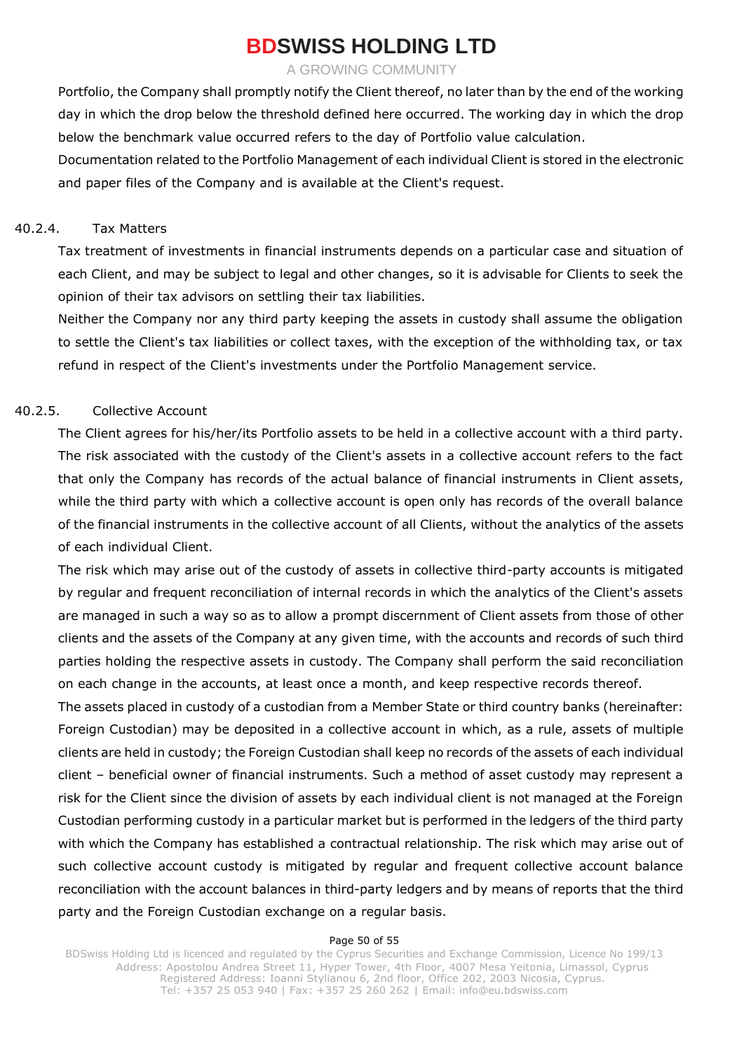Portfolio, the Company shall promptly notify the Client thereof, no later than by the end of the working day in which the drop below the threshold defined here occurred. The working day in which the drop below the benchmark value occurred refers to the day of Portfolio value calculation.

Documentation related to the Portfolio Management of each individual Client is stored in the electronic and paper files of the Company and is available at the Client's request.

#### 40.2.4. Tax Matters

Tax treatment of investments in financial instruments depends on a particular case and situation of each Client, and may be subject to legal and other changes, so it is advisable for Clients to seek the opinion of their tax advisors on settling their tax liabilities.

Neither the Company nor any third party keeping the assets in custody shall assume the obligation to settle the Client's tax liabilities or collect taxes, with the exception of the withholding tax, or tax refund in respect of the Client's investments under the Portfolio Management service.

#### 40.2.5. Collective Account

The Client agrees for his/her/its Portfolio assets to be held in a collective account with a third party. The risk associated with the custody of the Client's assets in a collective account refers to the fact that only the Company has records of the actual balance of financial instruments in Client assets, while the third party with which a collective account is open only has records of the overall balance of the financial instruments in the collective account of all Clients, without the analytics of the assets of each individual Client.

The risk which may arise out of the custody of assets in collective third-party accounts is mitigated by regular and frequent reconciliation of internal records in which the analytics of the Client's assets are managed in such a way so as to allow a prompt discernment of Client assets from those of other clients and the assets of the Company at any given time, with the accounts and records of such third parties holding the respective assets in custody. The Company shall perform the said reconciliation on each change in the accounts, at least once a month, and keep respective records thereof.

The assets placed in custody of a custodian from a Member State or third country banks (hereinafter: Foreign Custodian) may be deposited in a collective account in which, as a rule, assets of multiple clients are held in custody; the Foreign Custodian shall keep no records of the assets of each individual client – beneficial owner of financial instruments. Such a method of asset custody may represent a risk for the Client since the division of assets by each individual client is not managed at the Foreign Custodian performing custody in a particular market but is performed in the ledgers of the third party with which the Company has established a contractual relationship. The risk which may arise out of such collective account custody is mitigated by regular and frequent collective account balance reconciliation with the account balances in third-party ledgers and by means of reports that the third party and the Foreign Custodian exchange on a regular basis.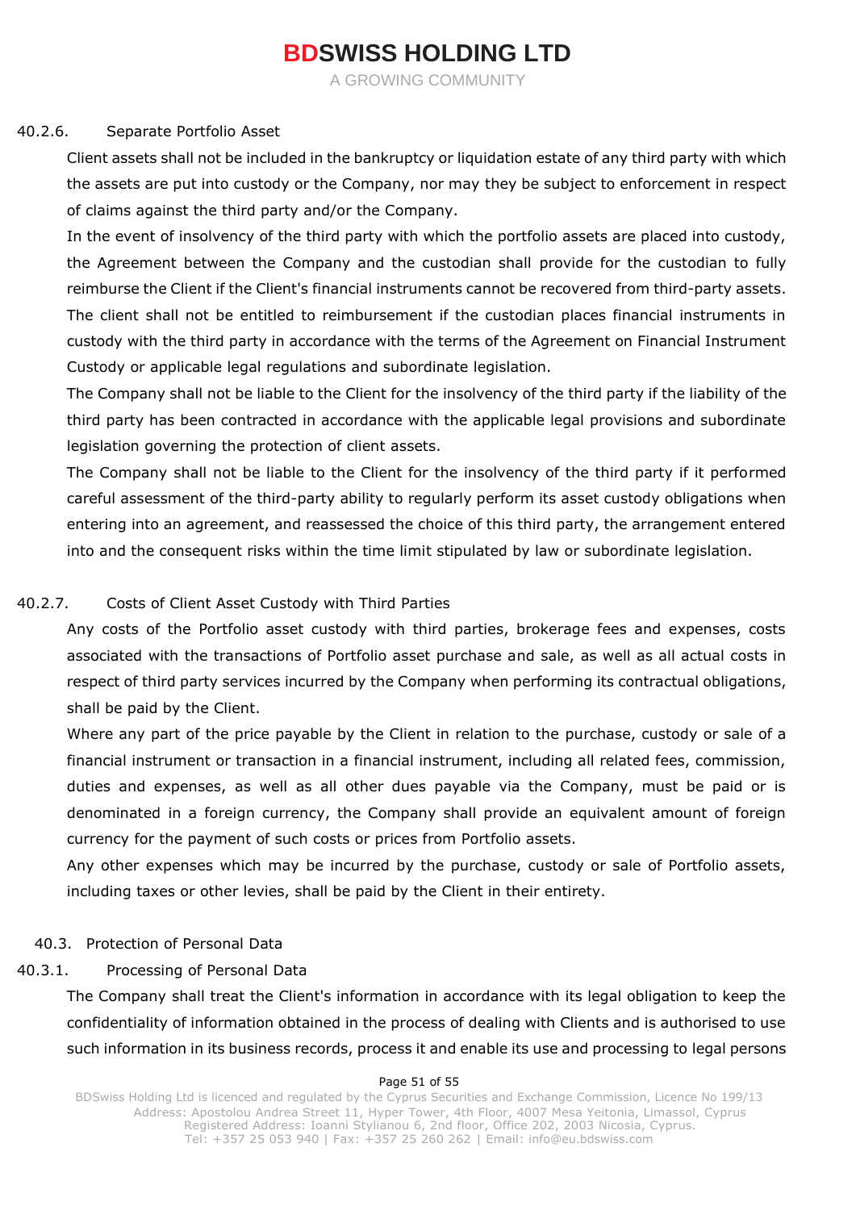#### 40.2.6. Separate Portfolio Asset

Client assets shall not be included in the bankruptcy or liquidation estate of any third party with which the assets are put into custody or the Company, nor may they be subject to enforcement in respect of claims against the third party and/or the Company.

In the event of insolvency of the third party with which the portfolio assets are placed into custody, the Agreement between the Company and the custodian shall provide for the custodian to fully reimburse the Client if the Client's financial instruments cannot be recovered from third-party assets. The client shall not be entitled to reimbursement if the custodian places financial instruments in custody with the third party in accordance with the terms of the Agreement on Financial Instrument Custody or applicable legal regulations and subordinate legislation.

The Company shall not be liable to the Client for the insolvency of the third party if the liability of the third party has been contracted in accordance with the applicable legal provisions and subordinate legislation governing the protection of client assets.

The Company shall not be liable to the Client for the insolvency of the third party if it performed careful assessment of the third-party ability to regularly perform its asset custody obligations when entering into an agreement, and reassessed the choice of this third party, the arrangement entered into and the consequent risks within the time limit stipulated by law or subordinate legislation.

#### 40.2.7. Costs of Client Asset Custody with Third Parties

Any costs of the Portfolio asset custody with third parties, brokerage fees and expenses, costs associated with the transactions of Portfolio asset purchase and sale, as well as all actual costs in respect of third party services incurred by the Company when performing its contractual obligations, shall be paid by the Client.

Where any part of the price payable by the Client in relation to the purchase, custody or sale of a financial instrument or transaction in a financial instrument, including all related fees, commission, duties and expenses, as well as all other dues payable via the Company, must be paid or is denominated in a foreign currency, the Company shall provide an equivalent amount of foreign currency for the payment of such costs or prices from Portfolio assets.

Any other expenses which may be incurred by the purchase, custody or sale of Portfolio assets, including taxes or other levies, shall be paid by the Client in their entirety.

### 40.3. Protection of Personal Data

#### 40.3.1. Processing of Personal Data

The Company shall treat the Client's information in accordance with its legal obligation to keep the confidentiality of information obtained in the process of dealing with Clients and is authorised to use such information in its business records, process it and enable its use and processing to legal persons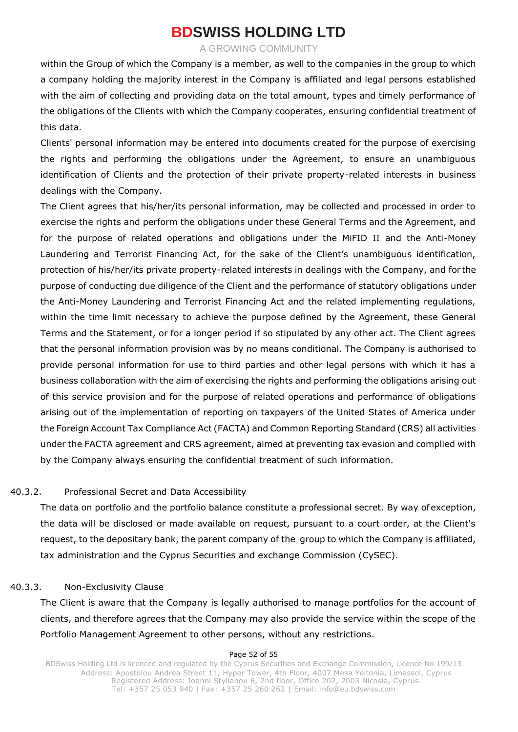within the Group of which the Company is a member, as well to the companies in the group to which a company holding the majority interest in the Company is affiliated and legal persons established with the aim of collecting and providing data on the total amount, types and timely performance of the obligations of the Clients with which the Company cooperates, ensuring confidential treatment of this data.

Clients' personal information may be entered into documents created for the purpose of exercising the rights and performing the obligations under the Agreement, to ensure an unambiguous identification of Clients and the protection of their private property-related interests in business dealings with the Company.

The Client agrees that his/her/its personal information, may be collected and processed in order to exercise the rights and perform the obligations under these General Terms and the Agreement, and for the purpose of related operations and obligations under the MiFID II and the Anti-Money Laundering and Terrorist Financing Act, for the sake of the Client's unambiguous identification, protection of his/her/its private property-related interests in dealings with the Company, and for the purpose of conducting due diligence of the Client and the performance of statutory obligations under the Anti-Money Laundering and Terrorist Financing Act and the related implementing regulations, within the time limit necessary to achieve the purpose defined by the Agreement, these General Terms and the Statement, or for a longer period if so stipulated by any other act. The Client agrees that the personal information provision was by no means conditional. The Company is authorised to provide personal information for use to third parties and other legal persons with which it has a business collaboration with the aim of exercising the rights and performing the obligations arising out of this service provision and for the purpose of related operations and performance of obligations arising out of the implementation of reporting on taxpayers of the United States of America under the Foreign Account Tax Compliance Act (FACTA) and Common Reporting Standard (CRS) all activities under the FACTA agreement and CRS agreement, aimed at preventing tax evasion and complied with by the Company always ensuring the confidential treatment of such information.

40.3.2. Professional Secret and Data Accessibility

The data on portfolio and the portfolio balance constitute a professional secret. By way of exception, the data will be disclosed or made available on request, pursuant to a court order, at the Client's request, to the depositary bank, the parent company of the group to which the Company is affiliated, tax administration and the Cyprus Securities and exchange Commission (CySEC).

40.3.3. Non-Exclusivity Clause

The Client is aware that the Company is legally authorised to manage portfolios for the account of clients, and therefore agrees that the Company may also provide the service within the scope of the Portfolio Management Agreement to other persons, without any restrictions.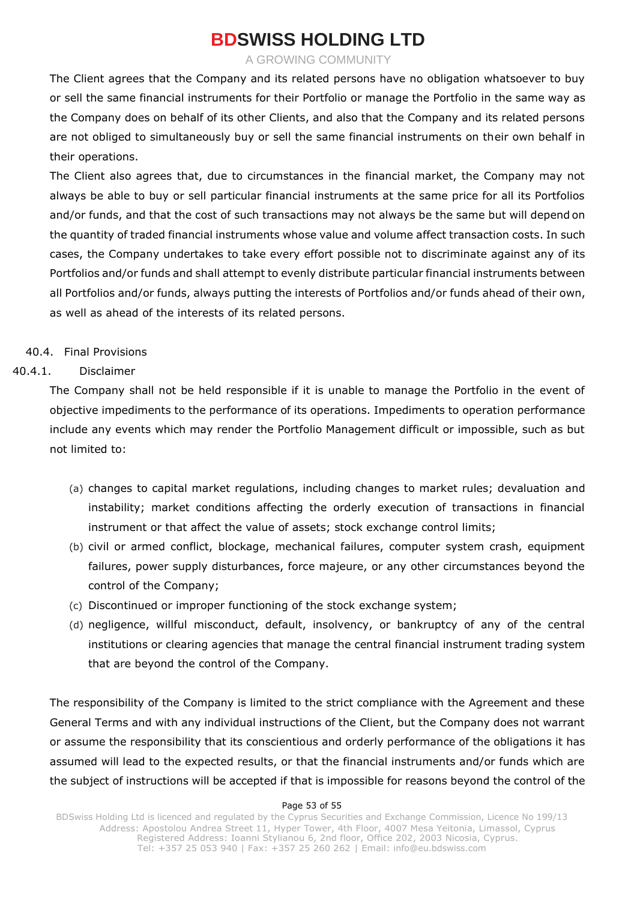The Client agrees that the Company and its related persons have no obligation whatsoever to buy or sell the same financial instruments for their Portfolio or manage the Portfolio in the same way as the Company does on behalf of its other Clients, and also that the Company and its related persons are not obliged to simultaneously buy or sell the same financial instruments on their own behalf in their operations.

The Client also agrees that, due to circumstances in the financial market, the Company may not always be able to buy or sell particular financial instruments at the same price for all its Portfolios and/or funds, and that the cost of such transactions may not always be the same but will depend on the quantity of traded financial instruments whose value and volume affect transaction costs. In such cases, the Company undertakes to take every effort possible not to discriminate against any of its Portfolios and/or funds and shall attempt to evenly distribute particular financial instruments between all Portfolios and/or funds, always putting the interests of Portfolios and/or funds ahead of their own, as well as ahead of the interests of its related persons.

40.4. Final Provisions

40.4.1. Disclaimer

The Company shall not be held responsible if it is unable to manage the Portfolio in the event of objective impediments to the performance of its operations. Impediments to operation performance include any events which may render the Portfolio Management difficult or impossible, such as but not limited to:

(a) changes to capital market regulations, including changes to market rules; devaluation and instability; market conditions affecting the orderly execution of transactions in financial instrument or that affect the value of assets; stock exchange control limits;

(b) civil or armed conflict, blockage, mechanical failures, computer system crash, equipment failures, power supply disturbances, force majeure, or any other circumstances beyond the control of the Company;

(c) Discontinued or improper functioning of the stock exchange system;

(d) negligence, willful misconduct, default, insolvency, or bankruptcy of any of the central institutions or clearing agencies that manage the central financial instrument trading system that are beyond the control of the Company.

The responsibility of the Company is limited to the strict compliance with the Agreement and these General Terms and with any individual instructions of the Client, but the Company does not warrant or assume the responsibility that its conscientious and orderly performance of the obligations it has assumed will lead to the expected results, or that the financial instruments and/or funds which are the subject of instructions will be accepted if that is impossible for reasons beyond the control of the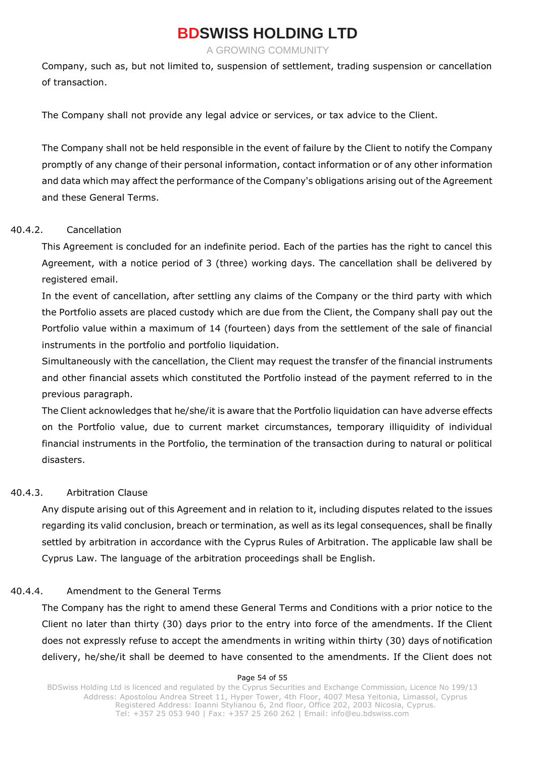Company, such as, but not limited to, suspension of settlement, trading suspension or cancellation of transaction.

The Company shall not provide any legal advice or services, or tax advice to the Client.

The Company shall not be held responsible in the event of failure by the Client to notify the Company promptly of any change of their personal information, contact information or of any other information and data which may affect the performance of the Company's obligations arising out of the Agreement and these General Terms.

40.4.2. Cancellation

This Agreement is concluded for an indefinite period. Each of the parties has the right to cancel this Agreement, with a notice period of 3 (three) working days. The cancellation shall be delivered by registered email.

In the event of cancellation, after settling any claims of the Company or the third party with which the Portfolio assets are placed custody which are due from the Client, the Company shall pay out the Portfolio value within a maximum of 14 (fourteen) days from the settlement of the sale of financial instruments in the portfolio and portfolio liquidation.

Simultaneously with the cancellation, the Client may request the transfer of the financial instruments and other financial assets which constituted the Portfolio instead of the payment referred to in the previous paragraph.

The Client acknowledges that he/she/it is aware that the Portfolio liquidation can have adverse effects on the Portfolio value, due to current market circumstances, temporary illiquidity of individual financial instruments in the Portfolio, the termination of the transaction during to natural or political disasters.

40.4.3. Arbitration Clause

Any dispute arising out of this Agreement and in relation to it, including disputes related to the issues regarding its valid conclusion, breach or termination, as well as its legal consequences, shall be finally settled by arbitration in accordance with the Cyprus Rules of Arbitration. The applicable law shall be Cyprus Law. The language of the arbitration proceedings shall be English.

40.4.4. Amendment to the General Terms

The Company has the right to amend these General Terms and Conditions with a prior notice to the Client no later than thirty (30) days prior to the entry into force of the amendments. If the Client does not expressly refuse to accept the amendments in writing within thirty (30) days of notification delivery, he/she/it shall be deemed to have consented to the amendments. If the Client does not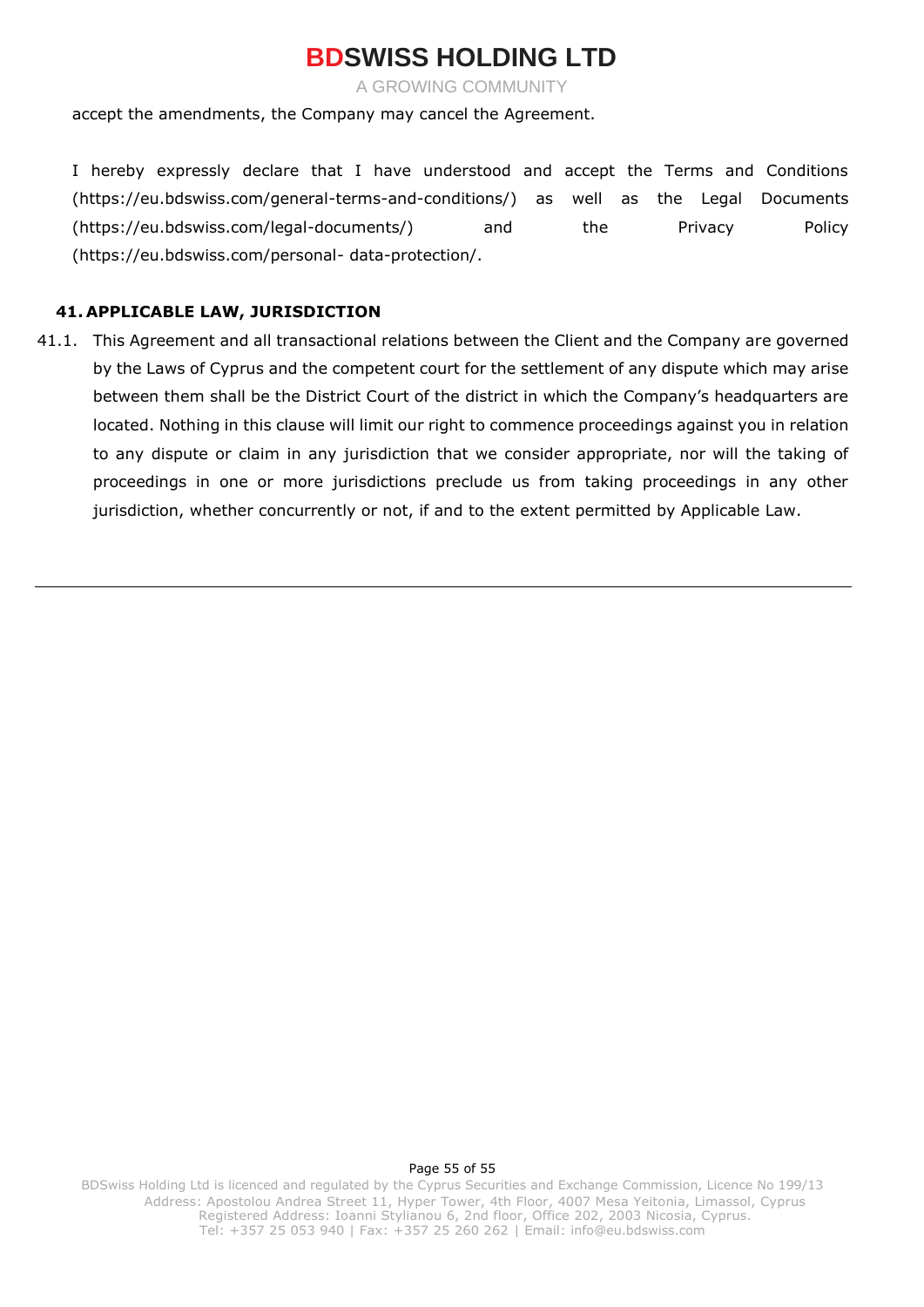accept the amendments, the Company may cancel the Agreement.

I hereby expressly declare that I have understood and accept the Terms and Conditions (https://eu.bdswiss.com/general-terms-and-conditions/) as well as the Legal Documents (https://eu.bdswiss.com/legal-documents/) and the Privacy Policy (https://eu.bdswiss.com/personal- data-protection/.

## 41. APPLICABLE LAW, JURISDICTION

41.1. This Agreement and all transactional relations between the Client and the Company are governed by the Laws of Cyprus and the competent court for the settlement of any dispute which may arise between them shall be the District Court of the district in which the Company's headquarters are located. Nothing in this clause will limit our right to commence proceedings against you in relation to any dispute or claim in any jurisdiction that we consider appropriate, nor will the taking of proceedings in one or more jurisdictions preclude us from taking proceedings in any other jurisdiction, whether concurrently or not, if and to the extent permitted by Applicable Law.